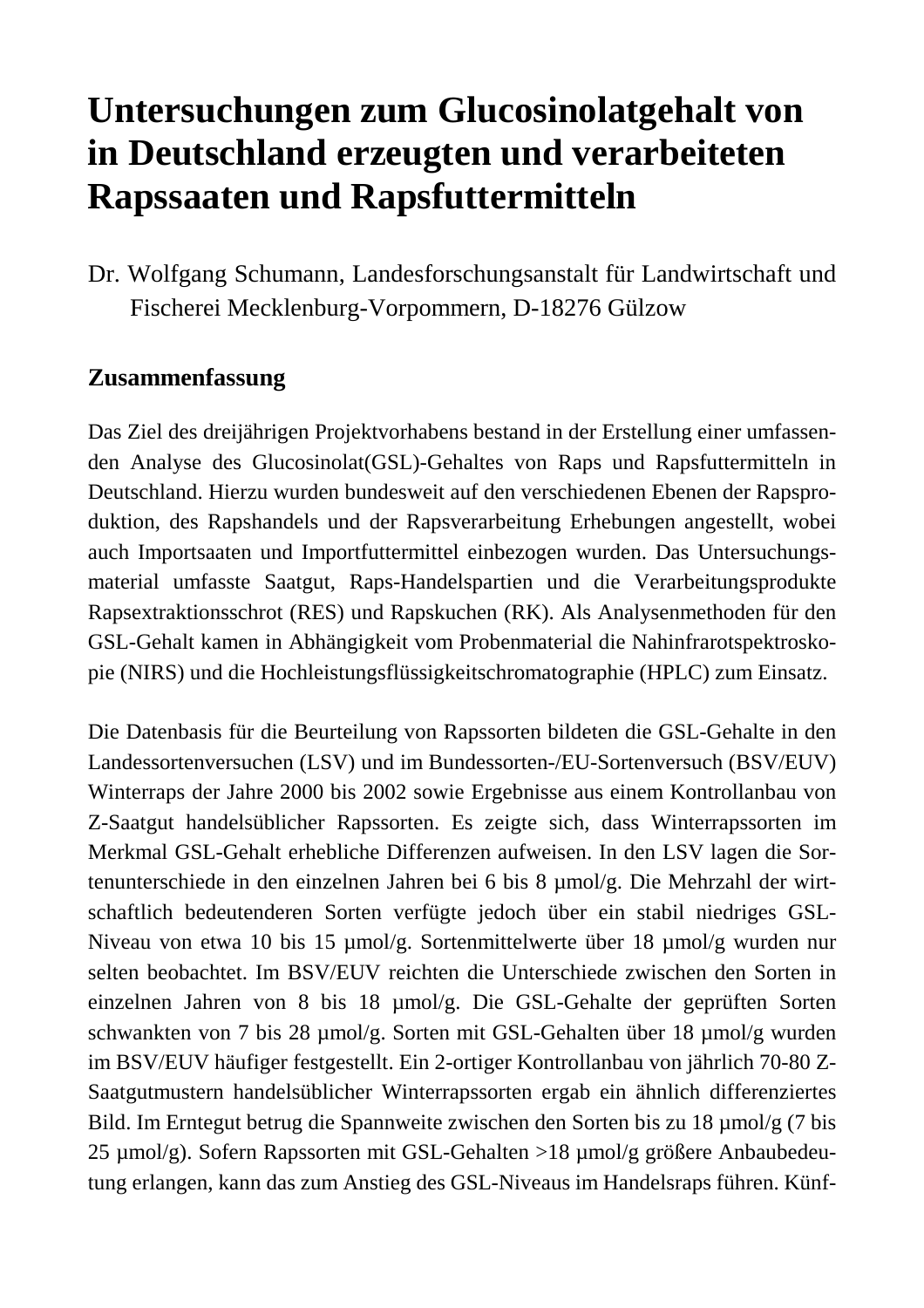# Untersuchungen zum Glucosinolatgehalt von in Deutschland erzeugten und verarbeiteten Rapssaaten und Rapsfuttermitteln

Dr. Wolfgang Schumann, Landesforschungsanstalt für Landwirtschaft und Fischerei Mecklenburg-Vorpommern, D-18276 Gülzow

## Zusammenfassung

Das Ziel des dreijährigen Projektvorhabens bestand in der Erstellung einer umfassenden Analyse des Glucosinolat(GSL)-Gehaltes von Raps und Rapsfuttermitteln in Deutschland. Hierzu wurden bundesweit auf den verschiedenen Ebenen der Rapsproduktion, des Rapshandels und der Rapsverarbeitung Erhebungen angestellt, wobei auch Importsaaten und Importfuttermittel einbezogen wurden. Das Untersuchungsmaterial umfasste Saatgut, Raps-Handelspartien und die Verarbeitungsprodukte Rapsextraktionsschrot (RES) und Rapskuchen (RK). Als Analysenmethoden für den GSL-Gehalt kamen in Abhängigkeit vom Probenmaterial die Nahinfrarotspektroskopie (NIRS) und die Hochleistungsflüssigkeitschromatographie (HPLC) zum Einsatz.

Die Datenbasis für die Beurteilung von Rapssorten bildeten die GSL-Gehalte in den Landessortenversuchen (LSV) und im Bundessorten-/EU-Sortenversuch (BSV/EUV) Winterraps der Jahre 2000 bis 2002 sowie Ergebnisse aus einem Kontrollanbau von Z-Saatgut handelsüblicher Rapssorten. Es zeigte sich, dass Winterrapssorten im Merkmal GSL-Gehalt erhebliche Differenzen aufweisen. In den LSV lagen die Sortenunterschiede in den einzelnen Jahren bei 6 bis 8 µmol/g. Die Mehrzahl der wirtschaftlich bedeutenderen Sorten verfügte jedoch über ein stabil niedriges GSL-Niveau von etwa 10 bis 15 µmol/g. Sortenmittelwerte über 18 µmol/g wurden nur selten beobachtet. Im BSV/EUV reichten die Unterschiede zwischen den Sorten in einzelnen Jahren von 8 bis 18 µmol/g. Die GSL-Gehalte der geprüften Sorten schwankten von 7 bis 28 µmol/g. Sorten mit GSL-Gehalten über 18 µmol/g wurden im BSV/EUV häufiger festgestellt. Ein 2-ortiger Kontrollanbau von jährlich 70-80 Z-Saatgutmustern handelsüblicher Winterrapssorten ergab ein ähnlich differenziertes Bild. Im Erntegut betrug die Spannweite zwischen den Sorten bis zu 18 µmol/g (7 bis 25 µmol/g). Sofern Rapssorten mit GSL-Gehalten >18 µmol/g größere Anbaubedeutung erlangen, kann das zum Anstieg des GSL-Niveaus im Handelsraps führen. Künf-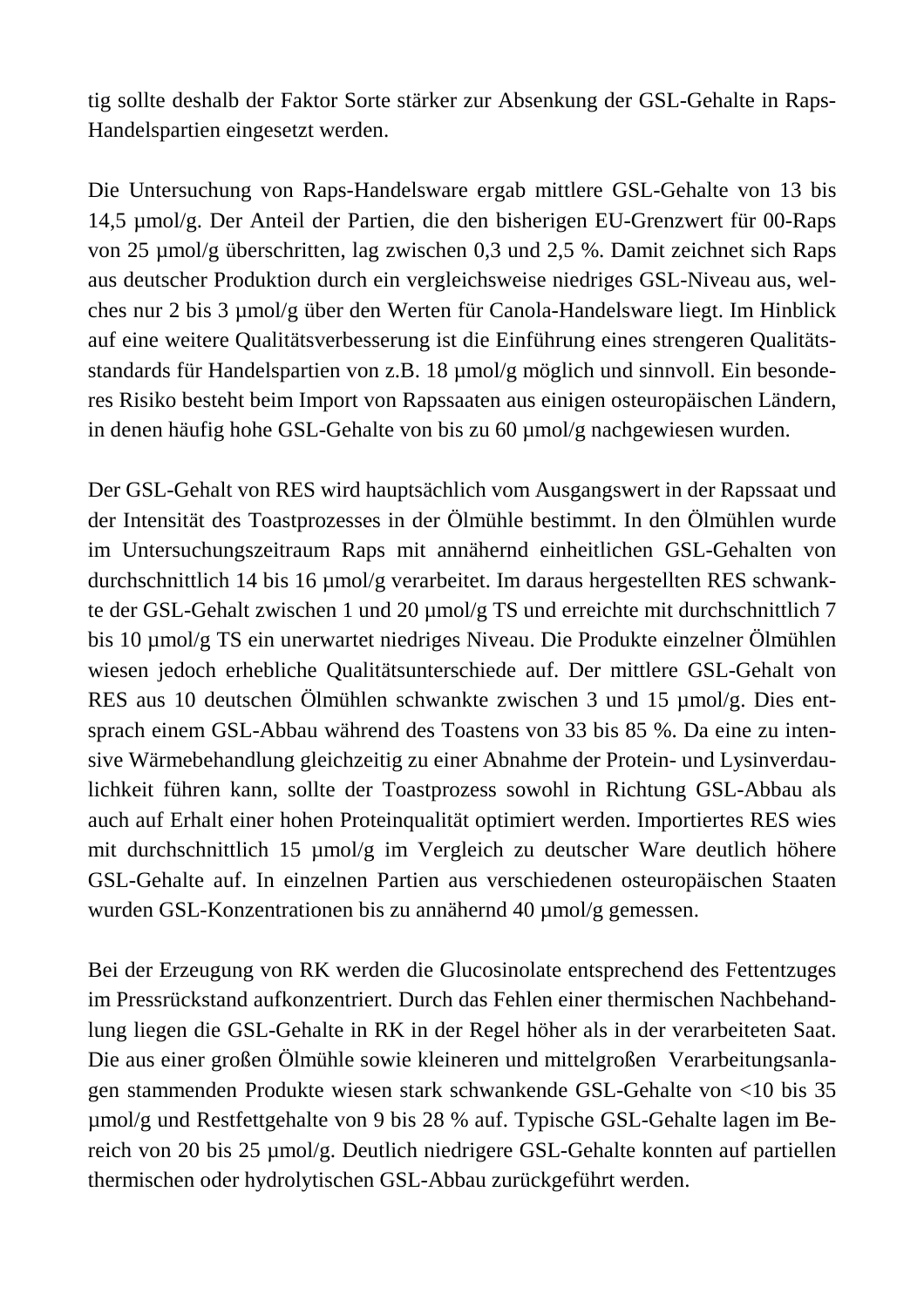tig sollte deshalb der Faktor Sorte stärker zur Absenkung der GSL-Gehalte in Raps-Handelspartien eingesetzt werden.

Die Untersuchung von Raps-Handelsware ergab mittlere GSL-Gehalte von 13 bis 14,5 µmol/g. Der Anteil der Partien, die den bisherigen EU-Grenzwert für 00-Raps von 25 µmol/g überschritten, lag zwischen 0,3 und 2,5 %. Damit zeichnet sich Raps aus deutscher Produktion durch ein vergleichsweise niedriges GSL-Niveau aus, welches nur 2 bis 3 µmol/g über den Werten für Canola-Handelsware liegt. Im Hinblick auf eine weitere Qualitätsverbesserung ist die Einführung eines strengeren Qualitätsstandards für Handelspartien von z.B. 18 µmol/g möglich und sinnvoll. Ein besonderes Risiko besteht beim Import von Rapssaaten aus einigen osteuropäischen Ländern, in denen häufig hohe GSL-Gehalte von bis zu 60 µmol/g nachgewiesen wurden.

Der GSL-Gehalt von RES wird hauptsächlich vom Ausgangswert in der Rapssaat und der Intensität des Toastprozesses in der Ölmühle bestimmt. In den Ölmühlen wurde im Untersuchungszeitraum Raps mit annähernd einheitlichen GSL-Gehalten von durchschnittlich 14 bis 16 µmol/g verarbeitet. Im daraus hergestellten RES schwankte der GSL-Gehalt zwischen 1 und 20 µmol/g TS und erreichte mit durchschnittlich 7 bis 10 µmol/g TS ein unerwartet niedriges Niveau. Die Produkte einzelner Ölmühlen wiesen jedoch erhebliche Qualitätsunterschiede auf. Der mittlere GSL-Gehalt von RES aus 10 deutschen Ölmühlen schwankte zwischen 3 und 15 µmol/g. Dies entsprach einem GSL-Abbau während des Toastens von 33 bis 85 %. Da eine zu intensive Wärmebehandlung gleichzeitig zu einer Abnahme der Protein- und Lysinverdaulichkeit führen kann, sollte der Toastprozess sowohl in Richtung GSL-Abbau als auch auf Erhalt einer hohen Proteinqualität optimiert werden. Importiertes RES wies mit durchschnittlich 15 µmol/g im Vergleich zu deutscher Ware deutlich höhere GSL-Gehalte auf. In einzelnen Partien aus verschiedenen osteuropäischen Staaten wurden GSL-Konzentrationen bis zu annähernd 40 µmol/g gemessen.

Bei der Erzeugung von RK werden die Glucosinolate entsprechend des Fettentzuges im Pressrückstand aufkonzentriert. Durch das Fehlen einer thermischen Nachbehandlung liegen die GSL-Gehalte in RK in der Regel höher als in der verarbeiteten Saat. Die aus einer großen Ölmühle sowie kleineren und mittelgroßen Verarbeitungsanlagen stammenden Produkte wiesen stark schwankende GSL-Gehalte von <10 bis 35 µmol/g und Restfettgehalte von 9 bis 28 % auf. Typische GSL-Gehalte lagen im Bereich von 20 bis 25 µmol/g. Deutlich niedrigere GSL-Gehalte konnten auf partiellen thermischen oder hydrolytischen GSL-Abbau zurückgeführt werden.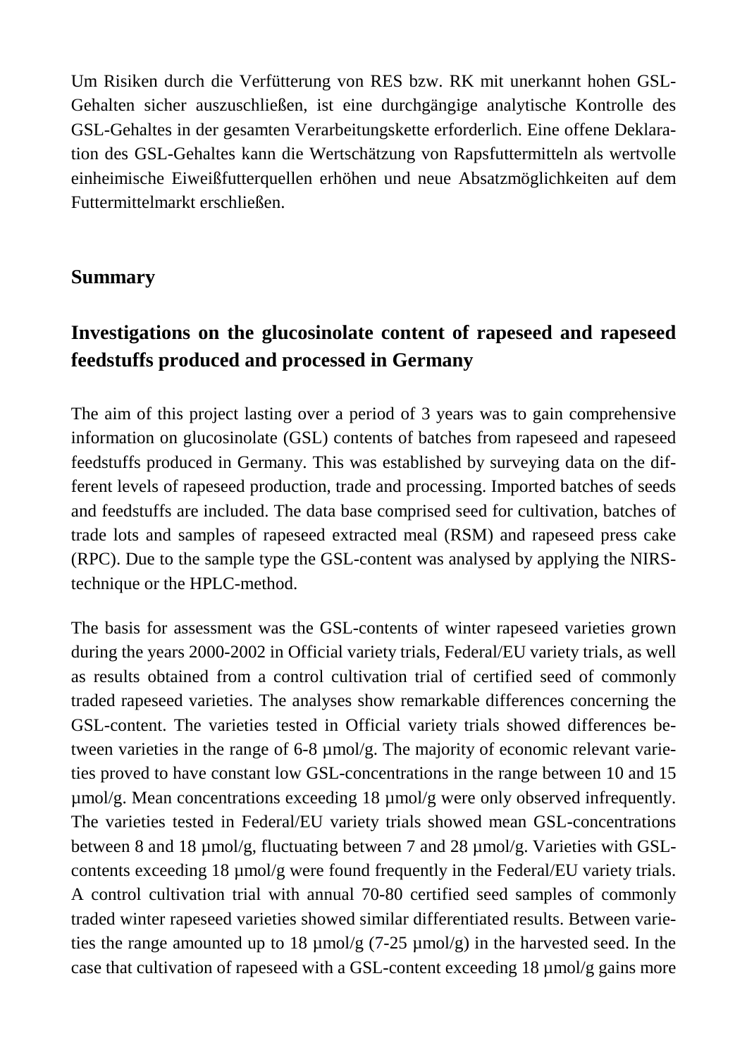Um Risiken durch die Verfütterung von RES bzw. RK mit unerkannt hohen GSL-Gehalten sicher auszuschließen, ist eine durchgängige analytische Kontrolle des GSL-Gehaltes in der gesamten Verarbeitungskette erforderlich. Eine offene Deklaration des GSL-Gehaltes kann die Wertschätzung von Rapsfuttermitteln als wertvolle einheimische Eiweißfutterquellen erhöhen und neue Absatzmöglichkeiten auf dem Futtermittelmarkt erschließen.

## Summary

## Investigations on the glucosinolate content of rapeseed and rapeseed feedstuffs produced and processed in Germany

The aim of this project lasting over a period of 3 years was to gain comprehensive information on glucosinolate (GSL) contents of batches from rapeseed and rapeseed feedstuffs produced in Germany. This was established by surveying data on the different levels of rapeseed production, trade and processing. Imported batches of seeds and feedstuffs are included. The data base comprised seed for cultivation, batches of trade lots and samples of rapeseed extracted meal (RSM) and rapeseed press cake (RPC). Due to the sample type the GSL-content was analysed by applying the NIRS-technique or the HPLC-method.

The basis for assessment was the GSL-contents of winter rapeseed varieties grown during the years 2000-2002 in Official variety trials, Federal/EU variety trials, as well as results obtained from a control cultivation trial of certified seed of commonly traded rapeseed varieties. The analyses show remarkable differences concerning the GSL-content. The varieties tested in Official variety trials showed differences between varieties in the range of 6-8 µmol/g. The majority of economic relevant varieties proved to have constant low GSL-concentrations in the range between 10 and 15 µmol/g. Mean concentrations exceeding 18 µmol/g were only observed infrequently. The varieties tested in Federal/EU variety trials showed mean GSL-concentrations between 8 and 18 µmol/g, fluctuating between 7 and 28 µmol/g. Varieties with GSL-contents exceeding 18 µmol/g were found frequently in the Federal/EU variety trials. A control cultivation trial with annual 70-80 certified seed samples of commonly traded winter rapeseed varieties showed similar differentiated results. Between varieties the range amounted up to 18 µmol/g (7-25 µmol/g) in the harvested seed. In the case that cultivation of rapeseed with a GSL-content exceeding 18 µmol/g gains more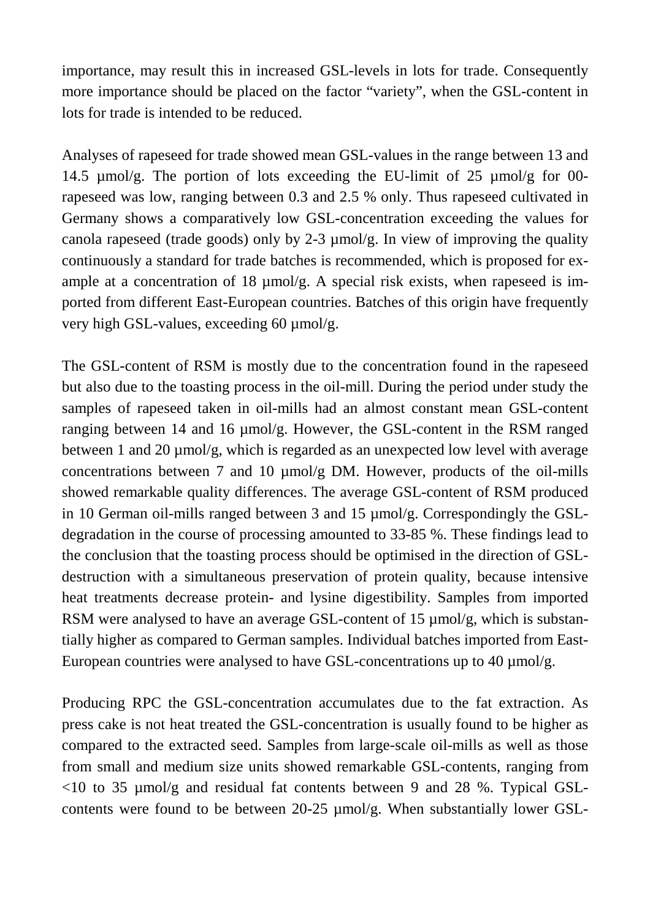importance, may result this in increased GSL-levels in lots for trade. Consequently more importance should be placed on the factor "variety", when the GSL-content in lots for trade is intended to be reduced.

Analyses of rapeseed for trade showed mean GSL-values in the range between 13 and 14.5 µmol/g. The portion of lots exceeding the EU-limit of 25 µmol/g for 00-rapeseed was low, ranging between 0.3 and 2.5 % only. Thus rapeseed cultivated in Germany shows a comparatively low GSL-concentration exceeding the values for canola rapeseed (trade goods) only by 2-3 µmol/g. In view of improving the quality continuously a standard for trade batches is recommended, which is proposed for example at a concentration of 18 µmol/g. A special risk exists, when rapeseed is imported from different East-European countries. Batches of this origin have frequently very high GSL-values, exceeding 60 µmol/g.

The GSL-content of RSM is mostly due to the concentration found in the rapeseed but also due to the toasting process in the oil-mill. During the period under study the samples of rapeseed taken in oil-mills had an almost constant mean GSL-content ranging between 14 and 16 µmol/g. However, the GSL-content in the RSM ranged between 1 and 20 µmol/g, which is regarded as an unexpected low level with average concentrations between 7 and 10 µmol/g DM. However, products of the oil-mills showed remarkable quality differences. The average GSL-content of RSM produced in 10 German oil-mills ranged between 3 and 15 µmol/g. Correspondingly the GSL-degradation in the course of processing amounted to 33-85 %. These findings lead to the conclusion that the toasting process should be optimised in the direction of GSL-destruction with a simultaneous preservation of protein quality, because intensive heat treatments decrease protein- and lysine digestibility. Samples from imported RSM were analysed to have an average GSL-content of 15 µmol/g, which is substantially higher as compared to German samples. Individual batches imported from East-European countries were analysed to have GSL-concentrations up to 40 µmol/g.

Producing RPC the GSL-concentration accumulates due to the fat extraction. As press cake is not heat treated the GSL-concentration is usually found to be higher as compared to the extracted seed. Samples from large-scale oil-mills as well as those from small and medium size units showed remarkable GSL-contents, ranging from <10 to 35 µmol/g and residual fat contents between 9 and 28 %. Typical GSL-contents were found to be between 20-25 µmol/g. When substantially lower GSL-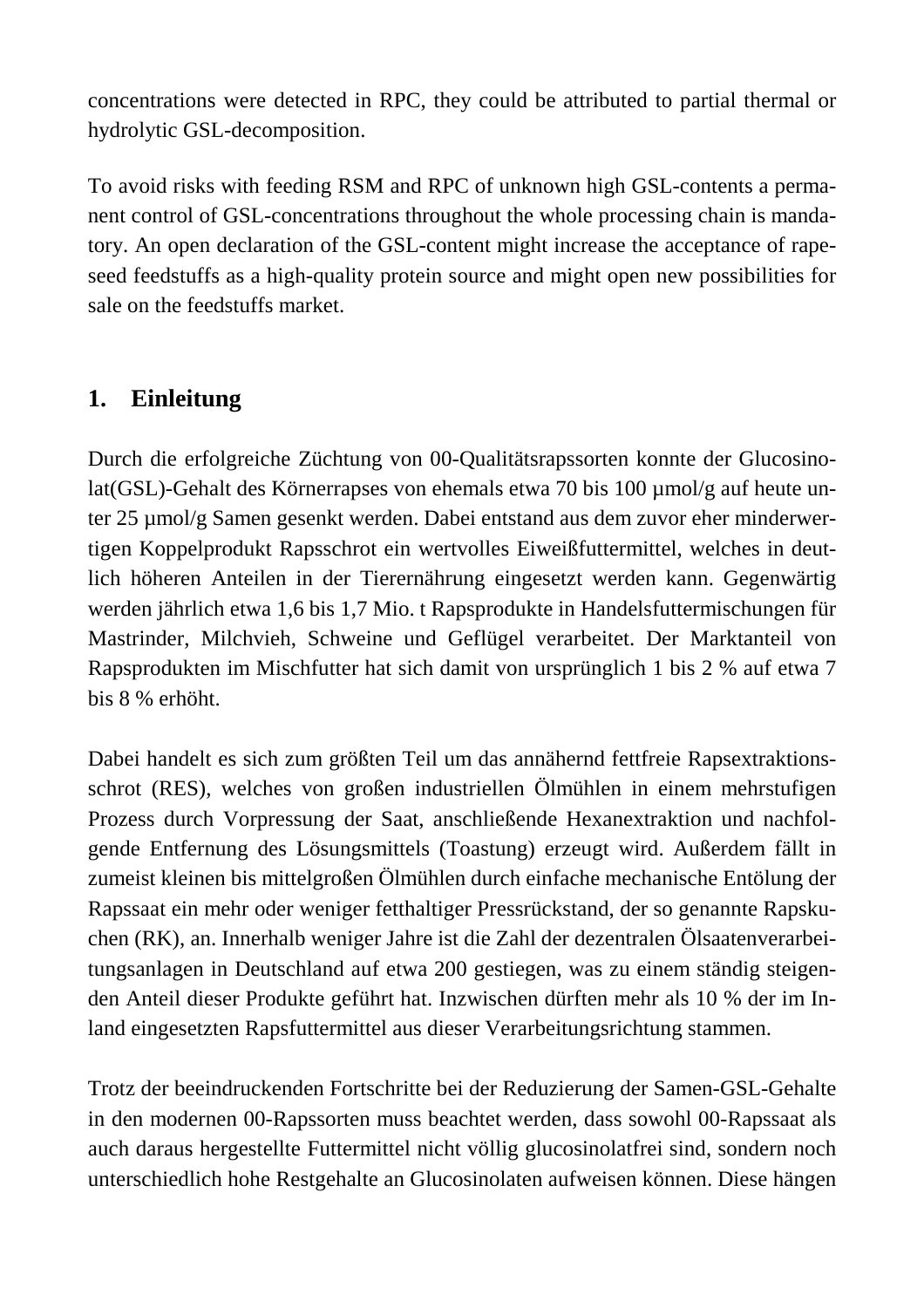concentrations were detected in RPC, they could be attributed to partial thermal or hydrolytic GSL-decomposition.

To avoid risks with feeding RSM and RPC of unknown high GSL-contents a permanent control of GSL-concentrations throughout the whole processing chain is mandatory. An open declaration of the GSL-content might increase the acceptance of rapeseed feedstuffs as a high-quality protein source and might open new possibilities for sale on the feedstuffs market.

## 1. Einleitung

Durch die erfolgreiche Züchtung von 00-Qualitätsrapssorten konnte der Glucosinolat(GSL)-Gehalt des Körnerrapses von ehemals etwa 70 bis 100 µmol/g auf heute unter 25 µmol/g Samen gesenkt werden. Dabei entstand aus dem zuvor eher minderwertigen Koppelprodukt Rapsschrot ein wertvolles Eiweißfuttermittel, welches in deutlich höheren Anteilen in der Tierernährung eingesetzt werden kann. Gegenwärtig werden jährlich etwa 1,6 bis 1,7 Mio. t Rapsprodukte in Handelsfuttermischungen für Mastrinder, Milchvieh, Schweine und Geflügel verarbeitet. Der Marktanteil von Rapsprodukten im Mischfutter hat sich damit von ursprünglich 1 bis 2 % auf etwa 7 bis 8 % erhöht.

Dabei handelt es sich zum größten Teil um das annähernd fettfreie Rapsextraktionsschrot (RES), welches von großen industriellen Ölmühlen in einem mehrstufigen Prozess durch Vorpressung der Saat, anschließende Hexanextraktion und nachfolgende Entfernung des Lösungsmittels (Toastung) erzeugt wird. Außerdem fällt in zumeist kleinen bis mittelgroßen Ölmühlen durch einfache mechanische Entölung der Rapssaat ein mehr oder weniger fetthaltiger Pressrückstand, der so genannte Rapskuchen (RK), an. Innerhalb weniger Jahre ist die Zahl der dezentralen Ölsaatenverarbeitungsanlagen in Deutschland auf etwa 200 gestiegen, was zu einem ständig steigenden Anteil dieser Produkte geführt hat. Inzwischen dürften mehr als 10 % der im Inland eingesetzten Rapsfuttermittel aus dieser Verarbeitungsrichtung stammen.

Trotz der beeindruckenden Fortschritte bei der Reduzierung der Samen-GSL-Gehalte in den modernen 00-Rapssorten muss beachtet werden, dass sowohl 00-Rapssaat als auch daraus hergestellte Futtermittel nicht völlig glucosinolatfrei sind, sondern noch unterschiedlich hohe Restgehalte an Glucosinolaten aufweisen können. Diese hängen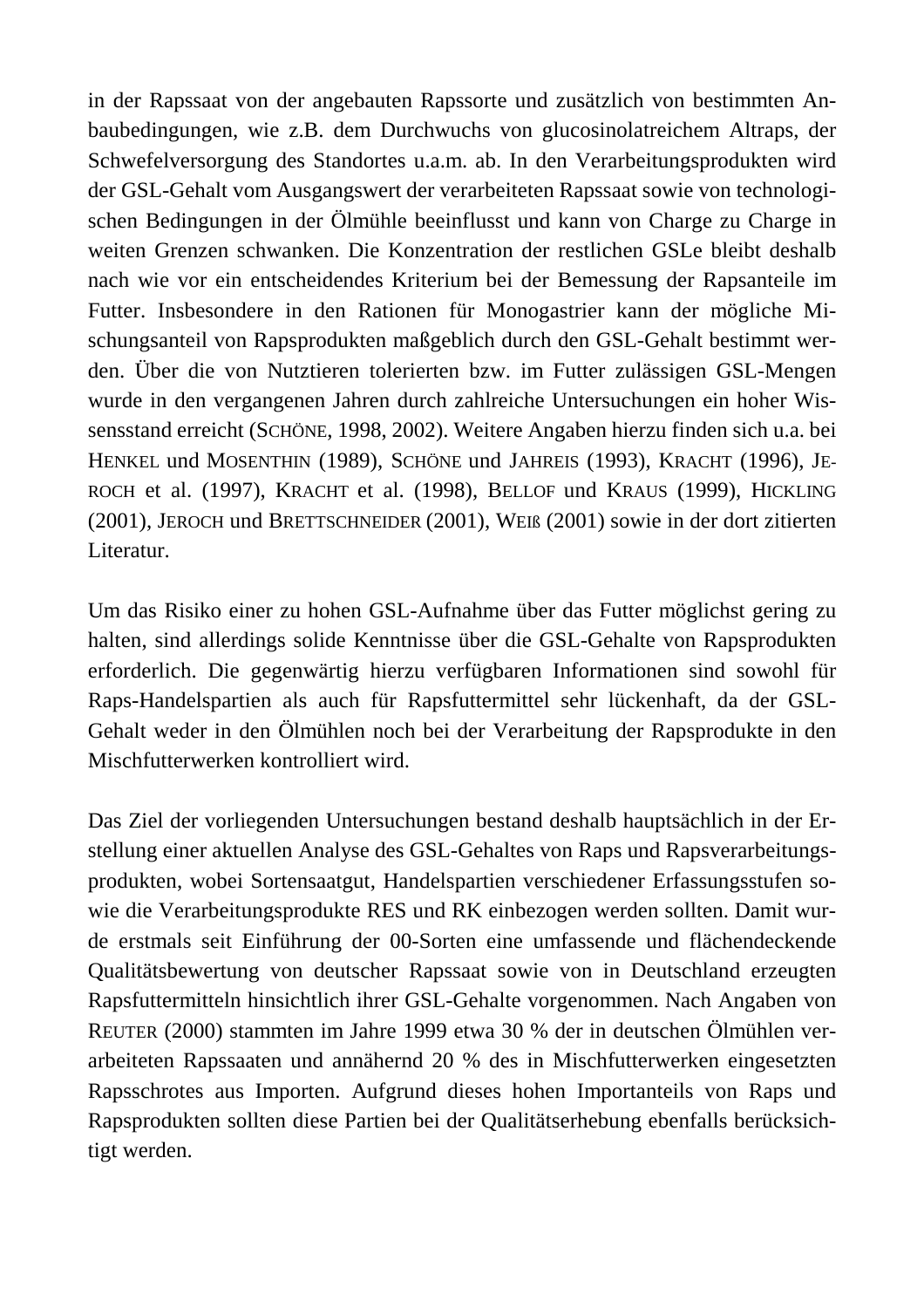in der Rapssaat von der angebauten Rapssorte und zusätzlich von bestimmten Anbaubedingungen, wie z.B. dem Durchwuchs von glucosinolatreichem Altraps, der Schwefelversorgung des Standortes u.a.m. ab. In den Verarbeitungsprodukten wird der GSL-Gehalt vom Ausgangswert der verarbeiteten Rapssaat sowie von technologischen Bedingungen in der Ölmühle beeinflusst und kann von Charge zu Charge in weiten Grenzen schwanken. Die Konzentration der restlichen GSLe bleibt deshalb nach wie vor ein entscheidendes Kriterium bei der Bemessung der Rapsanteile im Futter. Insbesondere in den Rationen für Monogastrier kann der mögliche Mischungsanteil von Rapsprodukten maßgeblich durch den GSL-Gehalt bestimmt werden. Über die von Nutztieren tolerierten bzw. im Futter zulässigen GSL-Mengen wurde in den vergangenen Jahren durch zahlreiche Untersuchungen ein hoher Wissensstand erreicht (SCHÖNE, 1998, 2002). Weitere Angaben hierzu finden sich u.a. bei HENKEL und MOSENTHIN (1989), SCHÖNE und JAHREIS (1993), KRACHT (1996), JEROCH et al. (1997), KRACHT et al. (1998), BELLOF und KRAUS (1999), HICKLING (2001), JEROCH und BRETTSCHNEIDER (2001), WEIß (2001) sowie in der dort zitierten Literatur.

Um das Risiko einer zu hohen GSL-Aufnahme über das Futter möglichst gering zu halten, sind allerdings solide Kenntnisse über die GSL-Gehalte von Rapsprodukten erforderlich. Die gegenwärtig hierzu verfügbaren Informationen sind sowohl für Raps-Handelspartien als auch für Rapsfuttermittel sehr lückenhaft, da der GSL-Gehalt weder in den Ölmühlen noch bei der Verarbeitung der Rapsprodukte in den Mischfutterwerken kontrolliert wird.

Das Ziel der vorliegenden Untersuchungen bestand deshalb hauptsächlich in der Erstellung einer aktuellen Analyse des GSL-Gehaltes von Raps und Rapsverarbeitungsprodukten, wobei Sortensaatgut, Handelspartien verschiedener Erfassungsstufen sowie die Verarbeitungsprodukte RES und RK einbezogen werden sollten. Damit wurde erstmals seit Einführung der 00-Sorten eine umfassende und flächendeckende Qualitätsbewertung von deutscher Rapssaat sowie von in Deutschland erzeugten Rapsfuttermitteln hinsichtlich ihrer GSL-Gehalte vorgenommen. Nach Angaben von REUTER (2000) stammten im Jahre 1999 etwa 30 % der in deutschen Ölmühlen verarbeiteten Rapssaaten und annähernd 20 % des in Mischfutterwerken eingesetzten Rapsschrotes aus Importen. Aufgrund dieses hohen Importanteils von Raps und Rapsprodukten sollten diese Partien bei der Qualitätserhebung ebenfalls berücksichtigt werden.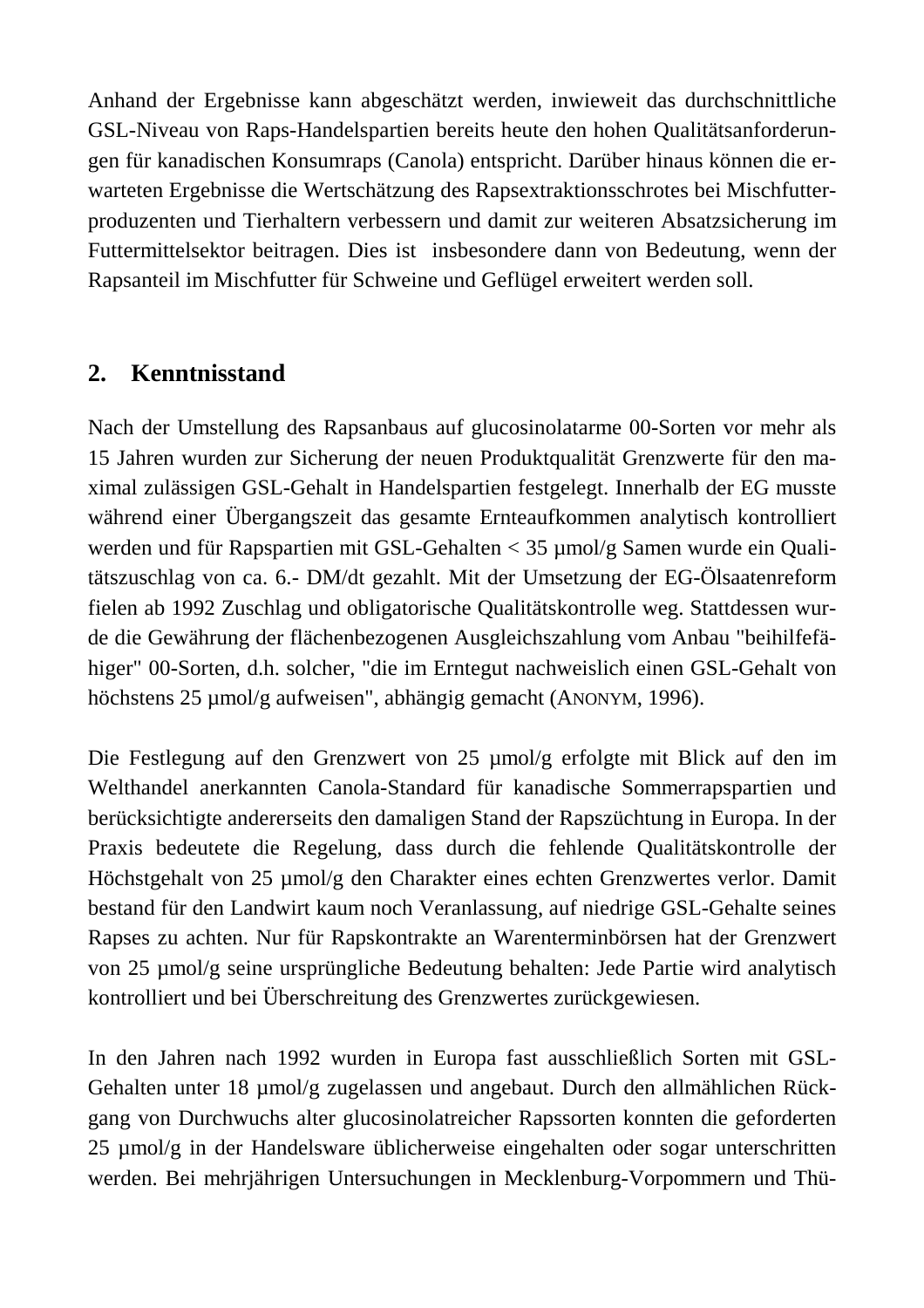Anhand der Ergebnisse kann abgeschätzt werden, inwieweit das durchschnittliche GSL-Niveau von Raps-Handelspartien bereits heute den hohen Qualitätsanforderungen für kanadischen Konsumraps (Canola) entspricht. Darüber hinaus können die erwarteten Ergebnisse die Wertschätzung des Rapsextraktionsschrotes bei Mischfutterproduzenten und Tierhaltern verbessern und damit zur weiteren Absatzsicherung im Futtermittelsektor beitragen. Dies ist insbesondere dann von Bedeutung, wenn der Rapsanteil im Mischfutter für Schweine und Geflügel erweitert werden soll.

## 2. Kenntnisstand

Nach der Umstellung des Rapsanbaus auf glucosinolatarme 00-Sorten vor mehr als 15 Jahren wurden zur Sicherung der neuen Produktqualität Grenzwerte für den maximal zulässigen GSL-Gehalt in Handelspartien festgelegt. Innerhalb der EG musste während einer Übergangszeit das gesamte Ernteaufkommen analytisch kontrolliert werden und für Rapspartien mit GSL-Gehalten < 35 µmol/g Samen wurde ein Qualitätszuschlag von ca. 6.- DM/dt gezahlt. Mit der Umsetzung der EG-Ölsaatenreform fielen ab 1992 Zuschlag und obligatorische Qualitätskontrolle weg. Stattdessen wurde die Gewährung der flächenbezogenen Ausgleichszahlung vom Anbau "beihilfefähiger" 00-Sorten, d.h. solcher, "die im Erntegut nachweislich einen GSL-Gehalt von höchstens 25 µmol/g aufweisen", abhängig gemacht (ANONYM, 1996).

Die Festlegung auf den Grenzwert von 25 µmol/g erfolgte mit Blick auf den im Welthandel anerkannten Canola-Standard für kanadische Sommerrapspartien und berücksichtigte andererseits den damaligen Stand der Rapszüchtung in Europa. In der Praxis bedeutete die Regelung, dass durch die fehlende Qualitätskontrolle der Höchstgehalt von 25 µmol/g den Charakter eines echten Grenzwertes verlor. Damit bestand für den Landwirt kaum noch Veranlassung, auf niedrige GSL-Gehalte seines Rapses zu achten. Nur für Rapskontrakte an Warenterminbörsen hat der Grenzwert von 25 µmol/g seine ursprüngliche Bedeutung behalten: Jede Partie wird analytisch kontrolliert und bei Überschreitung des Grenzwertes zurückgewiesen.

In den Jahren nach 1992 wurden in Europa fast ausschließlich Sorten mit GSL-Gehalten unter 18 µmol/g zugelassen und angebaut. Durch den allmählichen Rückgang von Durchwuchs alter glucosinolatreicher Rapssorten konnten die geforderten 25 µmol/g in der Handelsware üblicherweise eingehalten oder sogar unterschritten werden. Bei mehrjährigen Untersuchungen in Mecklenburg-Vorpommern und Thü-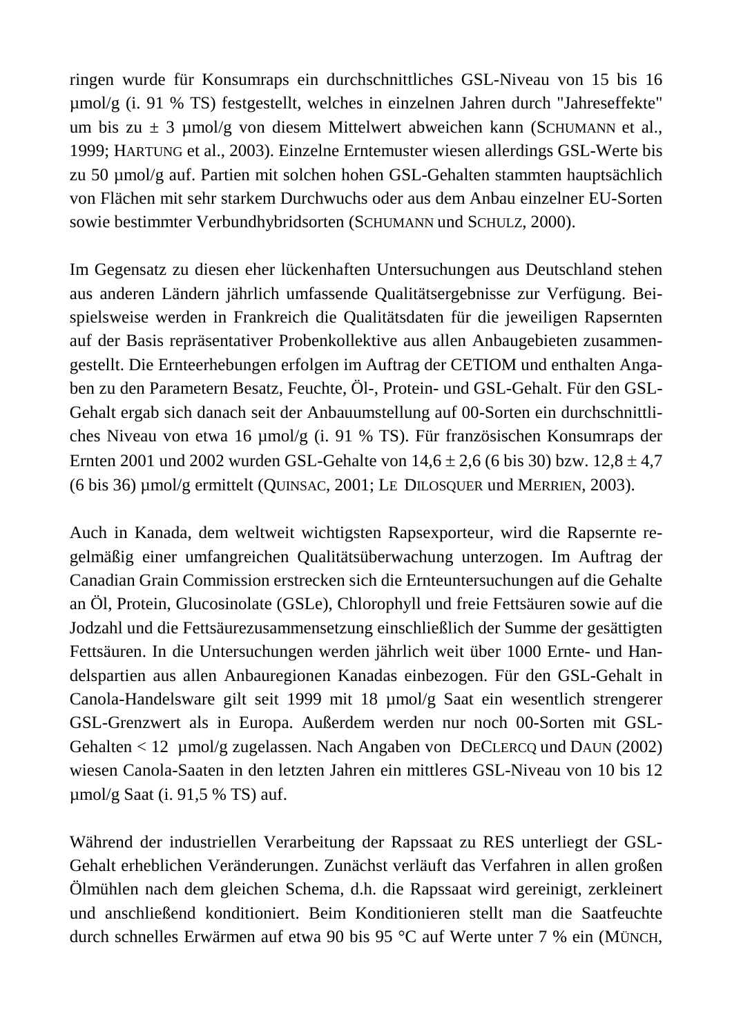ringen wurde für Konsumraps ein durchschnittliches GSL-Niveau von 15 bis 16 µmol/g (i. 91 % TS) festgestellt, welches in einzelnen Jahren durch "Jahreseffekte" um bis zu ± 3 µmol/g von diesem Mittelwert abweichen kann (SCHUMANN et al., 1999; HARTUNG et al., 2003). Einzelne Erntemuster wiesen allerdings GSL-Werte bis zu 50 µmol/g auf. Partien mit solchen hohen GSL-Gehalten stammten hauptsächlich von Flächen mit sehr starkem Durchwuchs oder aus dem Anbau einzelner EU-Sorten sowie bestimmter Verbundhybridsorten (SCHUMANN und SCHULZ, 2000).

Im Gegensatz zu diesen eher lückenhaften Untersuchungen aus Deutschland stehen aus anderen Ländern jährlich umfassende Qualitätsergebnisse zur Verfügung. Beispielsweise werden in Frankreich die Qualitätsdaten für die jeweiligen Rapsernten auf der Basis repräsentativer Probenkollektive aus allen Anbaugebieten zusammengestellt. Die Ernteerhebungen erfolgen im Auftrag der CETIOM und enthalten Angaben zu den Parametern Besatz, Feuchte, Öl-, Protein- und GSL-Gehalt. Für den GSL-Gehalt ergab sich danach seit der Anbauumstellung auf 00-Sorten ein durchschnittliches Niveau von etwa 16 µmol/g (i. 91 % TS). Für französischen Konsumraps der Ernten 2001 und 2002 wurden GSL-Gehalte von 14,6 ± 2,6 (6 bis 30) bzw. 12,8 ± 4,7 (6 bis 36) µmol/g ermittelt (QUINSAC, 2001; LE DILOSQUER und MERRIEN, 2003).

Auch in Kanada, dem weltweit wichtigsten Rapsexporteur, wird die Rapsernte regelmäßig einer umfangreichen Qualitätsüberwachung unterzogen. Im Auftrag der Canadian Grain Commission erstrecken sich die Ernteuntersuchungen auf die Gehalte an Öl, Protein, Glucosinolate (GSLe), Chlorophyll und freie Fettsäuren sowie auf die Jodzahl und die Fettsäurezusammensetzung einschließlich der Summe der gesättigten Fettsäuren. In die Untersuchungen werden jährlich weit über 1000 Ernte- und Handelspartien aus allen Anbauregionen Kanadas einbezogen. Für den GSL-Gehalt in Canola-Handelsware gilt seit 1999 mit 18 µmol/g Saat ein wesentlich strengerer GSL-Grenzwert als in Europa. Außerdem werden nur noch 00-Sorten mit GSL-Gehalten < 12 µmol/g zugelassen. Nach Angaben von DECLERCQ und DAUN (2002) wiesen Canola-Saaten in den letzten Jahren ein mittleres GSL-Niveau von 10 bis 12 µmol/g Saat (i. 91,5 % TS) auf.

Während der industriellen Verarbeitung der Rapssaat zu RES unterliegt der GSL-Gehalt erheblichen Veränderungen. Zunächst verläuft das Verfahren in allen großen Ölmühlen nach dem gleichen Schema, d.h. die Rapssaat wird gereinigt, zerkleinert und anschließend konditioniert. Beim Konditionieren stellt man die Saatfeuchte durch schnelles Erwärmen auf etwa 90 bis 95 °C auf Werte unter 7 % ein (MÜNCH,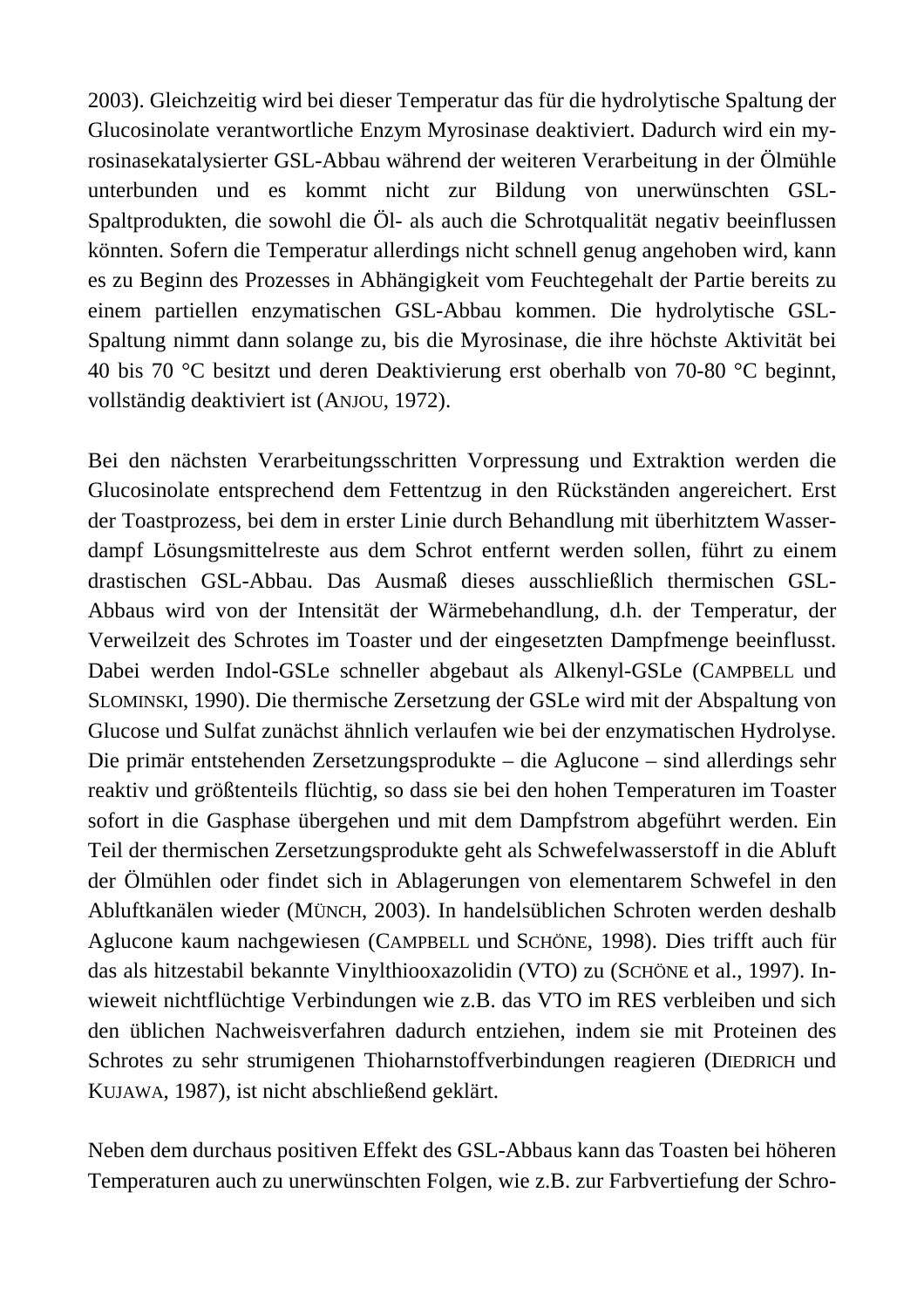2003). Gleichzeitig wird bei dieser Temperatur das für die hydrolytische Spaltung der Glucosinolate verantwortliche Enzym Myrosinase deaktiviert. Dadurch wird ein myrosinasekatalysierter GSL-Abbau während der weiteren Verarbeitung in der Ölmühle unterbunden und es kommt nicht zur Bildung von unerwünschten GSL-Spaltprodukten, die sowohl die Öl- als auch die Schrotqualität negativ beeinflussen könnten. Sofern die Temperatur allerdings nicht schnell genug angehoben wird, kann es zu Beginn des Prozesses in Abhängigkeit vom Feuchtegehalt der Partie bereits zu einem partiellen enzymatischen GSL-Abbau kommen. Die hydrolytische GSL-Spaltung nimmt dann solange zu, bis die Myrosinase, die ihre höchste Aktivität bei 40 bis 70 °C besitzt und deren Deaktivierung erst oberhalb von 70-80 °C beginnt, vollständig deaktiviert ist (ANJOU, 1972).

Bei den nächsten Verarbeitungsschritten Vorpressung und Extraktion werden die Glucosinolate entsprechend dem Fettentzug in den Rückständen angereichert. Erst der Toastprozess, bei dem in erster Linie durch Behandlung mit überhitztem Wasserdampf Lösungsmittelreste aus dem Schrot entfernt werden sollen, führt zu einem drastischen GSL-Abbau. Das Ausmaß dieses ausschließlich thermischen GSL-Abbaus wird von der Intensität der Wärmebehandlung, d.h. der Temperatur, der Verweilzeit des Schrotes im Toaster und der eingesetzten Dampfmenge beeinflusst. Dabei werden Indol-GSLe schneller abgebaut als Alkenyl-GSLe (CAMPBELL und SLOMINSKI, 1990). Die thermische Zersetzung der GSLe wird mit der Abspaltung von Glucose und Sulfat zunächst ähnlich verlaufen wie bei der enzymatischen Hydrolyse. Die primär entstehenden Zersetzungsprodukte – die Aglucone – sind allerdings sehr reaktiv und größtenteils flüchtig, so dass sie bei den hohen Temperaturen im Toaster sofort in die Gasphase übergehen und mit dem Dampfstrom abgeführt werden. Ein Teil der thermischen Zersetzungsprodukte geht als Schwefelwasserstoff in die Abluft der Ölmühlen oder findet sich in Ablagerungen von elementarem Schwefel in den Abluftkanälen wieder (MÜNCH, 2003). In handelsüblichen Schroten werden deshalb Aglucone kaum nachgewiesen (CAMPBELL und SCHÖNE, 1998). Dies trifft auch für das als hitzestabil bekannte Vinylthiooxazolidin (VTO) zu (SCHÖNE et al., 1997). Inwieweit nichtflüchtige Verbindungen wie z.B. das VTO im RES verbleiben und sich den üblichen Nachweisverfahren dadurch entziehen, indem sie mit Proteinen des Schrotes zu sehr strumigenen Thioharnstoffverbindungen reagieren (DIEDRICH und KUJAWA, 1987), ist nicht abschließend geklärt.

Neben dem durchaus positiven Effekt des GSL-Abbaus kann das Toasten bei höheren Temperaturen auch zu unerwünschten Folgen, wie z.B. zur Farbvertiefung der Schro-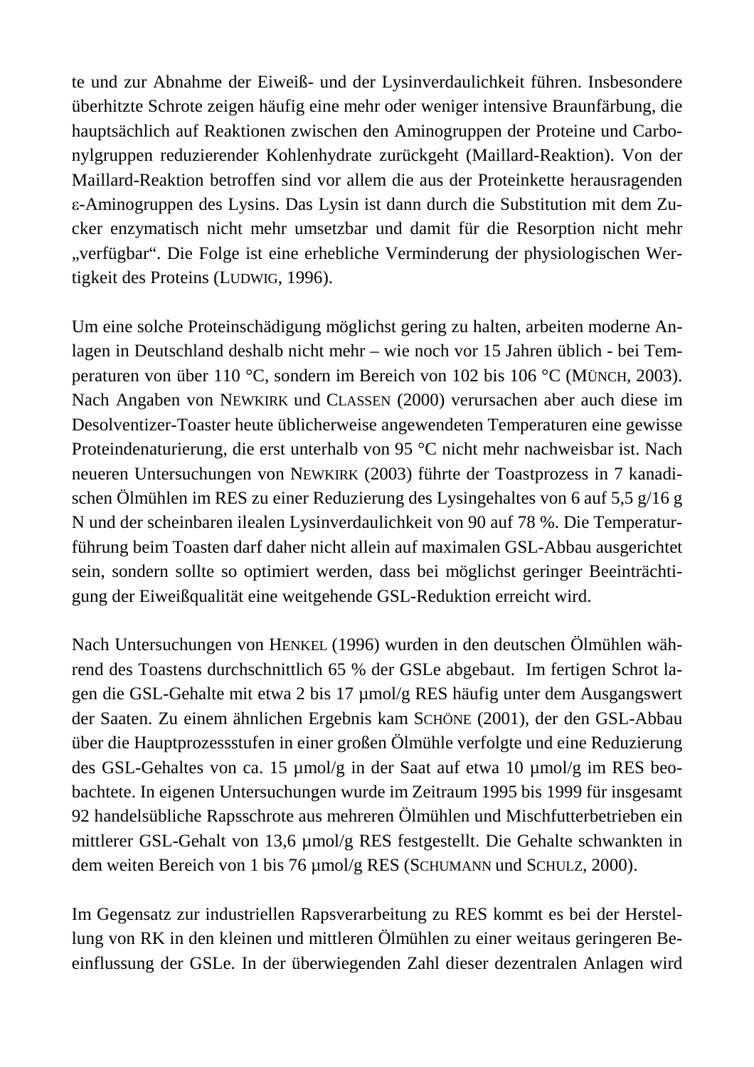te und zur Abnahme der Eiweiß- und der Lysinverdaulichkeit führen. Insbesondere überhitzte Schrote zeigen häufig eine mehr oder weniger intensive Braunfärbung, die hauptsächlich auf Reaktionen zwischen den Aminogruppen der Proteine und Carbonylgruppen reduzierender Kohlenhydrate zurückgeht (Maillard-Reaktion). Von der Maillard-Reaktion betroffen sind vor allem die aus der Proteinkette herausragenden ε-Aminogruppen des Lysins. Das Lysin ist dann durch die Substitution mit dem Zucker enzymatisch nicht mehr umsetzbar und damit für die Resorption nicht mehr „verfügbar". Die Folge ist eine erhebliche Verminderung der physiologischen Wertigkeit des Proteins (LUDWIG, 1996).

Um eine solche Proteinschädigung möglichst gering zu halten, arbeiten moderne Anlagen in Deutschland deshalb nicht mehr – wie noch vor 15 Jahren üblich - bei Temperaturen von über 110 °C, sondern im Bereich von 102 bis 106 °C (MÜNCH, 2003). Nach Angaben von NEWKIRK und CLASSEN (2000) verursachen aber auch diese im Desolventizer-Toaster heute üblicherweise angewendeten Temperaturen eine gewisse Proteindenaturierung, die erst unterhalb von 95 °C nicht mehr nachweisbar ist. Nach neueren Untersuchungen von NEWKIRK (2003) führte der Toastprozess in 7 kanadischen Ölmühlen im RES zu einer Reduzierung des Lysingehaltes von 6 auf 5,5 g/16 g N und der scheinbaren ilealen Lysinverdaulichkeit von 90 auf 78 %. Die Temperaturführung beim Toasten darf daher nicht allein auf maximalen GSL-Abbau ausgerichtet sein, sondern sollte so optimiert werden, dass bei möglichst geringer Beeinträchtigung der Eiweißqualität eine weitgehende GSL-Reduktion erreicht wird.

Nach Untersuchungen von HENKEL (1996) wurden in den deutschen Ölmühlen während des Toastens durchschnittlich 65 % der GSLe abgebaut. Im fertigen Schrot lagen die GSL-Gehalte mit etwa 2 bis 17 µmol/g RES häufig unter dem Ausgangswert der Saaten. Zu einem ähnlichen Ergebnis kam SCHÖNE (2001), der den GSL-Abbau über die Hauptprozessstufen in einer großen Ölmühle verfolgte und eine Reduzierung des GSL-Gehaltes von ca. 15 µmol/g in der Saat auf etwa 10 µmol/g im RES beobachtete. In eigenen Untersuchungen wurde im Zeitraum 1995 bis 1999 für insgesamt 92 handelsübliche Rapsschrote aus mehreren Ölmühlen und Mischfutterbetrieben ein mittlerer GSL-Gehalt von 13,6 µmol/g RES festgestellt. Die Gehalte schwankten in dem weiten Bereich von 1 bis 76 µmol/g RES (SCHUMANN und SCHULZ, 2000).

Im Gegensatz zur industriellen Rapsverarbeitung zu RES kommt es bei der Herstellung von RK in den kleinen und mittleren Ölmühlen zu einer weitaus geringeren Beeinflussung der GSLe. In der überwiegenden Zahl dieser dezentralen Anlagen wird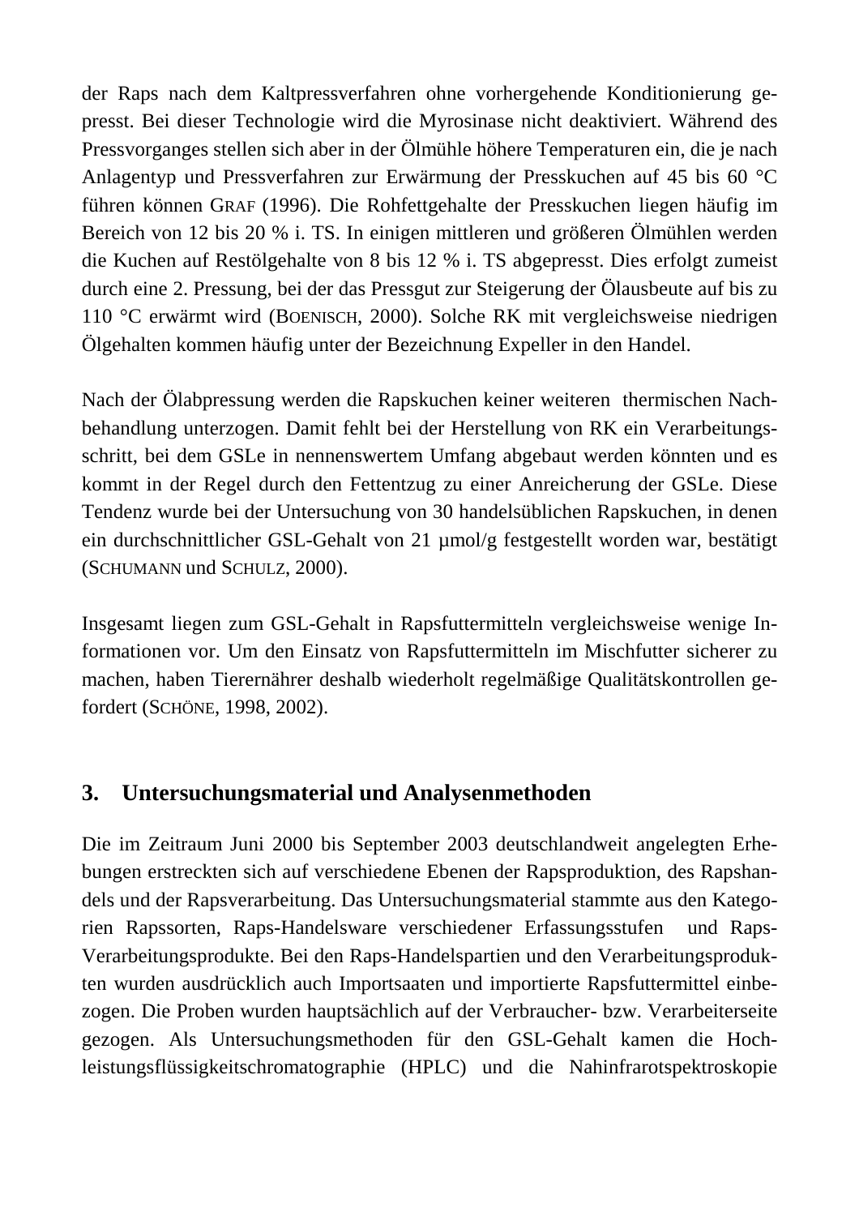der Raps nach dem Kaltpressverfahren ohne vorhergehende Konditionierung gepresst. Bei dieser Technologie wird die Myrosinase nicht deaktiviert. Während des Pressvorganges stellen sich aber in der Ölmühle höhere Temperaturen ein, die je nach Anlagentyp und Pressverfahren zur Erwärmung der Presskuchen auf 45 bis 60 °C führen können GRAF (1996). Die Rohfettgehalte der Presskuchen liegen häufig im Bereich von 12 bis 20 % i. TS. In einigen mittleren und größeren Ölmühlen werden die Kuchen auf Restölgehalte von 8 bis 12 % i. TS abgepresst. Dies erfolgt zumeist durch eine 2. Pressung, bei der das Pressgut zur Steigerung der Ölausbeute auf bis zu 110 °C erwärmt wird (BOENISCH, 2000). Solche RK mit vergleichsweise niedrigen Ölgehalten kommen häufig unter der Bezeichnung Expeller in den Handel.

Nach der Ölabpressung werden die Rapskuchen keiner weiteren thermischen Nachbehandlung unterzogen. Damit fehlt bei der Herstellung von RK ein Verarbeitungsschritt, bei dem GSLe in nennenswertem Umfang abgebaut werden könnten und es kommt in der Regel durch den Fettentzug zu einer Anreicherung der GSLe. Diese Tendenz wurde bei der Untersuchung von 30 handelsüblichen Rapskuchen, in denen ein durchschnittlicher GSL-Gehalt von 21 µmol/g festgestellt worden war, bestätigt (SCHUMANN und SCHULZ, 2000).

Insgesamt liegen zum GSL-Gehalt in Rapsfuttermitteln vergleichsweise wenige Informationen vor. Um den Einsatz von Rapsfuttermitteln im Mischfutter sicherer zu machen, haben Tierernährer deshalb wiederholt regelmäßige Qualitätskontrollen gefordert (SCHÖNE, 1998, 2002).

## 3. Untersuchungsmaterial und Analysenmethoden

Die im Zeitraum Juni 2000 bis September 2003 deutschlandweit angelegten Erhebungen erstreckten sich auf verschiedene Ebenen der Rapsproduktion, des Rapshandels und der Rapsverarbeitung. Das Untersuchungsmaterial stammte aus den Kategorien Rapssorten, Raps-Handelsware verschiedener Erfassungsstufen und Raps-Verarbeitungsprodukte. Bei den Raps-Handelspartien und den Verarbeitungsprodukten wurden ausdrücklich auch Importsaaten und importierte Rapsfuttermittel einbezogen. Die Proben wurden hauptsächlich auf der Verbraucher- bzw. Verarbeiterseite gezogen. Als Untersuchungsmethoden für den GSL-Gehalt kamen die Hochleistungsflüssigkeitschromatographie (HPLC) und die Nahinfrarotspektroskopie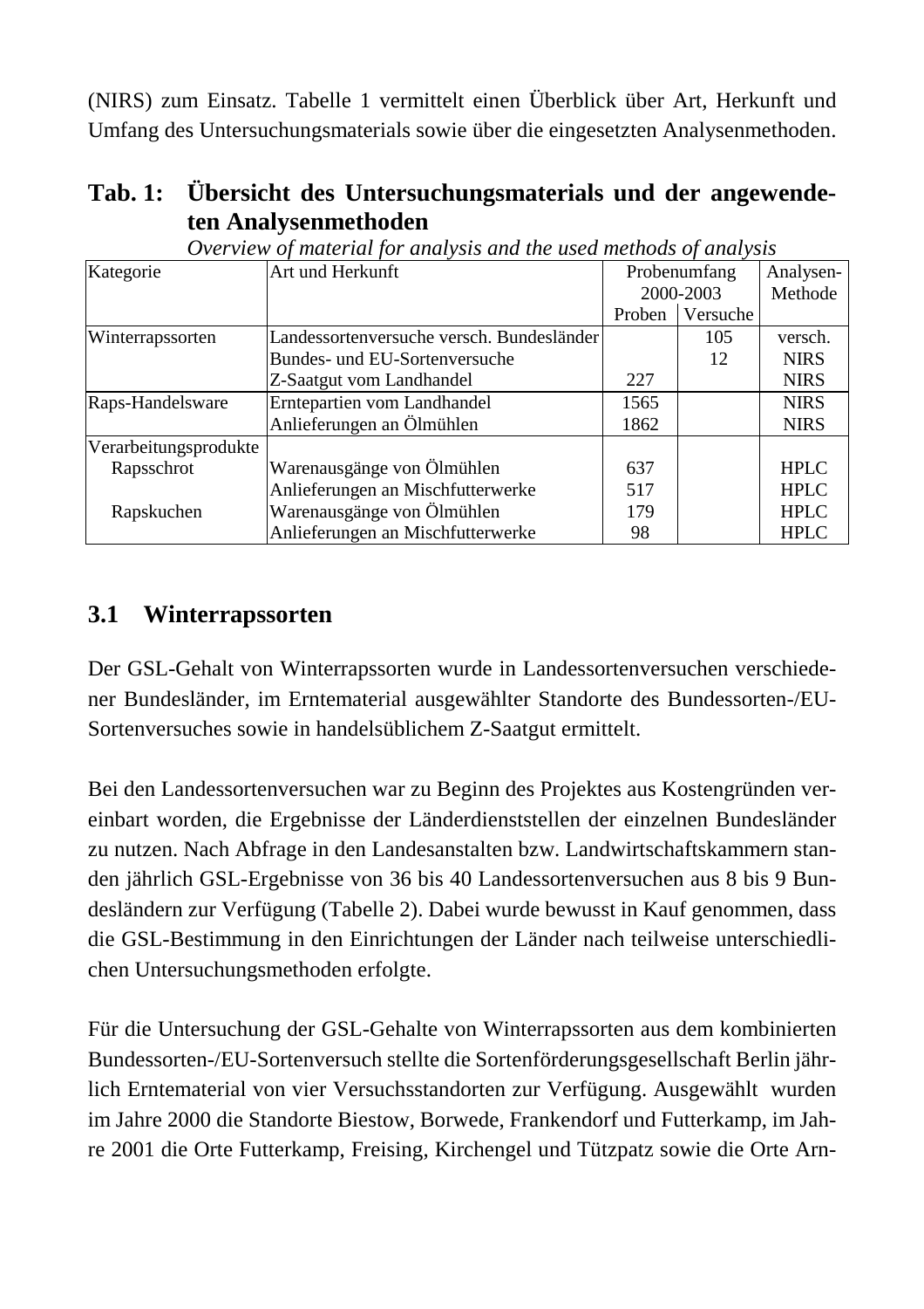(NIRS) zum Einsatz. Tabelle 1 vermittelt einen Überblick über Art, Herkunft und Umfang des Untersuchungsmaterials sowie über die eingesetzten Analysenmethoden.

**Tab. 1: Übersicht des Untersuchungsmaterials und der angewendeten Analysenmethoden**

*Overview of material for analysis and the used methods of analysis*

| Kategorie | Art und Herkunft | Probenumfang 2000-2003 | | Analysen-Methode |
|---|---|---|---|---|
| | | Proben | Versuche | |
| Winterrapssorten | Landessortenversuche versch. Bundesländer | | 105 | versch. |
| | Bundes- und EU-Sortenversuche | | 12 | NIRS |
| | Z-Saatgut vom Landhandel | 227 | | NIRS |
| Raps-Handelsware | Erntepartien vom Landhandel | 1565 | | NIRS |
| | Anlieferungen an Ölmühlen | 1862 | | NIRS |
| Verarbeitungsprodukte | | | | |
| Rapsschrot | Warenausgänge von Ölmühlen | 637 | | HPLC |
| | Anlieferungen an Mischfutterwerke | 517 | | HPLC |
| Rapskuchen | Warenausgänge von Ölmühlen | 179 | | HPLC |
| | Anlieferungen an Mischfutterwerke | 98 | | HPLC |

## 3.1 Winterrapssorten

Der GSL-Gehalt von Winterrapssorten wurde in Landessortenversuchen verschiedener Bundesländer, im Erntematerial ausgewählter Standorte des Bundessorten-/EU-Sortenversuches sowie in handelsüblichem Z-Saatgut ermittelt.

Bei den Landessortenversuchen war zu Beginn des Projektes aus Kostengründen vereinbart worden, die Ergebnisse der Länderdienststellen der einzelnen Bundesländer zu nutzen. Nach Abfrage in den Landesanstalten bzw. Landwirtschaftskammern standen jährlich GSL-Ergebnisse von 36 bis 40 Landessortenversuchen aus 8 bis 9 Bundesländern zur Verfügung (Tabelle 2). Dabei wurde bewusst in Kauf genommen, dass die GSL-Bestimmung in den Einrichtungen der Länder nach teilweise unterschiedlichen Untersuchungsmethoden erfolgte.

Für die Untersuchung der GSL-Gehalte von Winterrapssorten aus dem kombinierten Bundessorten-/EU-Sortenversuch stellte die Sortenförderungsgesellschaft Berlin jährlich Erntematerial von vier Versuchsstandorten zur Verfügung. Ausgewählt wurden im Jahre 2000 die Standorte Biestow, Borwede, Frankendorf und Futterkamp, im Jahre 2001 die Orte Futterkamp, Freising, Kirchengel und Tützpatz sowie die Orte Arn-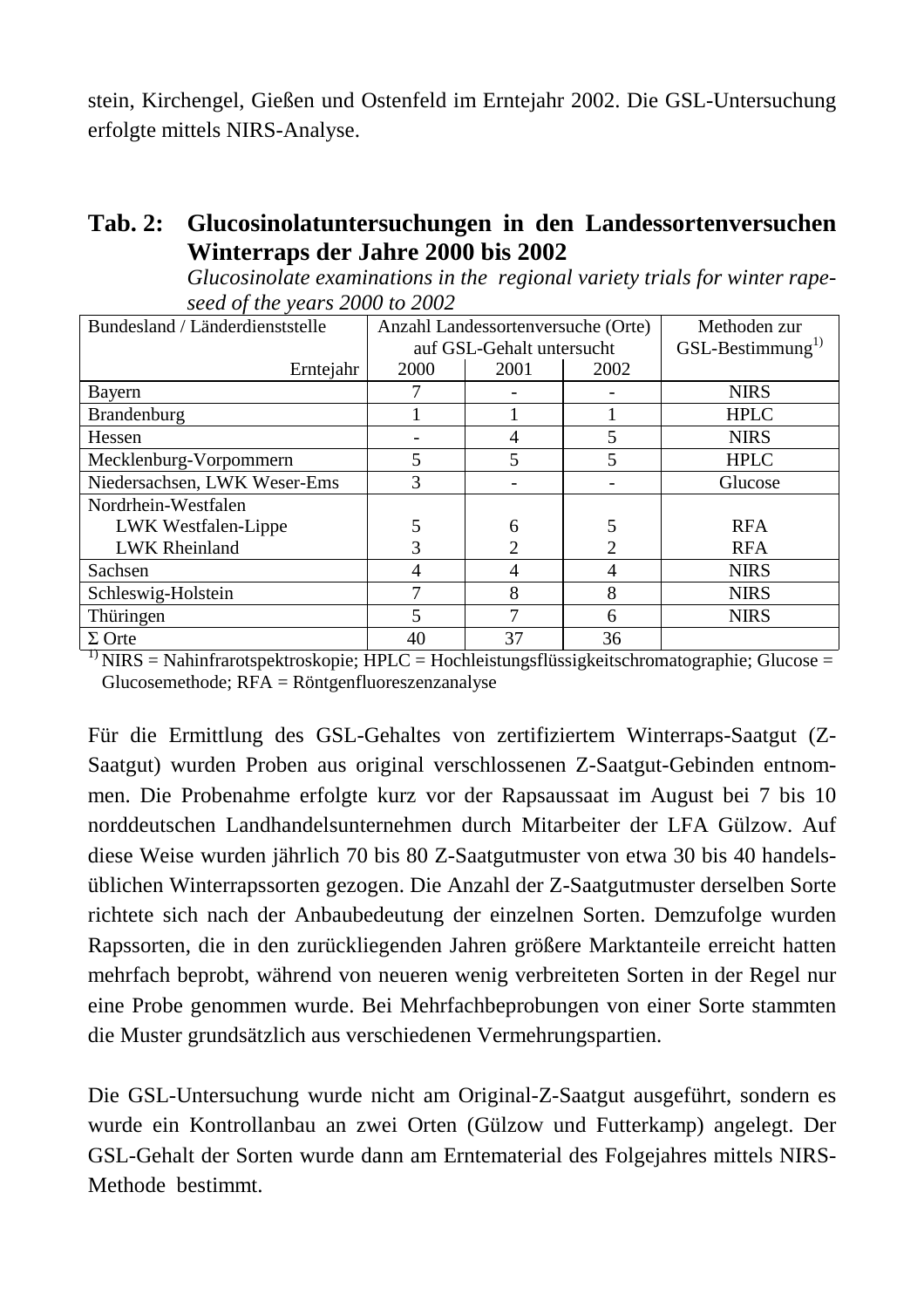stein, Kirchengel, Gießen und Ostenfeld im Erntejahr 2002. Die GSL-Untersuchung erfolgte mittels NIRS-Analyse.

**Tab. 2: Glucosinolatuntersuchungen in den Landessortenversuchen Winterraps der Jahre 2000 bis 2002**
*Glucosinolate examinations in the regional variety trials for winter rapeseed of the years 2000 to 2002*

| Bundesland / Länderdienststelle | Anzahl Landessortenversuche (Orte) auf GSL-Gehalt untersucht | | | Methoden zur GSL-Bestimmung[1)] |
|---|---|---|---|---|
| Erntejahr | 2000 | 2001 | 2002 | |
| Bayern | 7 | - | - | NIRS |
| Brandenburg | 1 | 1 | 1 | HPLC |
| Hessen | - | 4 | 5 | NIRS |
| Mecklenburg-Vorpommern | 5 | 5 | 5 | HPLC |
| Niedersachsen, LWK Weser-Ems | 3 | - | - | Glucose |
| Nordrhein-Westfalen | | | | |
| LWK Westfalen-Lippe | 5 | 6 | 5 | RFA |
| LWK Rheinland | 3 | 2 | 2 | RFA |
| Sachsen | 4 | 4 | 4 | NIRS |
| Schleswig-Holstein | 7 | 8 | 8 | NIRS |
| Thüringen | 5 | 7 | 6 | NIRS |
| Σ Orte | 40 | 37 | 36 | |

[1)] NIRS = Nahinfrarotspektroskopie; HPLC = Hochleistungsflüssigkeitschromatographie; Glucose = Glucosemethode; RFA = Röntgenfluoreszenzanalyse

Für die Ermittlung des GSL-Gehaltes von zertifiziertem Winterraps-Saatgut (Z-Saatgut) wurden Proben aus original verschlossenen Z-Saatgut-Gebinden entnommen. Die Probenahme erfolgte kurz vor der Rapsaussaat im August bei 7 bis 10 norddeutschen Landhandelsunternehmen durch Mitarbeiter der LFA Gülzow. Auf diese Weise wurden jährlich 70 bis 80 Z-Saatgutmuster von etwa 30 bis 40 handelsüblichen Winterrapssorten gezogen. Die Anzahl der Z-Saatgutmuster derselben Sorte richtete sich nach der Anbaubedeutung der einzelnen Sorten. Demzufolge wurden Rapssorten, die in den zurückliegenden Jahren größere Marktanteile erreicht hatten mehrfach beprobt, während von neueren wenig verbreiteten Sorten in der Regel nur eine Probe genommen wurde. Bei Mehrfachbeprobungen von einer Sorte stammten die Muster grundsätzlich aus verschiedenen Vermehrungspartien.

Die GSL-Untersuchung wurde nicht am Original-Z-Saatgut ausgeführt, sondern es wurde ein Kontrollanbau an zwei Orten (Gülzow und Futterkamp) angelegt. Der GSL-Gehalt der Sorten wurde dann am Erntematerial des Folgejahres mittels NIRS-Methode bestimmt.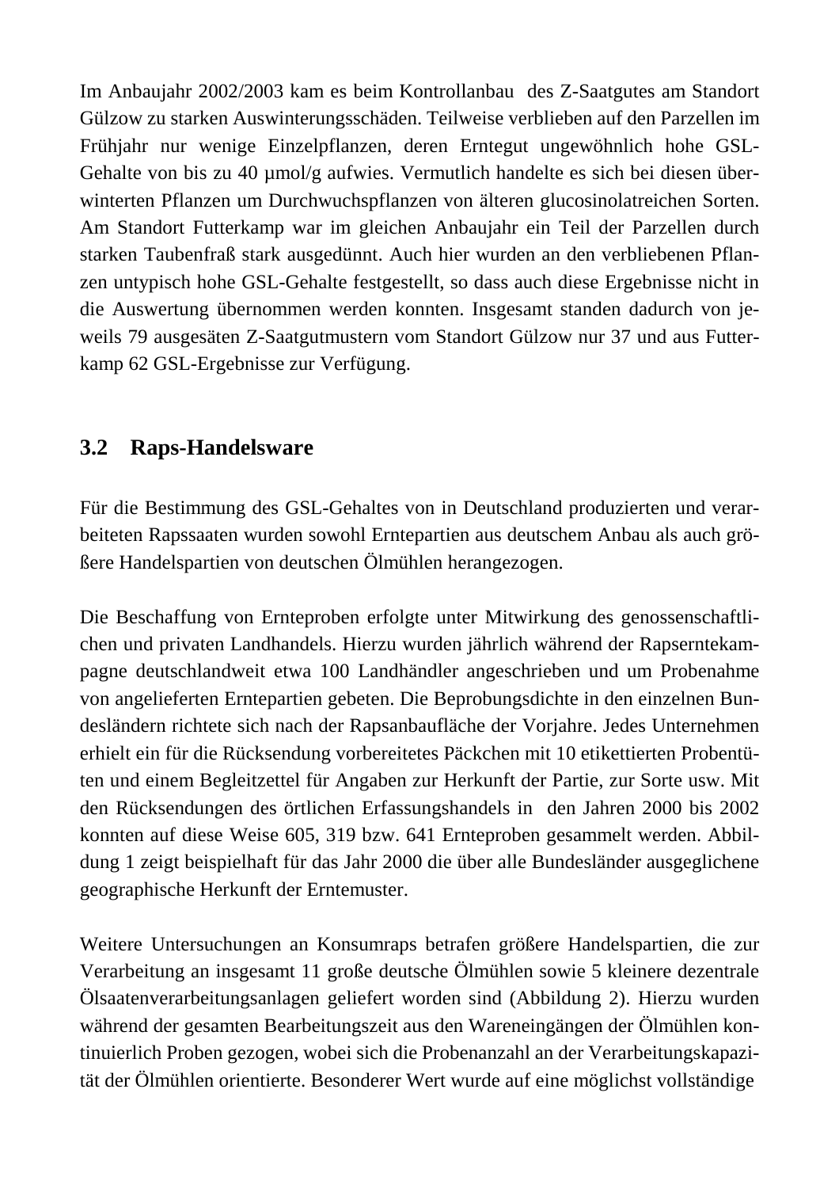Im Anbaujahr 2002/2003 kam es beim Kontrollanbau des Z-Saatgutes am Standort Gülzow zu starken Auswinterungsschäden. Teilweise verblieben auf den Parzellen im Frühjahr nur wenige Einzelpflanzen, deren Erntegut ungewöhnlich hohe GSL-Gehalte von bis zu 40 µmol/g aufwies. Vermutlich handelte es sich bei diesen überwinterten Pflanzen um Durchwuchspflanzen von älteren glucosinolatreichen Sorten. Am Standort Futterkamp war im gleichen Anbaujahr ein Teil der Parzellen durch starken Taubenfraß stark ausgedünnt. Auch hier wurden an den verbliebenen Pflanzen untypisch hohe GSL-Gehalte festgestellt, so dass auch diese Ergebnisse nicht in die Auswertung übernommen werden konnten. Insgesamt standen dadurch von jeweils 79 ausgesäten Z-Saatgutmustern vom Standort Gülzow nur 37 und aus Futterkamp 62 GSL-Ergebnisse zur Verfügung.

## 3.2 Raps-Handelsware

Für die Bestimmung des GSL-Gehaltes von in Deutschland produzierten und verarbeiteten Rapssaaten wurden sowohl Erntepartien aus deutschem Anbau als auch größere Handelspartien von deutschen Ölmühlen herangezogen.

Die Beschaffung von Ernteproben erfolgte unter Mitwirkung des genossenschaftlichen und privaten Landhandels. Hierzu wurden jährlich während der Rapserntekampagne deutschlandweit etwa 100 Landhändler angeschrieben und um Probenahme von angelieferten Erntepartien gebeten. Die Beprobungsdichte in den einzelnen Bundesländern richtete sich nach der Rapsanbaufläche der Vorjahre. Jedes Unternehmen erhielt ein für die Rücksendung vorbereitetes Päckchen mit 10 etikettierten Probentüten und einem Begleitzettel für Angaben zur Herkunft der Partie, zur Sorte usw. Mit den Rücksendungen des örtlichen Erfassungshandels in den Jahren 2000 bis 2002 konnten auf diese Weise 605, 319 bzw. 641 Ernteproben gesammelt werden. Abbildung 1 zeigt beispielhaft für das Jahr 2000 die über alle Bundesländer ausgeglichene geographische Herkunft der Erntemuster.

Weitere Untersuchungen an Konsumraps betrafen größere Handelspartien, die zur Verarbeitung an insgesamt 11 große deutsche Ölmühlen sowie 5 kleinere dezentrale Ölsaatenverarbeitungsanlagen geliefert worden sind (Abbildung 2). Hierzu wurden während der gesamten Bearbeitungszeit aus den Wareneingängen der Ölmühlen kontinuierlich Proben gezogen, wobei sich die Probenanzahl an der Verarbeitungskapazität der Ölmühlen orientierte. Besonderer Wert wurde auf eine möglichst vollständige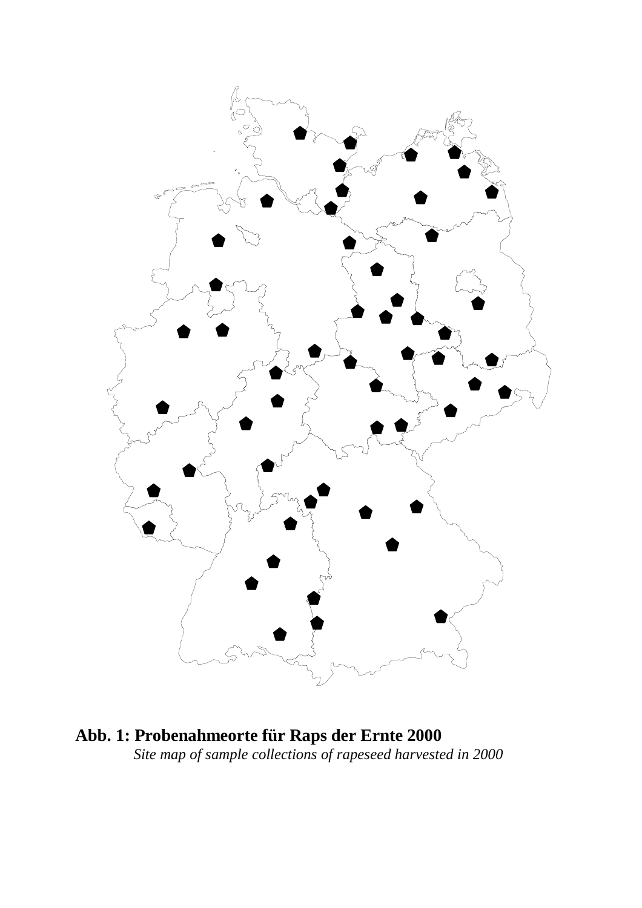**Abb. 1: Probenahmeorte für Raps der Ernte 2000**

*Site map of sample collections of rapeseed harvested in 2000*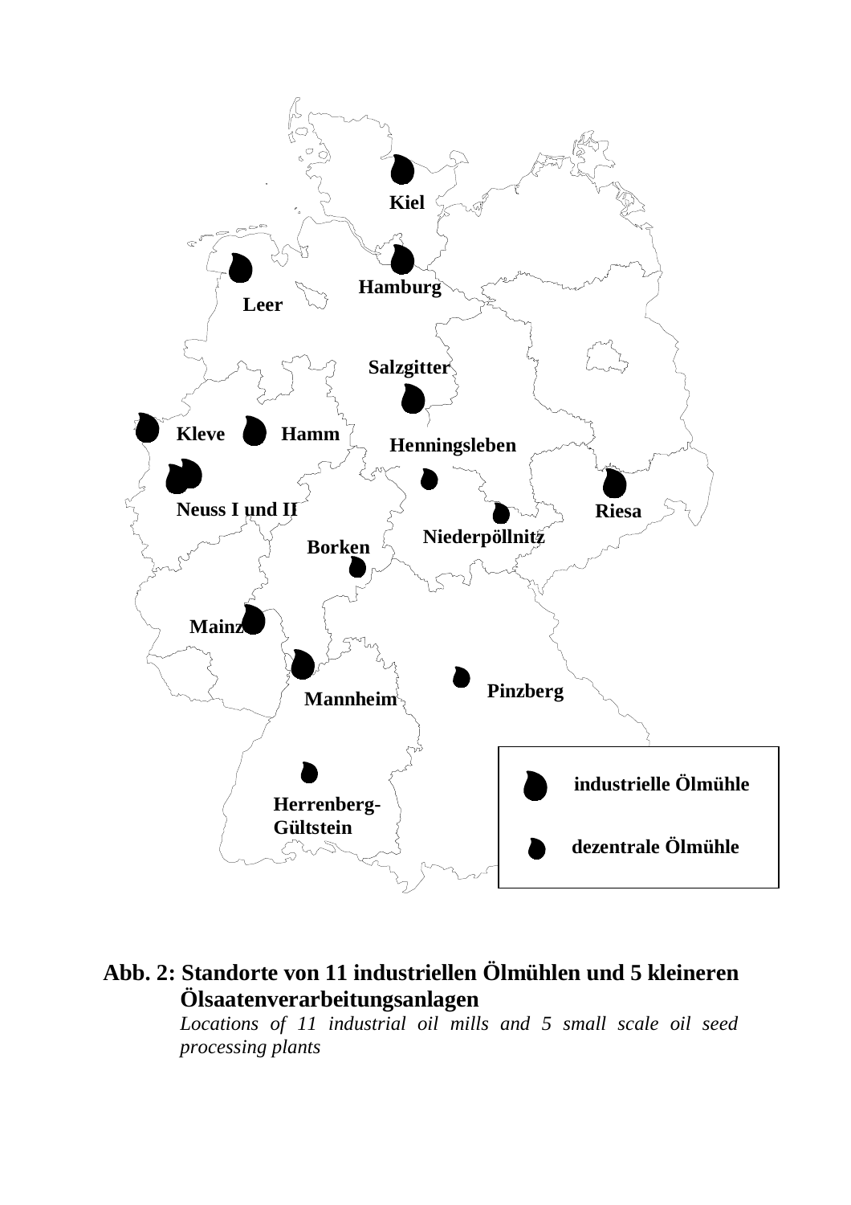Kiel

Hamburg

Leer

Salzgitter

Kleve

Hamm

Henningsleben

Neuss I und II

Riesa

Niederpöllnitz

Borken

Mainz

Pinzberg

Mannheim

Herrenberg-Gültstein

industrielle Ölmühle

dezentrale Ölmühle

**Abb. 2: Standorte von 11 industriellen Ölmühlen und 5 kleineren Ölsaatenverarbeitungsanlagen**

*Locations of 11 industrial oil mills and 5 small scale oil seed processing plants*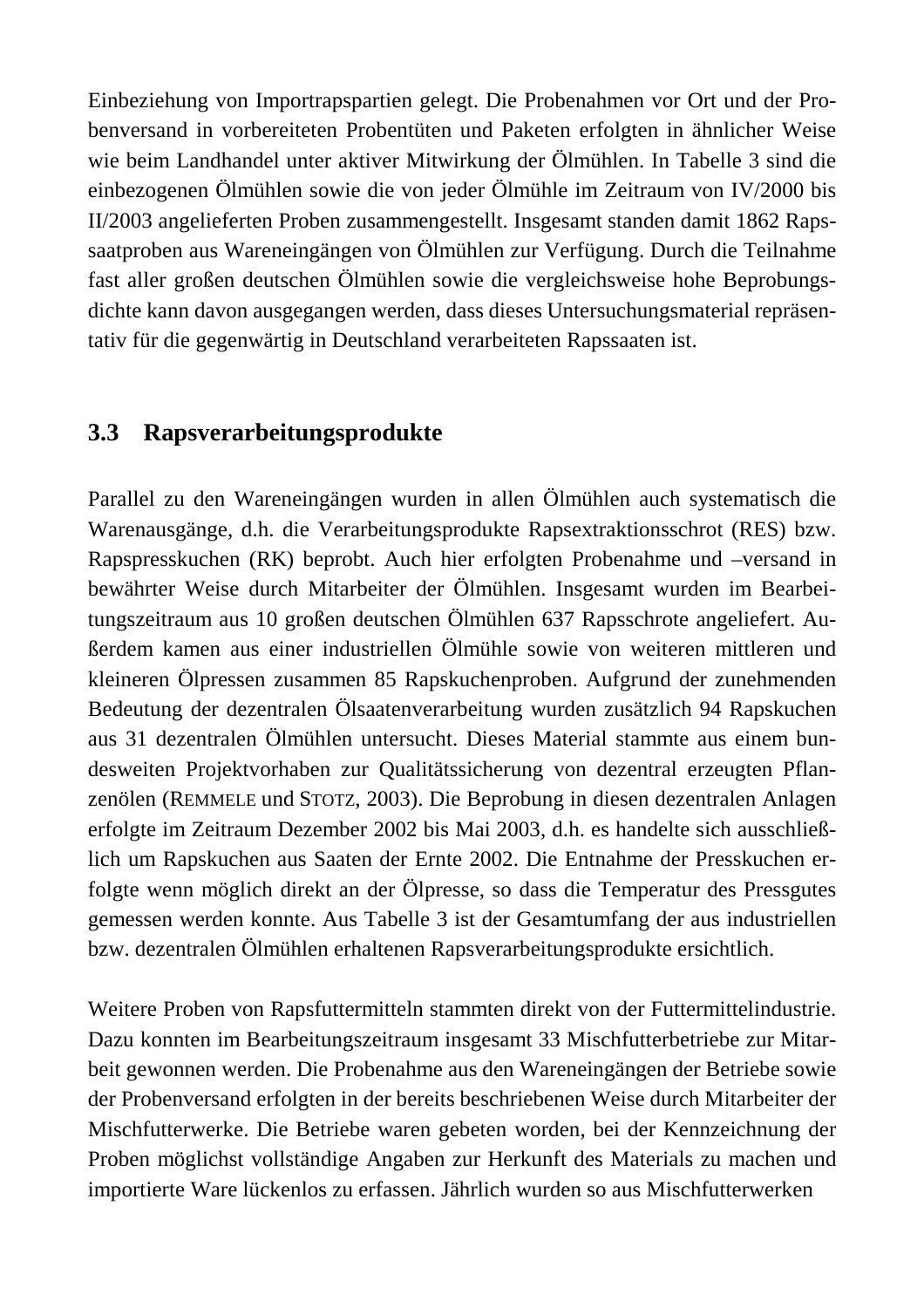Einbeziehung von Importrapspartien gelegt. Die Probenahmen vor Ort und der Probenversand in vorbereiteten Probentüten und Paketen erfolgten in ähnlicher Weise wie beim Landhandel unter aktiver Mitwirkung der Ölmühlen. In Tabelle 3 sind die einbezogenen Ölmühlen sowie die von jeder Ölmühle im Zeitraum von IV/2000 bis II/2003 angelieferten Proben zusammengestellt. Insgesamt standen damit 1862 Rapssaatproben aus Wareneingängen von Ölmühlen zur Verfügung. Durch die Teilnahme fast aller großen deutschen Ölmühlen sowie die vergleichsweise hohe Beprobungsdichte kann davon ausgegangen werden, dass dieses Untersuchungsmaterial repräsentativ für die gegenwärtig in Deutschland verarbeiteten Rapssaaten ist.

## 3.3 Rapsverarbeitungsprodukte

Parallel zu den Wareneingängen wurden in allen Ölmühlen auch systematisch die Warenausgänge, d.h. die Verarbeitungsprodukte Rapsextraktionsschrot (RES) bzw. Rapspresskuchen (RK) beprobt. Auch hier erfolgten Probenahme und –versand in bewährter Weise durch Mitarbeiter der Ölmühlen. Insgesamt wurden im Bearbeitungszeitraum aus 10 großen deutschen Ölmühlen 637 Rapsschrote angeliefert. Außerdem kamen aus einer industriellen Ölmühle sowie von weiteren mittleren und kleineren Ölpressen zusammen 85 Rapskuchenproben. Aufgrund der zunehmenden Bedeutung der dezentralen Ölsaatenverarbeitung wurden zusätzlich 94 Rapskuchen aus 31 dezentralen Ölmühlen untersucht. Dieses Material stammte aus einem bundesweiten Projektvorhaben zur Qualitätssicherung von dezentral erzeugten Pflanzenölen (REMMELE und STOTZ, 2003). Die Beprobung in diesen dezentralen Anlagen erfolgte im Zeitraum Dezember 2002 bis Mai 2003, d.h. es handelte sich ausschließlich um Rapskuchen aus Saaten der Ernte 2002. Die Entnahme der Presskuchen erfolgte wenn möglich direkt an der Ölpresse, so dass die Temperatur des Pressgutes gemessen werden konnte. Aus Tabelle 3 ist der Gesamtumfang der aus industriellen bzw. dezentralen Ölmühlen erhaltenen Rapsverarbeitungsprodukte ersichtlich.

Weitere Proben von Rapsfuttermitteln stammten direkt von der Futtermittelindustrie. Dazu konnten im Bearbeitungszeitraum insgesamt 33 Mischfutterbetriebe zur Mitarbeit gewonnen werden. Die Probenahme aus den Wareneingängen der Betriebe sowie der Probenversand erfolgten in der bereits beschriebenen Weise durch Mitarbeiter der Mischfutterwerke. Die Betriebe waren gebeten worden, bei der Kennzeichnung der Proben möglichst vollständige Angaben zur Herkunft des Materials zu machen und importierte Ware lückenlos zu erfassen. Jährlich wurden so aus Mischfutterwerken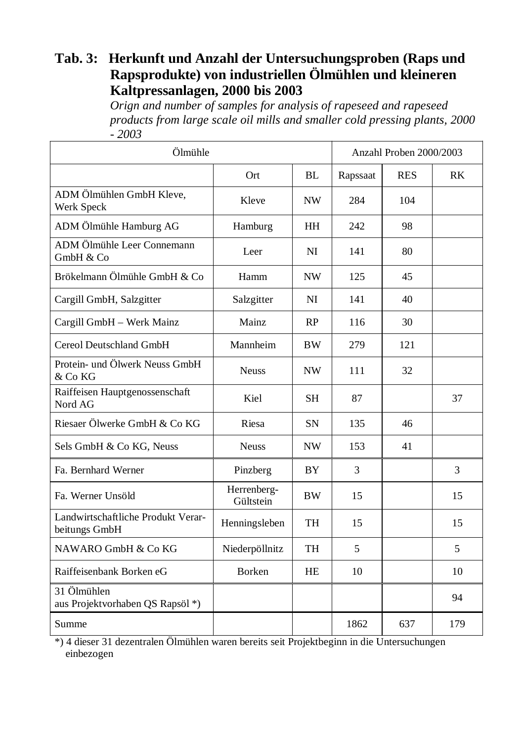**Tab. 3: Herkunft und Anzahl der Untersuchungsproben (Raps und Rapsprodukte) von industriellen Ölmühlen und kleineren Kaltpressanlagen, 2000 bis 2003**

*Orign and number of samples for analysis of rapeseed and rapeseed products from large scale oil mills and smaller cold pressing plants, 2000 - 2003*

| Ölmühle | | | Anzahl Proben 2000/2003 | | |
|---|---|---|---|---|---|
| | Ort | BL | Rapssaat | RES | RK |
| ADM Ölmühlen GmbH Kleve, Werk Speck | Kleve | NW | 284 | 104 | |
| ADM Ölmühle Hamburg AG | Hamburg | HH | 242 | 98 | |
| ADM Ölmühle Leer Connemann GmbH & Co | Leer | NI | 141 | 80 | |
| Brökelmann Ölmühle GmbH & Co | Hamm | NW | 125 | 45 | |
| Cargill GmbH, Salzgitter | Salzgitter | NI | 141 | 40 | |
| Cargill GmbH – Werk Mainz | Mainz | RP | 116 | 30 | |
| Cereol Deutschland GmbH | Mannheim | BW | 279 | 121 | |
| Protein- und Ölwerk Neuss GmbH & Co KG | Neuss | NW | 111 | 32 | |
| Raiffeisen Hauptgenossenschaft Nord AG | Kiel | SH | 87 | | 37 |
| Riesaer Ölwerke GmbH & Co KG | Riesa | SN | 135 | 46 | |
| Sels GmbH & Co KG, Neuss | Neuss | NW | 153 | 41 | |
| Fa. Bernhard Werner | Pinzberg | BY | 3 | | 3 |
| Fa. Werner Unsöld | Herrenberg-Gültstein | BW | 15 | | 15 |
| Landwirtschaftliche Produkt Verarbeitungs GmbH | Henningsleben | TH | 15 | | 15 |
| NAWARO GmbH & Co KG | Niederpöllnitz | TH | 5 | | 5 |
| Raiffeisenbank Borken eG | Borken | HE | 10 | | 10 |
| 31 Ölmühlen aus Projektvorhaben QS Rapsöl *) | | | | | 94 |
| Summe | | | 1862 | 637 | 179 |

*) 4 dieser 31 dezentralen Ölmühlen waren bereits seit Projektbeginn in die Untersuchungen einbezogen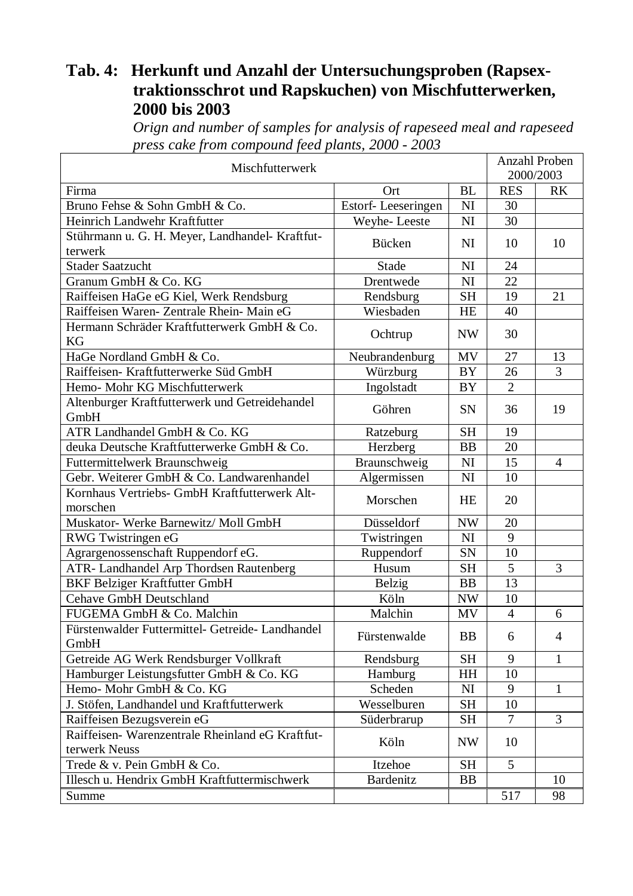**Tab. 4: Herkunft und Anzahl der Untersuchungsproben (Rapsextraktionsschrot und Rapskuchen) von Mischfutterwerken, 2000 bis 2003**

*Orign and number of samples for analysis of rapeseed meal and rapeseed press cake from compound feed plants, 2000 - 2003*

| Mischfutterwerk | | | Anzahl Proben 2000/2003 | |
|---|---|---|---|---|
| Firma | Ort | BL | RES | RK |
| Bruno Fehse & Sohn GmbH & Co. | Estorf- Leeseringen | NI | 30 | |
| Heinrich Landwehr Kraftfutter | Weyhe- Leeste | NI | 30 | |
| Stührmann u. G. H. Meyer, Landhandel- Kraftfutterwerk | Bücken | NI | 10 | 10 |
| Stader Saatzucht | Stade | NI | 24 | |
| Granum GmbH & Co. KG | Drentwede | NI | 22 | |
| Raiffeisen HaGe eG Kiel, Werk Rendsburg | Rendsburg | SH | 19 | 21 |
| Raiffeisen Waren- Zentrale Rhein- Main eG | Wiesbaden | HE | 40 | |
| Hermann Schräder Kraftfutterwerk GmbH & Co. KG | Ochtrup | NW | 30 | |
| HaGe Nordland GmbH & Co. | Neubrandenburg | MV | 27 | 13 |
| Raiffeisen- Kraftfutterwerke Süd GmbH | Würzburg | BY | 26 | 3 |
| Hemo- Mohr KG Mischfutterwerk | Ingolstadt | BY | 2 | |
| Altenburger Kraftfutterwerk und Getreidehandel GmbH | Göhren | SN | 36 | 19 |
| ATR Landhandel GmbH & Co. KG | Ratzeburg | SH | 19 | |
| deuka Deutsche Kraftfutterwerke GmbH & Co. | Herzberg | BB | 20 | |
| Futtermittelwerk Braunschweig | Braunschweig | NI | 15 | 4 |
| Gebr. Weiterer GmbH & Co. Landwarenhandel | Algermissen | NI | 10 | |
| Kornhaus Vertriebs- GmbH Kraftfutterwerk Altmorschen | Morschen | HE | 20 | |
| Muskator- Werke Barnewitz/ Moll GmbH | Düsseldorf | NW | 20 | |
| RWG Twistringen eG | Twistringen | NI | 9 | |
| Agrargenossenschaft Ruppendorf eG. | Ruppendorf | SN | 10 | |
| ATR- Landhandel Arp Thordsen Rautenberg | Husum | SH | 5 | 3 |
| BKF Belziger Kraftfutter GmbH | Belzig | BB | 13 | |
| Cehave GmbH Deutschland | Köln | NW | 10 | |
| FUGEMA GmbH & Co. Malchin | Malchin | MV | 4 | 6 |
| Fürstenwalder Futtermittel- Getreide- Landhandel GmbH | Fürstenwalde | BB | 6 | 4 |
| Getreide AG Werk Rendsburger Vollkraft | Rendsburg | SH | 9 | 1 |
| Hamburger Leistungsfutter GmbH & Co. KG | Hamburg | HH | 10 | |
| Hemo- Mohr GmbH & Co. KG | Scheden | NI | 9 | 1 |
| J. Stöfen, Landhandel und Kraftfutterwerk | Wesselburen | SH | 10 | |
| Raiffeisen Bezugsverein eG | Süderbrarup | SH | 7 | 3 |
| Raiffeisen- Warenzentrale Rheinland eG Kraftfutterwerk Neuss | Köln | NW | 10 | |
| Trede & v. Pein GmbH & Co. | Itzehoe | SH | 5 | |
| Illesch u. Hendrix GmbH Kraftfuttermischwerk | Bardenitz | BB | | 10 |
| Summe | | | 517 | 98 |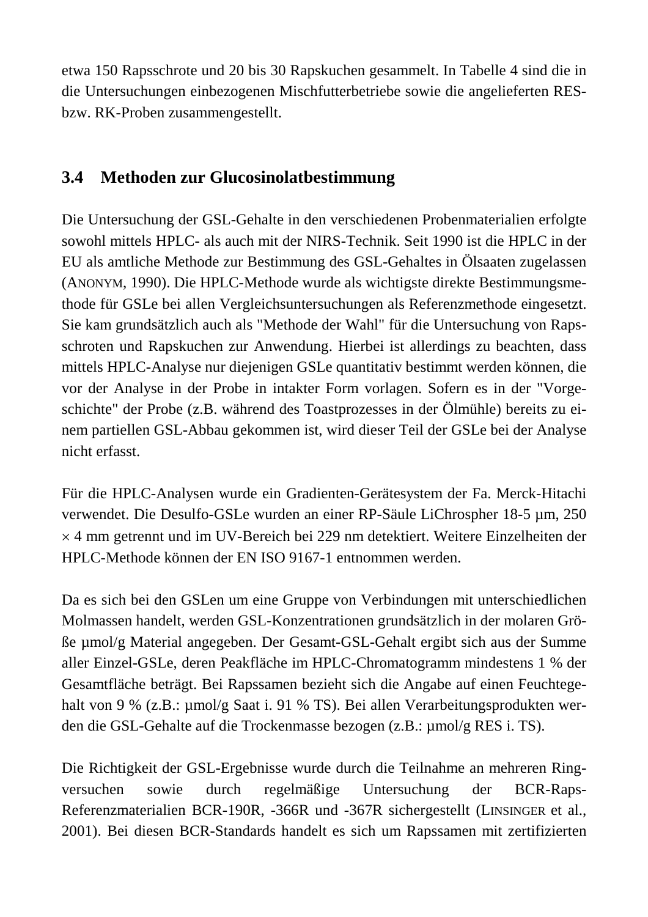etwa 150 Rapsschrote und 20 bis 30 Rapskuchen gesammelt. In Tabelle 4 sind die in die Untersuchungen einbezogenen Mischfutterbetriebe sowie die angelieferten RES- bzw. RK-Proben zusammengestellt.

## 3.4 Methoden zur Glucosinolatbestimmung

Die Untersuchung der GSL-Gehalte in den verschiedenen Probenmaterialien erfolgte sowohl mittels HPLC- als auch mit der NIRS-Technik. Seit 1990 ist die HPLC in der EU als amtliche Methode zur Bestimmung des GSL-Gehaltes in Ölsaaten zugelassen (ANONYM, 1990). Die HPLC-Methode wurde als wichtigste direkte Bestimmungsmethode für GSLe bei allen Vergleichsuntersuchungen als Referenzmethode eingesetzt. Sie kam grundsätzlich auch als "Methode der Wahl" für die Untersuchung von Rapsschroten und Rapskuchen zur Anwendung. Hierbei ist allerdings zu beachten, dass mittels HPLC-Analyse nur diejenigen GSLe quantitativ bestimmt werden können, die vor der Analyse in der Probe in intakter Form vorlagen. Sofern es in der "Vorgeschichte" der Probe (z.B. während des Toastprozesses in der Ölmühle) bereits zu einem partiellen GSL-Abbau gekommen ist, wird dieser Teil der GSLe bei der Analyse nicht erfasst.

Für die HPLC-Analysen wurde ein Gradienten-Gerätesystem der Fa. Merck-Hitachi verwendet. Die Desulfo-GSLe wurden an einer RP-Säule LiChrospher 18-5 µm, 250 × 4 mm getrennt und im UV-Bereich bei 229 nm detektiert. Weitere Einzelheiten der HPLC-Methode können der EN ISO 9167-1 entnommen werden.

Da es sich bei den GSLen um eine Gruppe von Verbindungen mit unterschiedlichen Molmassen handelt, werden GSL-Konzentrationen grundsätzlich in der molaren Größe µmol/g Material angegeben. Der Gesamt-GSL-Gehalt ergibt sich aus der Summe aller Einzel-GSLe, deren Peakfläche im HPLC-Chromatogramm mindestens 1 % der Gesamtfläche beträgt. Bei Rapssamen bezieht sich die Angabe auf einen Feuchtegehalt von 9 % (z.B.: µmol/g Saat i. 91 % TS). Bei allen Verarbeitungsprodukten werden die GSL-Gehalte auf die Trockenmasse bezogen (z.B.: µmol/g RES i. TS).

Die Richtigkeit der GSL-Ergebnisse wurde durch die Teilnahme an mehreren Ringversuchen sowie durch regelmäßige Untersuchung der BCR-Raps-Referenzmaterialien BCR-190R, -366R und -367R sichergestellt (LINSINGER et al., 2001). Bei diesen BCR-Standards handelt es sich um Rapssamen mit zertifizierten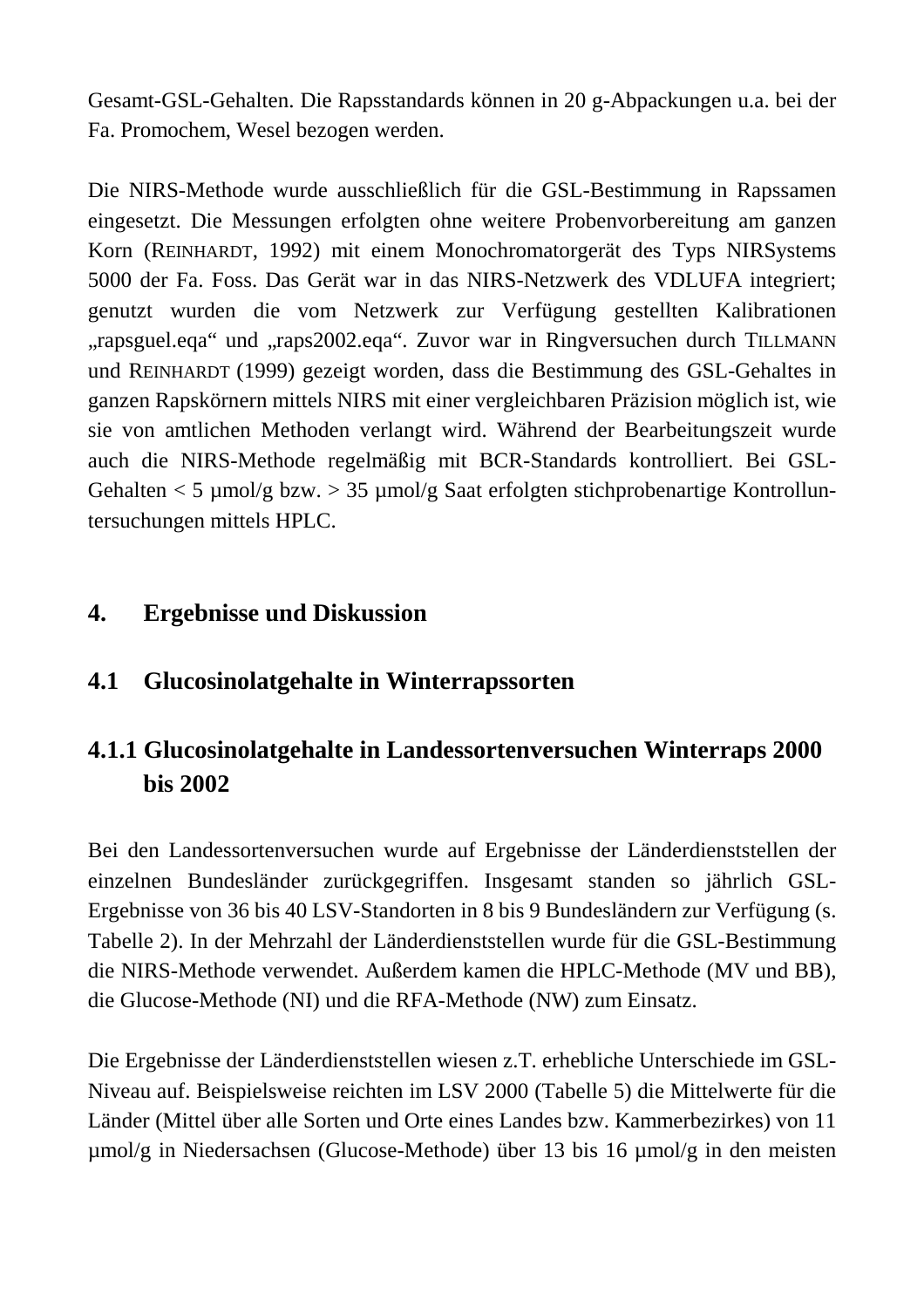Gesamt-GSL-Gehalten. Die Rapsstandards können in 20 g-Abpackungen u.a. bei der Fa. Promochem, Wesel bezogen werden.

Die NIRS-Methode wurde ausschließlich für die GSL-Bestimmung in Rapssamen eingesetzt. Die Messungen erfolgten ohne weitere Probenvorbereitung am ganzen Korn (REINHARDT, 1992) mit einem Monochromatorgerät des Typs NIRSystems 5000 der Fa. Foss. Das Gerät war in das NIRS-Netzwerk des VDLUFA integriert; genutzt wurden die vom Netzwerk zur Verfügung gestellten Kalibrationen „rapsguel.eqa" und „raps2002.eqa". Zuvor war in Ringversuchen durch TILLMANN und REINHARDT (1999) gezeigt worden, dass die Bestimmung des GSL-Gehaltes in ganzen Rapskörnern mittels NIRS mit einer vergleichbaren Präzision möglich ist, wie sie von amtlichen Methoden verlangt wird. Während der Bearbeitungszeit wurde auch die NIRS-Methode regelmäßig mit BCR-Standards kontrolliert. Bei GSL-Gehalten < 5 µmol/g bzw. > 35 µmol/g Saat erfolgten stichprobenartige Kontrolluntersuchungen mittels HPLC.

# 4. Ergebnisse und Diskussion

## 4.1 Glucosinolatgehalte in Winterrapssorten

### 4.1.1 Glucosinolatgehalte in Landessortenversuchen Winterraps 2000 bis 2002

Bei den Landessortenversuchen wurde auf Ergebnisse der Länderdienststellen der einzelnen Bundesländer zurückgegriffen. Insgesamt standen so jährlich GSL-Ergebnisse von 36 bis 40 LSV-Standorten in 8 bis 9 Bundesländern zur Verfügung (s. Tabelle 2). In der Mehrzahl der Länderdienststellen wurde für die GSL-Bestimmung die NIRS-Methode verwendet. Außerdem kamen die HPLC-Methode (MV und BB), die Glucose-Methode (NI) und die RFA-Methode (NW) zum Einsatz.

Die Ergebnisse der Länderdienststellen wiesen z.T. erhebliche Unterschiede im GSL-Niveau auf. Beispielsweise reichten im LSV 2000 (Tabelle 5) die Mittelwerte für die Länder (Mittel über alle Sorten und Orte eines Landes bzw. Kammerbezirkes) von 11 µmol/g in Niedersachsen (Glucose-Methode) über 13 bis 16 µmol/g in den meisten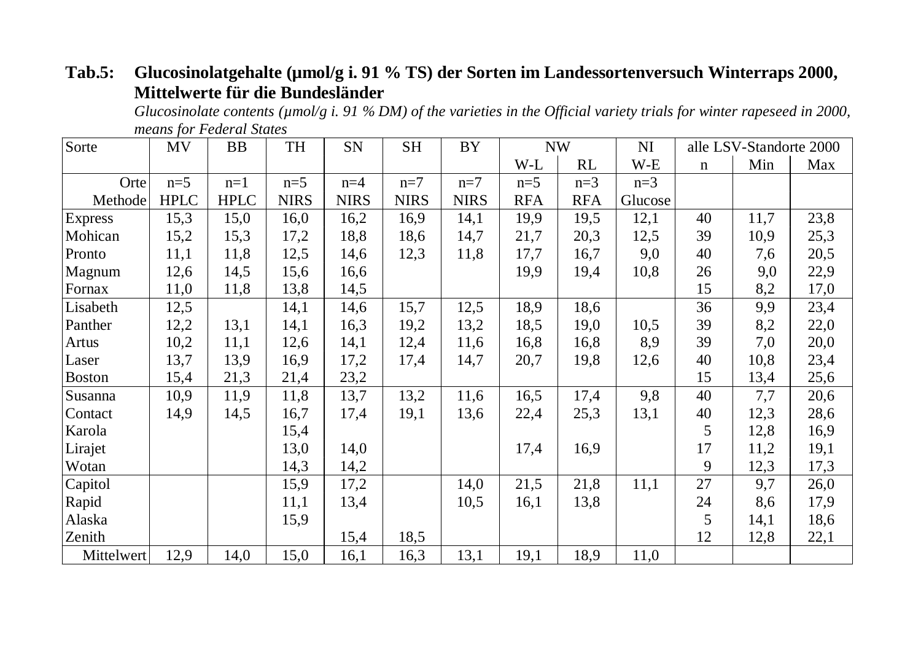**Tab.5: Glucosinolatgehalte (µmol/g i. 91 % TS) der Sorten im Landessortenversuch Winterraps 2000, Mittelwerte für die Bundesländer**

*Glucosinolate contents (µmol/g i. 91 % DM) of the varieties in the Official variety trials for winter rapeseed in 2000, means for Federal States*

| Sorte | MV | BB | TH | SN | SH | BY | NW | | NI | alle LSV-Standorte 2000 | | |
|---|---|---|---|---|---|---|---|---|---|---|---|---|
| | | | | | | | W-L | RL | W-E | n | Min | Max |
| Orte | n=5 | n=1 | n=5 | n=4 | n=7 | n=7 | n=5 | n=3 | n=3 | | | |
| Methode | HPLC | HPLC | NIRS | NIRS | NIRS | NIRS | RFA | RFA | Glucose | | | |
| Express | 15,3 | 15,0 | 16,0 | 16,2 | 16,9 | 14,1 | 19,9 | 19,5 | 12,1 | 40 | 11,7 | 23,8 |
| Mohican | 15,2 | 15,3 | 17,2 | 18,8 | 18,6 | 14,7 | 21,7 | 20,3 | 12,5 | 39 | 10,9 | 25,3 |
| Pronto | 11,1 | 11,8 | 12,5 | 14,6 | 12,3 | 11,8 | 17,7 | 16,7 | 9,0 | 40 | 7,6 | 20,5 |
| Magnum | 12,6 | 14,5 | 15,6 | 16,6 | | | 19,9 | 19,4 | 10,8 | 26 | 9,0 | 22,9 |
| Fornax | 11,0 | 11,8 | 13,8 | 14,5 | | | | | | 15 | 8,2 | 17,0 |
| Lisabeth | 12,5 | | 14,1 | 14,6 | 15,7 | 12,5 | 18,9 | 18,6 | | 36 | 9,9 | 23,4 |
| Panther | 12,2 | 13,1 | 14,1 | 16,3 | 19,2 | 13,2 | 18,5 | 19,0 | 10,5 | 39 | 8,2 | 22,0 |
| Artus | 10,2 | 11,1 | 12,6 | 14,1 | 12,4 | 11,6 | 16,8 | 16,8 | 8,9 | 39 | 7,0 | 20,0 |
| Laser | 13,7 | 13,9 | 16,9 | 17,2 | 17,4 | 14,7 | 20,7 | 19,8 | 12,6 | 40 | 10,8 | 23,4 |
| Boston | 15,4 | 21,3 | 21,4 | 23,2 | | | | | | 15 | 13,4 | 25,6 |
| Susanna | 10,9 | 11,9 | 11,8 | 13,7 | 13,2 | 11,6 | 16,5 | 17,4 | 9,8 | 40 | 7,7 | 20,6 |
| Contact | 14,9 | 14,5 | 16,7 | 17,4 | 19,1 | 13,6 | 22,4 | 25,3 | 13,1 | 40 | 12,3 | 28,6 |
| Karola | | | 15,4 | | | | | | | 5 | 12,8 | 16,9 |
| Lirajet | | | 13,0 | 14,0 | | | 17,4 | 16,9 | | 17 | 11,2 | 19,1 |
| Wotan | | | 14,3 | 14,2 | | | | | | 9 | 12,3 | 17,3 |
| Capitol | | | 15,9 | 17,2 | | 14,0 | 21,5 | 21,8 | 11,1 | 27 | 9,7 | 26,0 |
| Rapid | | | 11,1 | 13,4 | | 10,5 | 16,1 | 13,8 | | 24 | 8,6 | 17,9 |
| Alaska | | | 15,9 | | | | | | | 5 | 14,1 | 18,6 |
| Zenith | | | | 15,4 | 18,5 | | | | | 12 | 12,8 | 22,1 |
| Mittelwert | 12,9 | 14,0 | 15,0 | 16,1 | 16,3 | 13,1 | 19,1 | 18,9 | 11,0 | | | |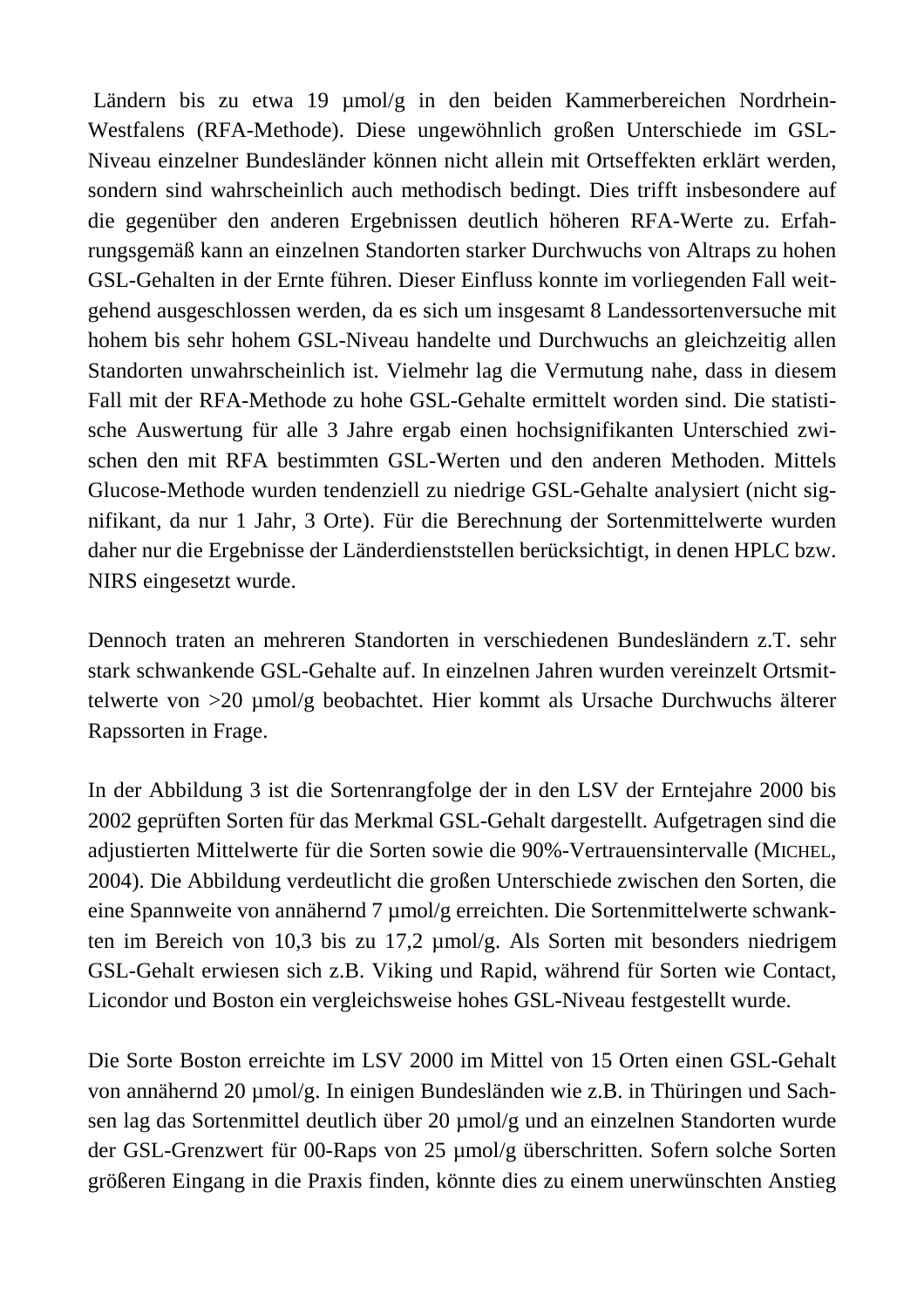Ländern bis zu etwa 19 µmol/g in den beiden Kammerbereichen Nordrhein-Westfalens (RFA-Methode). Diese ungewöhnlich großen Unterschiede im GSL-Niveau einzelner Bundesländer können nicht allein mit Ortseffekten erklärt werden, sondern sind wahrscheinlich auch methodisch bedingt. Dies trifft insbesondere auf die gegenüber den anderen Ergebnissen deutlich höheren RFA-Werte zu. Erfahrungsgemäß kann an einzelnen Standorten starker Durchwuchs von Altraps zu hohen GSL-Gehalten in der Ernte führen. Dieser Einfluss konnte im vorliegenden Fall weitgehend ausgeschlossen werden, da es sich um insgesamt 8 Landessortenversuche mit hohem bis sehr hohem GSL-Niveau handelte und Durchwuchs an gleichzeitig allen Standorten unwahrscheinlich ist. Vielmehr lag die Vermutung nahe, dass in diesem Fall mit der RFA-Methode zu hohe GSL-Gehalte ermittelt worden sind. Die statistische Auswertung für alle 3 Jahre ergab einen hochsignifikanten Unterschied zwischen den mit RFA bestimmten GSL-Werten und den anderen Methoden. Mittels Glucose-Methode wurden tendenziell zu niedrige GSL-Gehalte analysiert (nicht signifikant, da nur 1 Jahr, 3 Orte). Für die Berechnung der Sortenmittelwerte wurden daher nur die Ergebnisse der Länderdienststellen berücksichtigt, in denen HPLC bzw. NIRS eingesetzt wurde.

Dennoch traten an mehreren Standorten in verschiedenen Bundesländern z.T. sehr stark schwankende GSL-Gehalte auf. In einzelnen Jahren wurden vereinzelt Ortsmittelwerte von >20 µmol/g beobachtet. Hier kommt als Ursache Durchwuchs älterer Rapssorten in Frage.

In der Abbildung 3 ist die Sortenrangfolge der in den LSV der Erntejahre 2000 bis 2002 geprüften Sorten für das Merkmal GSL-Gehalt dargestellt. Aufgetragen sind die adjustierten Mittelwerte für die Sorten sowie die 90%-Vertrauensintervalle (MICHEL, 2004). Die Abbildung verdeutlicht die großen Unterschiede zwischen den Sorten, die eine Spannweite von annähernd 7 µmol/g erreichten. Die Sortenmittelwerte schwankten im Bereich von 10,3 bis zu 17,2 µmol/g. Als Sorten mit besonders niedrigem GSL-Gehalt erwiesen sich z.B. Viking und Rapid, während für Sorten wie Contact, Licondor und Boston ein vergleichsweise hohes GSL-Niveau festgestellt wurde.

Die Sorte Boston erreichte im LSV 2000 im Mittel von 15 Orten einen GSL-Gehalt von annähernd 20 µmol/g. In einigen Bundesländen wie z.B. in Thüringen und Sachsen lag das Sortenmittel deutlich über 20 µmol/g und an einzelnen Standorten wurde der GSL-Grenzwert für 00-Raps von 25 µmol/g überschritten. Sofern solche Sorten größeren Eingang in die Praxis finden, könnte dies zu einem unerwünschten Anstieg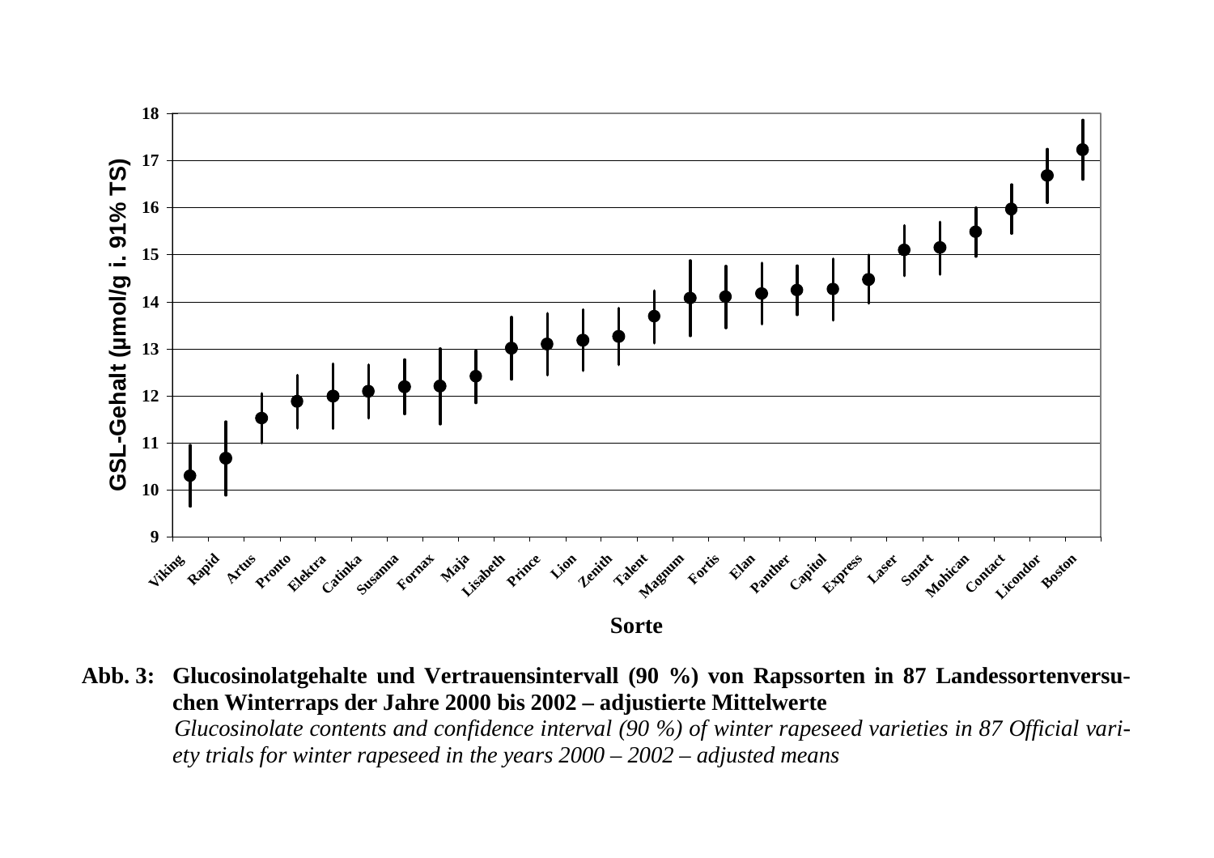**Abb. 3: Glucosinolatgehalte und Vertrauensintervall (90 %) von Rapssorten in 87 Landessortenversuchen Winterraps der Jahre 2000 bis 2002 – adjustierte Mittelwerte**

*Glucosinolate contents and confidence interval (90 %) of winter rapeseed varieties in 87 Official variety trials for winter rapeseed in the years 2000 – 2002 – adjusted means*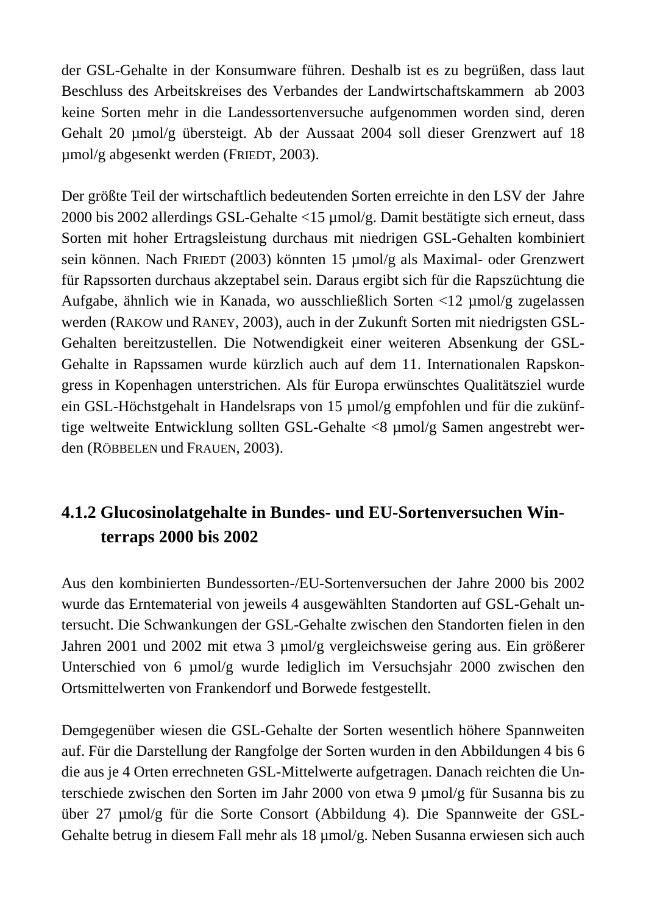der GSL-Gehalte in der Konsumware führen. Deshalb ist es zu begrüßen, dass laut Beschluss des Arbeitskreises des Verbandes der Landwirtschaftskammern ab 2003 keine Sorten mehr in die Landessortenversuche aufgenommen worden sind, deren Gehalt 20 µmol/g übersteigt. Ab der Aussaat 2004 soll dieser Grenzwert auf 18 µmol/g abgesenkt werden (FRIEDT, 2003).

Der größte Teil der wirtschaftlich bedeutenden Sorten erreichte in den LSV der Jahre 2000 bis 2002 allerdings GSL-Gehalte <15 µmol/g. Damit bestätigte sich erneut, dass Sorten mit hoher Ertragsleistung durchaus mit niedrigen GSL-Gehalten kombiniert sein können. Nach FRIEDT (2003) könnten 15 µmol/g als Maximal- oder Grenzwert für Rapssorten durchaus akzeptabel sein. Daraus ergibt sich für die Rapszüchtung die Aufgabe, ähnlich wie in Kanada, wo ausschließlich Sorten <12 µmol/g zugelassen werden (RAKOW und RANEY, 2003), auch in der Zukunft Sorten mit niedrigsten GSL-Gehalten bereitzustellen. Die Notwendigkeit einer weiteren Absenkung der GSL-Gehalte in Rapssamen wurde kürzlich auch auf dem 11. Internationalen Rapskongress in Kopenhagen unterstrichen. Als für Europa erwünschtes Qualitätsziel wurde ein GSL-Höchstgehalt in Handelsraps von 15 µmol/g empfohlen und für die zukünftige weltweite Entwicklung sollten GSL-Gehalte <8 µmol/g Samen angestrebt werden (RÖBBELEN und FRAUEN, 2003).

### 4.1.2 Glucosinolatgehalte in Bundes- und EU-Sortenversuchen Winterraps 2000 bis 2002

Aus den kombinierten Bundessorten-/EU-Sortenversuchen der Jahre 2000 bis 2002 wurde das Erntematerial von jeweils 4 ausgewählten Standorten auf GSL-Gehalt untersucht. Die Schwankungen der GSL-Gehalte zwischen den Standorten fielen in den Jahren 2001 und 2002 mit etwa 3 µmol/g vergleichsweise gering aus. Ein größerer Unterschied von 6 µmol/g wurde lediglich im Versuchsjahr 2000 zwischen den Ortsmittelwerten von Frankendorf und Borwede festgestellt.

Demgegenüber wiesen die GSL-Gehalte der Sorten wesentlich höhere Spannweiten auf. Für die Darstellung der Rangfolge der Sorten wurden in den Abbildungen 4 bis 6 die aus je 4 Orten errechneten GSL-Mittelwerte aufgetragen. Danach reichten die Unterschiede zwischen den Sorten im Jahr 2000 von etwa 9 µmol/g für Susanna bis zu über 27 µmol/g für die Sorte Consort (Abbildung 4). Die Spannweite der GSL-Gehalte betrug in diesem Fall mehr als 18 µmol/g. Neben Susanna erwiesen sich auch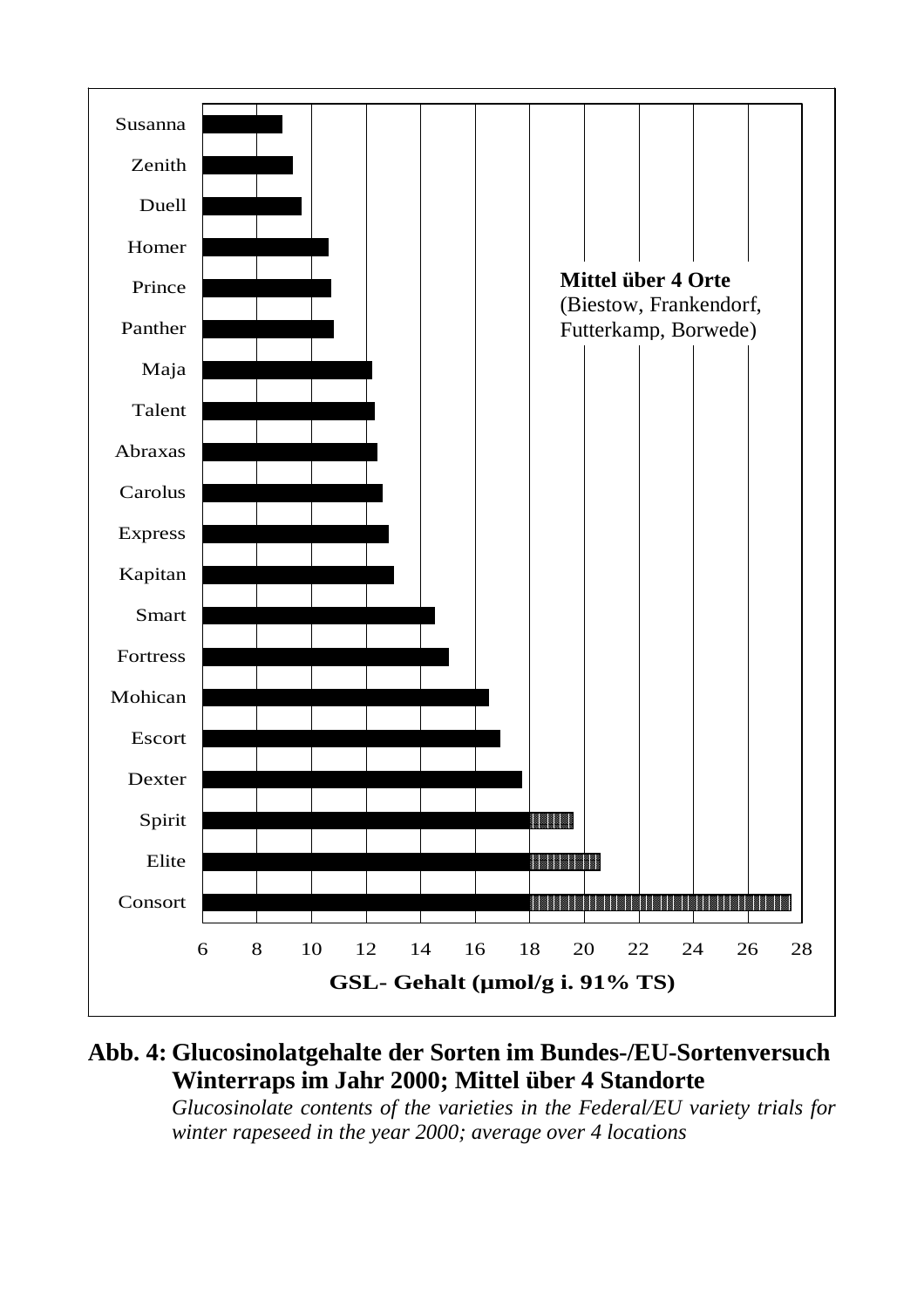Susanna
Zenith
Duell
Homer
Prince
Panther
Maja
Talent
Abraxas
Carolus
Express
Kapitan
Smart
Fortress
Mohican
Escort
Dexter
Spirit
Elite
Consort

**Mittel über 4 Orte**
(Biestow, Frankendorf, Futterkamp, Borwede)

6 8 10 12 14 16 18 20 22 24 26 28

**GSL- Gehalt (µmol/g i. 91% TS)**

**Abb. 4: Glucosinolatgehalte der Sorten im Bundes-/EU-Sortenversuch Winterraps im Jahr 2000; Mittel über 4 Standorte**

*Glucosinolate contents of the varieties in the Federal/EU variety trials for winter rapeseed in the year 2000; average over 4 locations*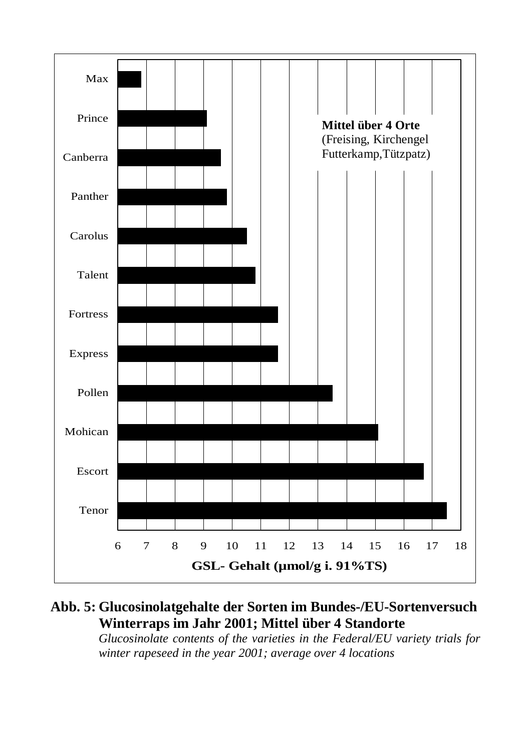Mittel über 4 Orte
(Freising, Kirchengel Futterkamp,Tützpatz)

| Sorte | GSL- Gehalt (µmol/g i. 91%TS) |
|---|---|
| Max | 6,8 |
| Prince | 9,1 |
| Canberra | 9,6 |
| Panther | 9,8 |
| Carolus | 10,5 |
| Talent | 10,8 |
| Fortress | 11,6 |
| Express | 11,6 |
| Pollen | 13,5 |
| Mohican | 15,1 |
| Escort | 16,7 |
| Tenor | 17,5 |

**Abb. 5: Glucosinolatgehalte der Sorten im Bundes-/EU-Sortenversuch Winterraps im Jahr 2001; Mittel über 4 Standorte**

*Glucosinolate contents of the varieties in the Federal/EU variety trials for winter rapeseed in the year 2001; average over 4 locations*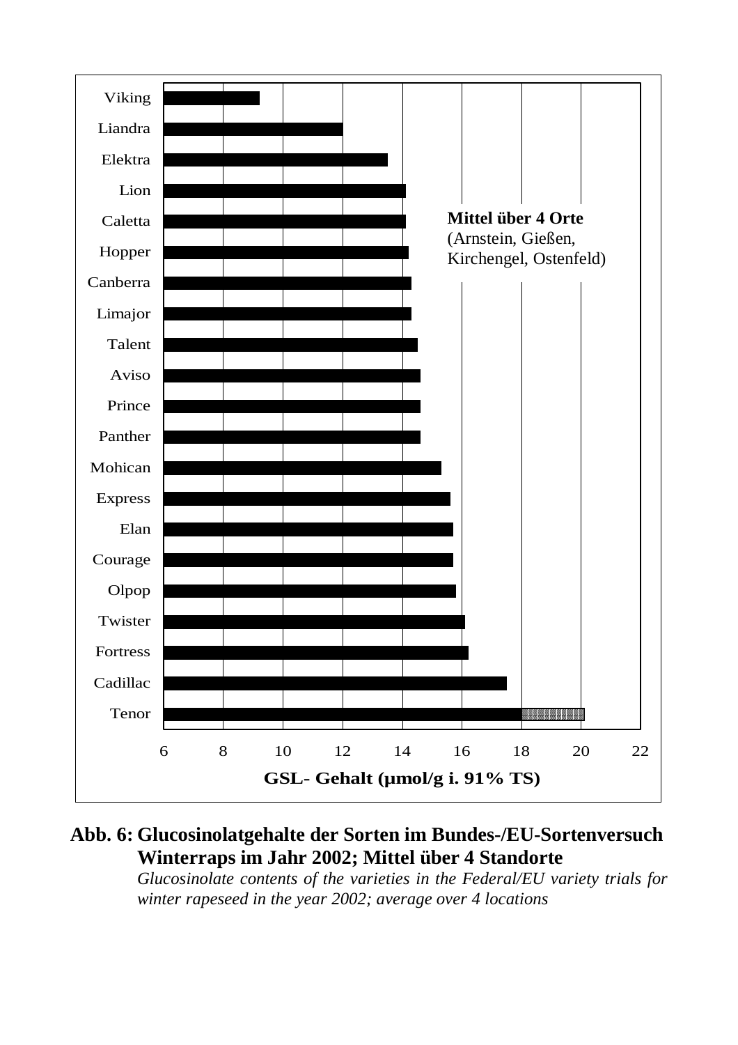Mittel über 4 Orte
(Arnstein, Gießen, Kirchengel, Ostenfeld)

| Sorte | GSL-Gehalt (µmol/g i. 91% TS) |
|---|---|
| Viking | |
| Liandra | |
| Elektra | |
| Lion | |
| Caletta | |
| Hopper | |
| Canberra | |
| Limajor | |
| Talent | |
| Aviso | |
| Prince | |
| Panther | |
| Mohican | |
| Express | |
| Elan | |
| Courage | |
| Olpop | |
| Twister | |
| Fortress | |
| Cadillac | |
| Tenor | |

GSL- Gehalt (µmol/g i. 91% TS)

**Abb. 6: Glucosinolatgehalte der Sorten im Bundes-/EU-Sortenversuch Winterraps im Jahr 2002; Mittel über 4 Standorte**

*Glucosinolate contents of the varieties in the Federal/EU variety trials for winter rapeseed in the year 2002; average over 4 locations*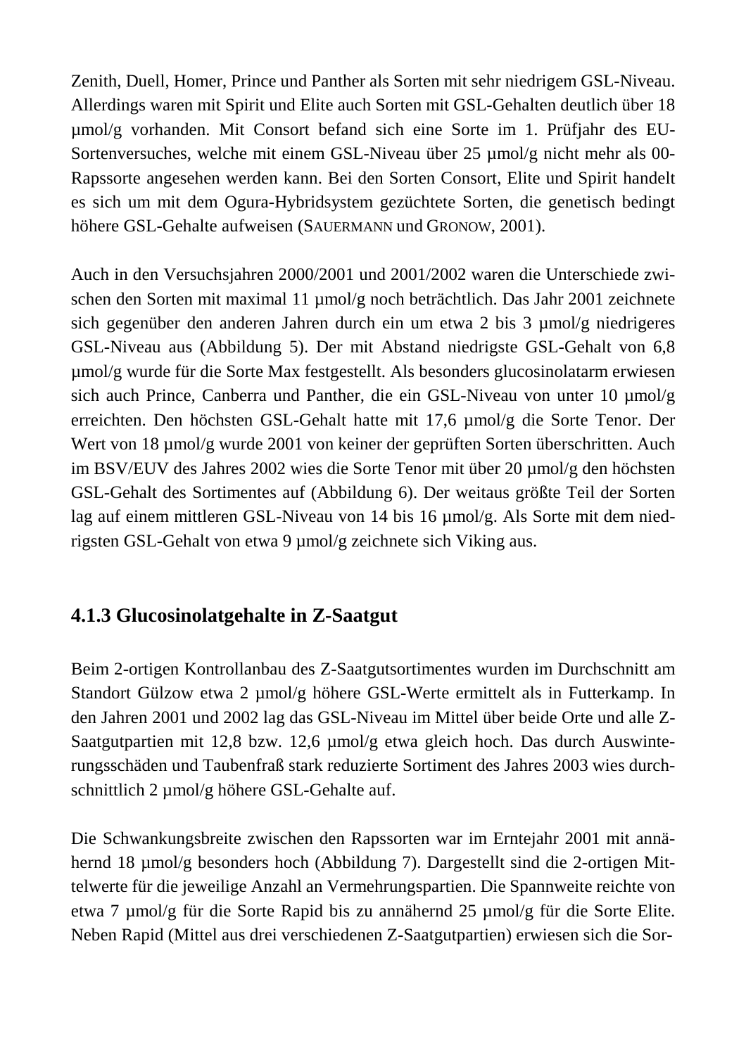Zenith, Duell, Homer, Prince und Panther als Sorten mit sehr niedrigem GSL-Niveau. Allerdings waren mit Spirit und Elite auch Sorten mit GSL-Gehalten deutlich über 18 µmol/g vorhanden. Mit Consort befand sich eine Sorte im 1. Prüfjahr des EU-Sortenversuches, welche mit einem GSL-Niveau über 25 µmol/g nicht mehr als 00-Rapssorte angesehen werden kann. Bei den Sorten Consort, Elite und Spirit handelt es sich um mit dem Ogura-Hybridsystem gezüchtete Sorten, die genetisch bedingt höhere GSL-Gehalte aufweisen (SAUERMANN und GRONOW, 2001).

Auch in den Versuchsjahren 2000/2001 und 2001/2002 waren die Unterschiede zwischen den Sorten mit maximal 11 µmol/g noch beträchtlich. Das Jahr 2001 zeichnete sich gegenüber den anderen Jahren durch ein um etwa 2 bis 3 µmol/g niedrigeres GSL-Niveau aus (Abbildung 5). Der mit Abstand niedrigste GSL-Gehalt von 6,8 µmol/g wurde für die Sorte Max festgestellt. Als besonders glucosinolatarm erwiesen sich auch Prince, Canberra und Panther, die ein GSL-Niveau von unter 10 µmol/g erreichten. Den höchsten GSL-Gehalt hatte mit 17,6 µmol/g die Sorte Tenor. Der Wert von 18 µmol/g wurde 2001 von keiner der geprüften Sorten überschritten. Auch im BSV/EUV des Jahres 2002 wies die Sorte Tenor mit über 20 µmol/g den höchsten GSL-Gehalt des Sortimentes auf (Abbildung 6). Der weitaus größte Teil der Sorten lag auf einem mittleren GSL-Niveau von 14 bis 16 µmol/g. Als Sorte mit dem niedrigsten GSL-Gehalt von etwa 9 µmol/g zeichnete sich Viking aus.

### 4.1.3 Glucosinolatgehalte in Z-Saatgut

Beim 2-ortigen Kontrollanbau des Z-Saatgutsortimentes wurden im Durchschnitt am Standort Gülzow etwa 2 µmol/g höhere GSL-Werte ermittelt als in Futterkamp. In den Jahren 2001 und 2002 lag das GSL-Niveau im Mittel über beide Orte und alle Z-Saatgutpartien mit 12,8 bzw. 12,6 µmol/g etwa gleich hoch. Das durch Auswinterungsschäden und Taubenfraß stark reduzierte Sortiment des Jahres 2003 wies durchschnittlich 2 µmol/g höhere GSL-Gehalte auf.

Die Schwankungsbreite zwischen den Rapssorten war im Erntejahr 2001 mit annähernd 18 µmol/g besonders hoch (Abbildung 7). Dargestellt sind die 2-ortigen Mittelwerte für die jeweilige Anzahl an Vermehrungspartien. Die Spannweite reichte von etwa 7 µmol/g für die Sorte Rapid bis zu annähernd 25 µmol/g für die Sorte Elite. Neben Rapid (Mittel aus drei verschiedenen Z-Saatgutpartien) erwiesen sich die Sor-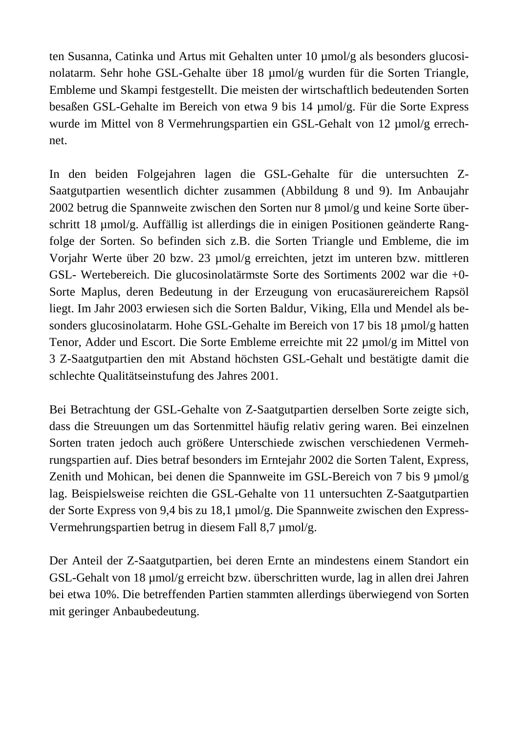ten Susanna, Catinka und Artus mit Gehalten unter 10 µmol/g als besonders glucosinolatarm. Sehr hohe GSL-Gehalte über 18 µmol/g wurden für die Sorten Triangle, Embleme und Skampi festgestellt. Die meisten der wirtschaftlich bedeutenden Sorten besaßen GSL-Gehalte im Bereich von etwa 9 bis 14 µmol/g. Für die Sorte Express wurde im Mittel von 8 Vermehrungspartien ein GSL-Gehalt von 12 µmol/g errechnet.

In den beiden Folgejahren lagen die GSL-Gehalte für die untersuchten Z-Saatgutpartien wesentlich dichter zusammen (Abbildung 8 und 9). Im Anbaujahr 2002 betrug die Spannweite zwischen den Sorten nur 8 µmol/g und keine Sorte überschritt 18 µmol/g. Auffällig ist allerdings die in einigen Positionen geänderte Rangfolge der Sorten. So befinden sich z.B. die Sorten Triangle und Embleme, die im Vorjahr Werte über 20 bzw. 23 µmol/g erreichten, jetzt im unteren bzw. mittleren GSL- Wertebereich. Die glucosinolatärmste Sorte des Sortiments 2002 war die +0-Sorte Maplus, deren Bedeutung in der Erzeugung von erucasäurereichem Rapsöl liegt. Im Jahr 2003 erwiesen sich die Sorten Baldur, Viking, Ella und Mendel als besonders glucosinolatarm. Hohe GSL-Gehalte im Bereich von 17 bis 18 µmol/g hatten Tenor, Adder und Escort. Die Sorte Embleme erreichte mit 22 µmol/g im Mittel von 3 Z-Saatgutpartien den mit Abstand höchsten GSL-Gehalt und bestätigte damit die schlechte Qualitätseinstufung des Jahres 2001.

Bei Betrachtung der GSL-Gehalte von Z-Saatgutpartien derselben Sorte zeigte sich, dass die Streuungen um das Sortenmittel häufig relativ gering waren. Bei einzelnen Sorten traten jedoch auch größere Unterschiede zwischen verschiedenen Vermehrungspartien auf. Dies betraf besonders im Erntejahr 2002 die Sorten Talent, Express, Zenith und Mohican, bei denen die Spannweite im GSL-Bereich von 7 bis 9 µmol/g lag. Beispielsweise reichten die GSL-Gehalte von 11 untersuchten Z-Saatgutpartien der Sorte Express von 9,4 bis zu 18,1 µmol/g. Die Spannweite zwischen den Express-Vermehrungspartien betrug in diesem Fall 8,7 µmol/g.

Der Anteil der Z-Saatgutpartien, bei deren Ernte an mindestens einem Standort ein GSL-Gehalt von 18 µmol/g erreicht bzw. überschritten wurde, lag in allen drei Jahren bei etwa 10%. Die betreffenden Partien stammten allerdings überwiegend von Sorten mit geringer Anbaubedeutung.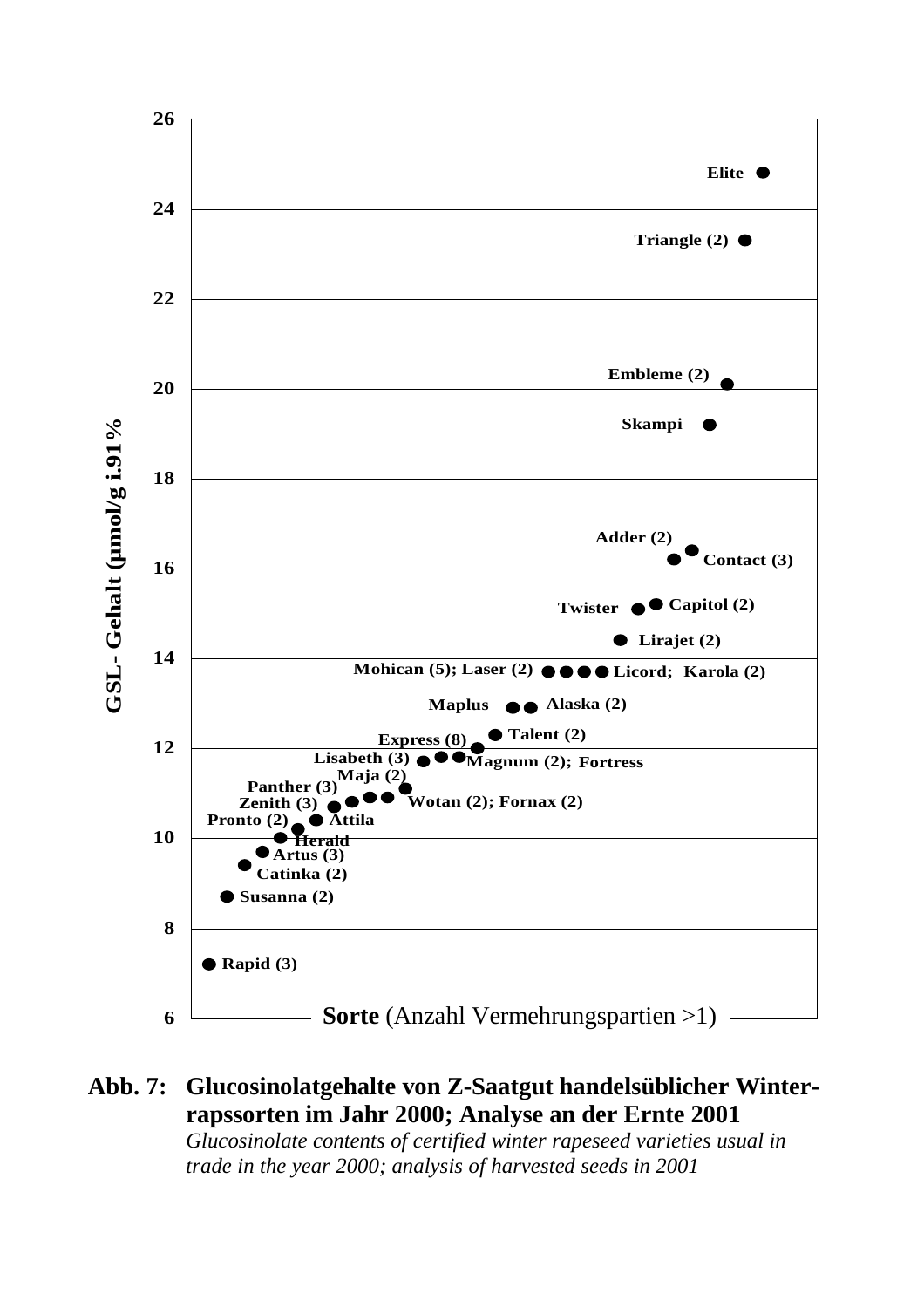**GSL- Gehalt (µmol/g i.91%**

**Sorte** (Anzahl Vermehrungspartien >1)

Elite; Triangle (2); Embleme (2); Skampi; Adder (2); Contact (3); Twister; Capitol (2); Lirajet (2); Mohican (5); Laser (2); Licord; Karola (2); Maplus; Alaska (2); Express (8); Talent (2); Lisabeth (3); Magnum (2); Fortress; Maja (2); Panther (3); Zenith (3); Wotan (2); Fornax (2); Pronto (2); Attila; Herald; Artus (3); Catinka (2); Susanna (2); Rapid (3)

**Abb. 7: Glucosinolatgehalte von Z-Saatgut handelsüblicher Winterrapssorten im Jahr 2000; Analyse an der Ernte 2001**
*Glucosinolate contents of certified winter rapeseed varieties usual in trade in the year 2000; analysis of harvested seeds in 2001*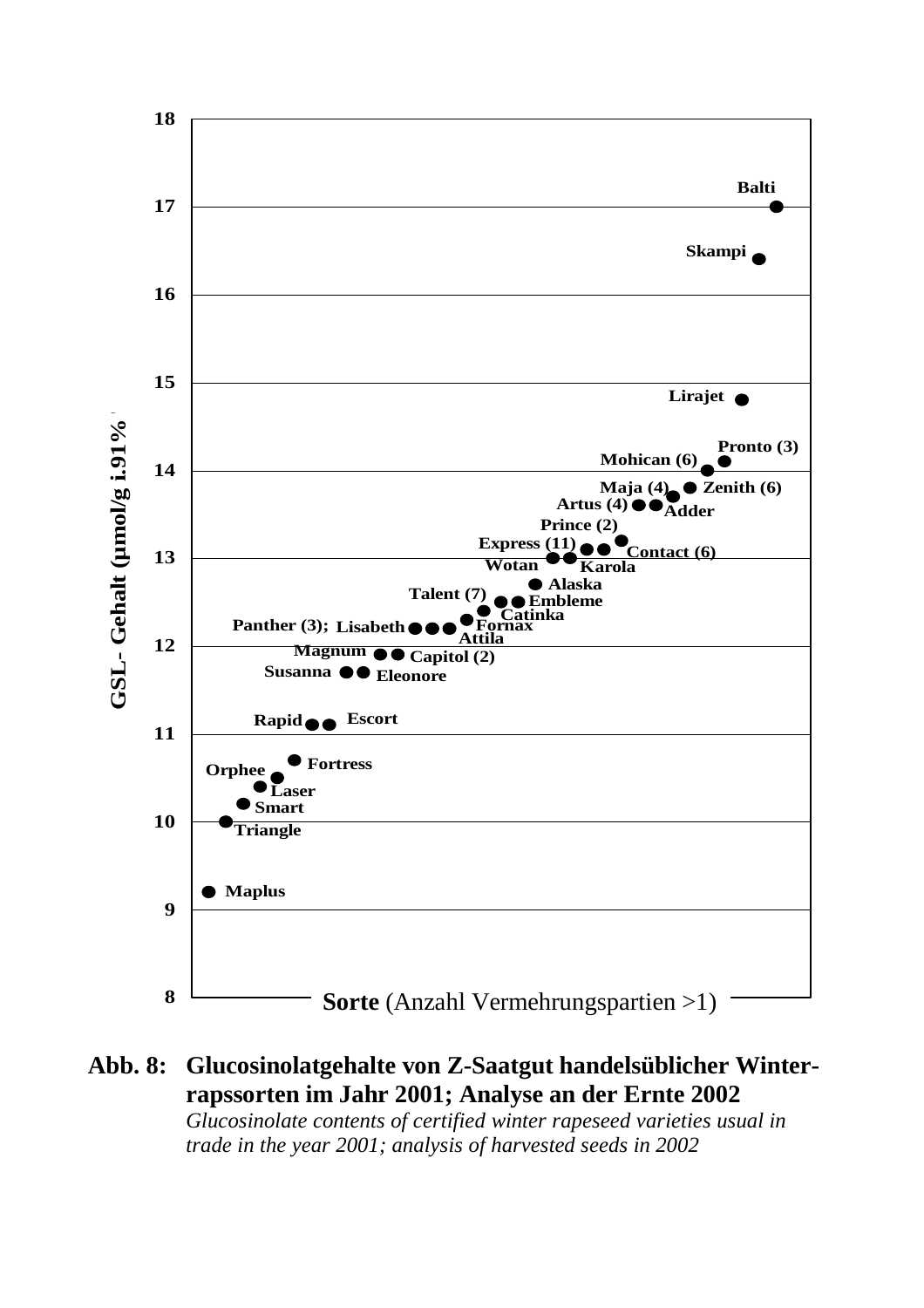**Abb. 8: Glucosinolatgehalte von Z-Saatgut handelsüblicher Winterrapssorten im Jahr 2001; Analyse an der Ernte 2002**

*Glucosinolate contents of certified winter rapeseed varieties usual in trade in the year 2001; analysis of harvested seeds in 2002*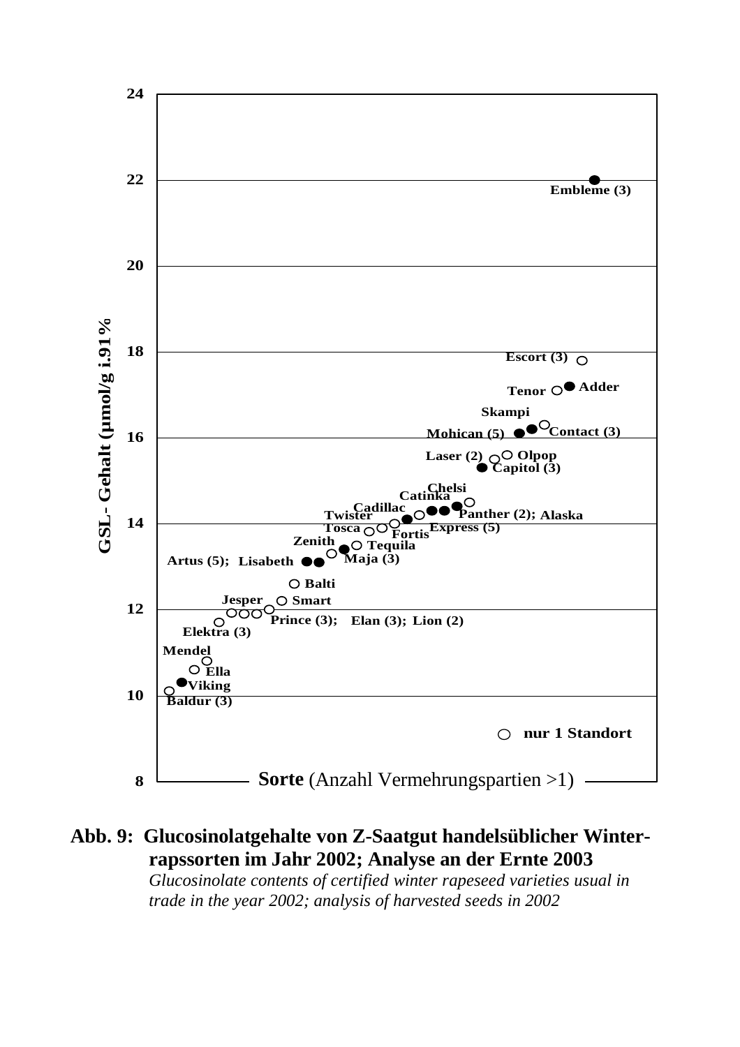24

22

Embleme (3)

20

18

Escort (3)

Tenor Adder

Skampi

Mohican (5) Contact (3)

16

Laser (2) Olpop

Capitol (3)

Chelsi

Catinka

Cadillac

Twister Panther (2); Alaska

Tosca Express (5)

Fortis

14

Zenith Tequila

Maja (3)

Artus (5); Lisabeth

Balti

Jesper Smart

12

Prince (3); Elan (3); Lion (2)

Elektra (3)

Mendel

Ella

Viking

10

Baldur (3)

nur 1 Standort

8

GSL- Gehalt (µmol/g i.91 %

**Sorte** (Anzahl Vermehrungspartien >1)

**Abb. 9: Glucosinolatgehalte von Z-Saatgut handelsüblicher Winterrapssorten im Jahr 2002; Analyse an der Ernte 2003**

*Glucosinolate contents of certified winter rapeseed varieties usual in trade in the year 2002; analysis of harvested seeds in 2002*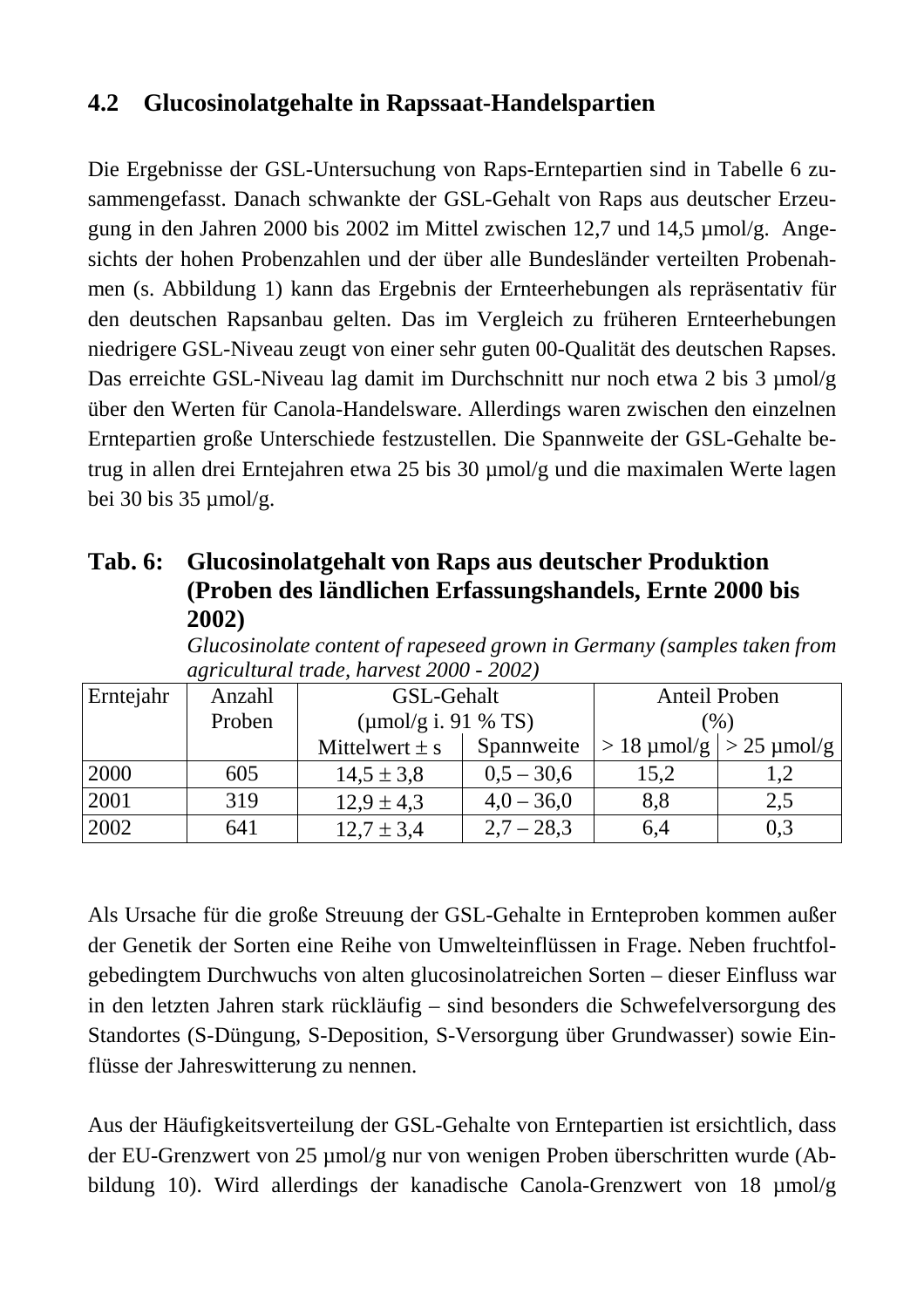## 4.2 Glucosinolatgehalte in Rapssaat-Handelspartien

Die Ergebnisse der GSL-Untersuchung von Raps-Erntepartien sind in Tabelle 6 zusammengefasst. Danach schwankte der GSL-Gehalt von Raps aus deutscher Erzeugung in den Jahren 2000 bis 2002 im Mittel zwischen 12,7 und 14,5 µmol/g. Angesichts der hohen Probenzahlen und der über alle Bundesländer verteilten Probenahmen (s. Abbildung 1) kann das Ergebnis der Ernteerhebungen als repräsentativ für den deutschen Rapsanbau gelten. Das im Vergleich zu früheren Ernteerhebungen niedrigere GSL-Niveau zeugt von einer sehr guten 00-Qualität des deutschen Rapses. Das erreichte GSL-Niveau lag damit im Durchschnitt nur noch etwa 2 bis 3 µmol/g über den Werten für Canola-Handelsware. Allerdings waren zwischen den einzelnen Erntepartien große Unterschiede festzustellen. Die Spannweite der GSL-Gehalte betrug in allen drei Erntejahren etwa 25 bis 30 µmol/g und die maximalen Werte lagen bei 30 bis 35 µmol/g.

**Tab. 6: Glucosinolatgehalt von Raps aus deutscher Produktion (Proben des ländlichen Erfassungshandels, Ernte 2000 bis 2002)**

*Glucosinolate content of rapeseed grown in Germany (samples taken from agricultural trade, harvest 2000 - 2002)*

| Erntejahr | Anzahl Proben | GSL-Gehalt (µmol/g i. 91 % TS) | | Anteil Proben (%) | |
|---|---|---|---|---|---|
| | | Mittelwert ± s | Spannweite | > 18 µmol/g | > 25 µmol/g |
| 2000 | 605 | 14,5 ± 3,8 | 0,5 – 30,6 | 15,2 | 1,2 |
| 2001 | 319 | 12,9 ± 4,3 | 4,0 – 36,0 | 8,8 | 2,5 |
| 2002 | 641 | 12,7 ± 3,4 | 2,7 – 28,3 | 6,4 | 0,3 |

Als Ursache für die große Streuung der GSL-Gehalte in Ernteproben kommen außer der Genetik der Sorten eine Reihe von Umwelteinflüssen in Frage. Neben fruchtfolgebedingtem Durchwuchs von alten glucosinolatreichen Sorten – dieser Einfluss war in den letzten Jahren stark rückläufig – sind besonders die Schwefelversorgung des Standortes (S-Düngung, S-Deposition, S-Versorgung über Grundwasser) sowie Einflüsse der Jahreswitterung zu nennen.

Aus der Häufigkeitsverteilung der GSL-Gehalte von Erntepartien ist ersichtlich, dass der EU-Grenzwert von 25 µmol/g nur von wenigen Proben überschritten wurde (Abbildung 10). Wird allerdings der kanadische Canola-Grenzwert von 18 µmol/g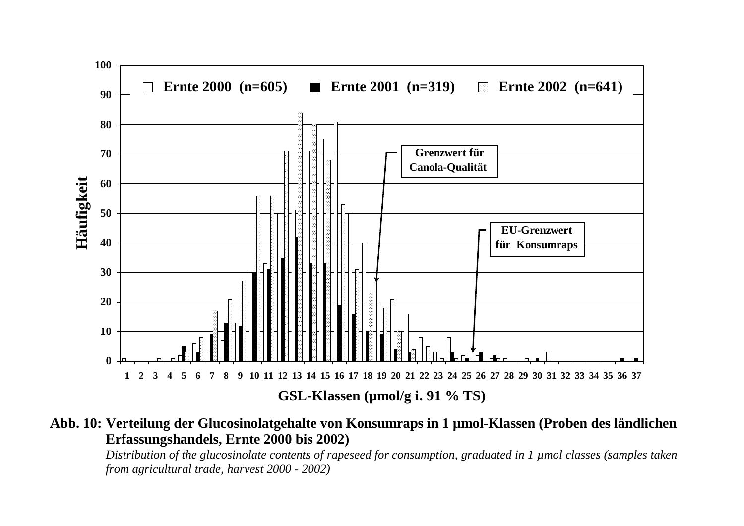**Abb. 10: Verteilung der Glucosinolatgehalte von Konsumraps in 1 µmol-Klassen (Proben des ländlichen Erfassungshandels, Ernte 2000 bis 2002)**

*Distribution of the glucosinolate contents of rapeseed for consumption, graduated in 1 µmol classes (samples taken from agricultural trade, harvest 2000 - 2002)*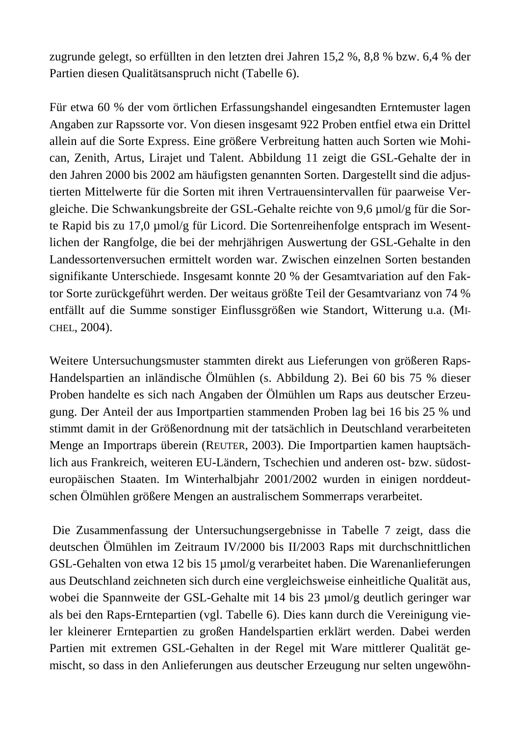zugrunde gelegt, so erfüllten in den letzten drei Jahren 15,2 %, 8,8 % bzw. 6,4 % der Partien diesen Qualitätsanspruch nicht (Tabelle 6).

Für etwa 60 % der vom örtlichen Erfassungshandel eingesandten Erntemuster lagen Angaben zur Rapssorte vor. Von diesen insgesamt 922 Proben entfiel etwa ein Drittel allein auf die Sorte Express. Eine größere Verbreitung hatten auch Sorten wie Mohican, Zenith, Artus, Lirajet und Talent. Abbildung 11 zeigt die GSL-Gehalte der in den Jahren 2000 bis 2002 am häufigsten genannten Sorten. Dargestellt sind die adjustierten Mittelwerte für die Sorten mit ihren Vertrauensintervallen für paarweise Vergleiche. Die Schwankungsbreite der GSL-Gehalte reichte von 9,6 µmol/g für die Sorte Rapid bis zu 17,0 µmol/g für Licord. Die Sortenreihenfolge entsprach im Wesentlichen der Rangfolge, die bei der mehrjährigen Auswertung der GSL-Gehalte in den Landessortenversuchen ermittelt worden war. Zwischen einzelnen Sorten bestanden signifikante Unterschiede. Insgesamt konnte 20 % der Gesamtvariation auf den Faktor Sorte zurückgeführt werden. Der weitaus größte Teil der Gesamtvarianz von 74 % entfällt auf die Summe sonstiger Einflussgrößen wie Standort, Witterung u.a. (MICHEL, 2004).

Weitere Untersuchungsmuster stammten direkt aus Lieferungen von größeren Raps-Handelspartien an inländische Ölmühlen (s. Abbildung 2). Bei 60 bis 75 % dieser Proben handelte es sich nach Angaben der Ölmühlen um Raps aus deutscher Erzeugung. Der Anteil der aus Importpartien stammenden Proben lag bei 16 bis 25 % und stimmt damit in der Größenordnung mit der tatsächlich in Deutschland verarbeiteten Menge an Importraps überein (REUTER, 2003). Die Importpartien kamen hauptsächlich aus Frankreich, weiteren EU-Ländern, Tschechien und anderen ost- bzw. südosteuropäischen Staaten. Im Winterhalbjahr 2001/2002 wurden in einigen norddeutschen Ölmühlen größere Mengen an australischem Sommerraps verarbeitet.

Die Zusammenfassung der Untersuchungsergebnisse in Tabelle 7 zeigt, dass die deutschen Ölmühlen im Zeitraum IV/2000 bis II/2003 Raps mit durchschnittlichen GSL-Gehalten von etwa 12 bis 15 µmol/g verarbeitet haben. Die Warenanlieferungen aus Deutschland zeichneten sich durch eine vergleichsweise einheitliche Qualität aus, wobei die Spannweite der GSL-Gehalte mit 14 bis 23 µmol/g deutlich geringer war als bei den Raps-Erntepartien (vgl. Tabelle 6). Dies kann durch die Vereinigung vieler kleinerer Erntepartien zu großen Handelspartien erklärt werden. Dabei werden Partien mit extremen GSL-Gehalten in der Regel mit Ware mittlerer Qualität gemischt, so dass in den Anlieferungen aus deutscher Erzeugung nur selten ungewöhn-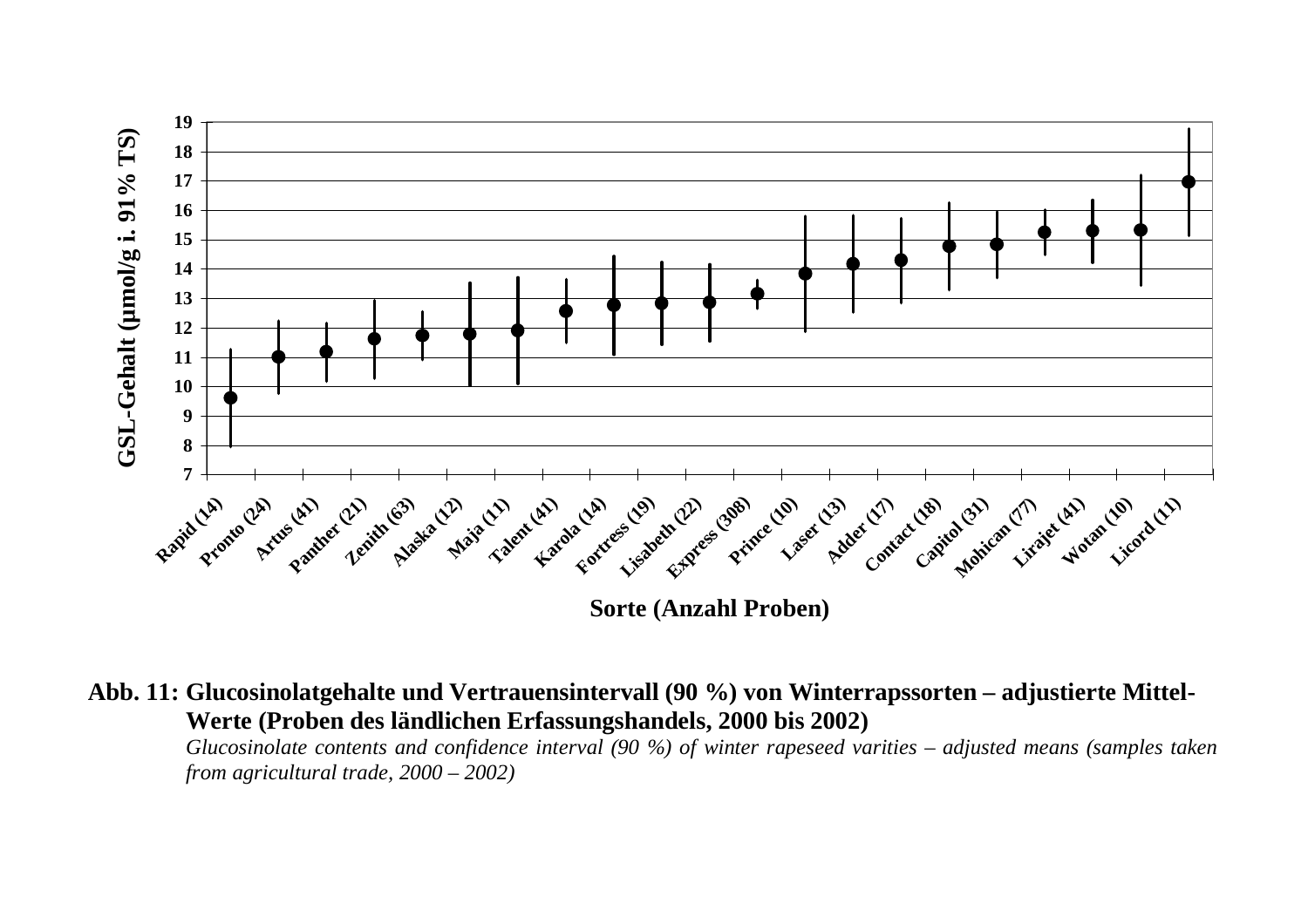**Abb. 11: Glucosinolatgehalte und Vertrauensintervall (90 %) von Winterrapssorten – adjustierte Mittel-Werte (Proben des ländlichen Erfassungshandels, 2000 bis 2002)**

*Glucosinolate contents and confidence interval (90 %) of winter rapeseed varities – adjusted means (samples taken from agricultural trade, 2000 – 2002)*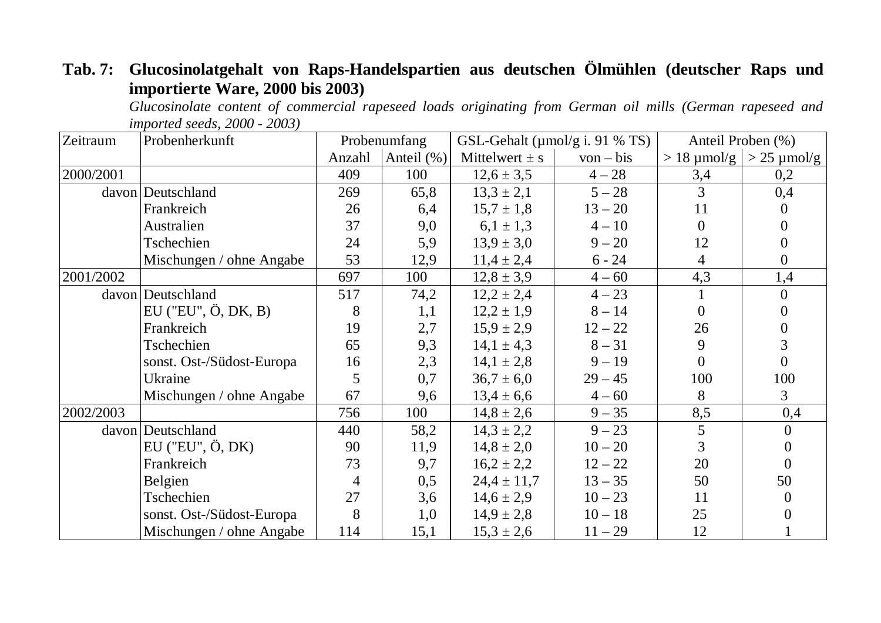**Tab. 7: Glucosinolatgehalt von Raps-Handelspartien aus deutschen Ölmühlen (deutscher Raps und importierte Ware, 2000 bis 2003)**

*Glucosinolate content of commercial rapeseed loads originating from German oil mills (German rapeseed and imported seeds, 2000 - 2003)*

| Zeitraum | Probenherkunft | Probenumfang | | GSL-Gehalt (µmol/g i. 91 % TS) | | Anteil Proben (%) | |
|---|---|---|---|---|---|---|---|
| | | Anzahl | Anteil (%) | Mittelwert ± s | von – bis | > 18 µmol/g | > 25 µmol/g |
| 2000/2001 | | 409 | 100 | 12,6 ± 3,5 | 4 – 28 | 3,4 | 0,2 |
| davon | Deutschland | 269 | 65,8 | 13,3 ± 2,1 | 5 – 28 | 3 | 0,4 |
| | Frankreich | 26 | 6,4 | 15,7 ± 1,8 | 13 – 20 | 11 | 0 |
| | Australien | 37 | 9,0 | 6,1 ± 1,3 | 4 – 10 | 0 | 0 |
| | Tschechien | 24 | 5,9 | 13,9 ± 3,0 | 9 – 20 | 12 | 0 |
| | Mischungen / ohne Angabe | 53 | 12,9 | 11,4 ± 2,4 | 6 - 24 | 4 | 0 |
| 2001/2002 | | 697 | 100 | 12,8 ± 3,9 | 4 – 60 | 4,3 | 1,4 |
| davon | Deutschland | 517 | 74,2 | 12,2 ± 2,4 | 4 – 23 | 1 | 0 |
| | EU ("EU", Ö, DK, B) | 8 | 1,1 | 12,2 ± 1,9 | 8 – 14 | 0 | 0 |
| | Frankreich | 19 | 2,7 | 15,9 ± 2,9 | 12 – 22 | 26 | 0 |
| | Tschechien | 65 | 9,3 | 14,1 ± 4,3 | 8 – 31 | 9 | 3 |
| | sonst. Ost-/Südost-Europa | 16 | 2,3 | 14,1 ± 2,8 | 9 – 19 | 0 | 0 |
| | Ukraine | 5 | 0,7 | 36,7 ± 6,0 | 29 – 45 | 100 | 100 |
| | Mischungen / ohne Angabe | 67 | 9,6 | 13,4 ± 6,6 | 4 – 60 | 8 | 3 |
| 2002/2003 | | 756 | 100 | 14,8 ± 2,6 | 9 – 35 | 8,5 | 0,4 |
| davon | Deutschland | 440 | 58,2 | 14,3 ± 2,2 | 9 – 23 | 5 | 0 |
| | EU ("EU", Ö, DK) | 90 | 11,9 | 14,8 ± 2,0 | 10 – 20 | 3 | 0 |
| | Frankreich | 73 | 9,7 | 16,2 ± 2,2 | 12 – 22 | 20 | 0 |
| | Belgien | 4 | 0,5 | 24,4 ± 11,7 | 13 – 35 | 50 | 50 |
| | Tschechien | 27 | 3,6 | 14,6 ± 2,9 | 10 – 23 | 11 | 0 |
| | sonst. Ost-/Südost-Europa | 8 | 1,0 | 14,9 ± 2,8 | 10 – 18 | 25 | 0 |
| | Mischungen / ohne Angabe | 114 | 15,1 | 15,3 ± 2,6 | 11 – 29 | 12 | 1 |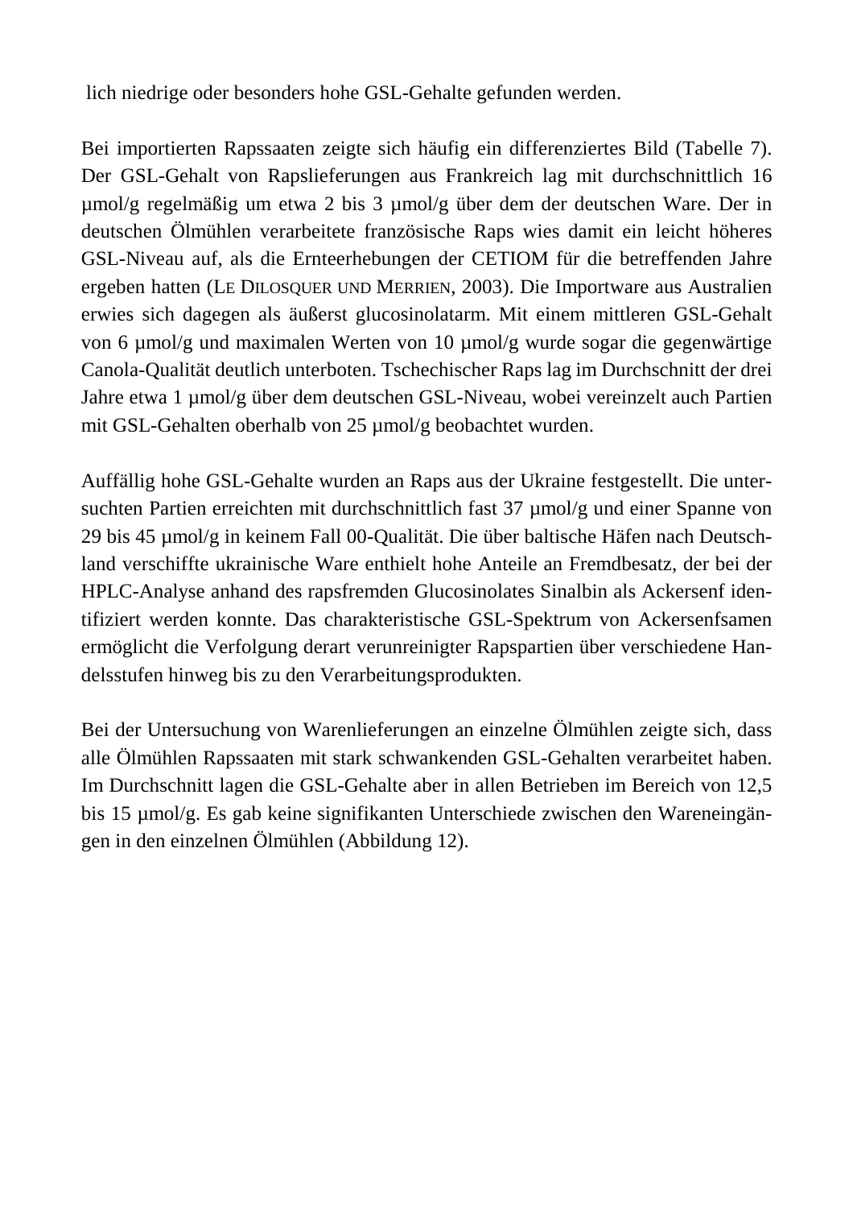lich niedrige oder besonders hohe GSL-Gehalte gefunden werden.

Bei importierten Rapssaaten zeigte sich häufig ein differenziertes Bild (Tabelle 7). Der GSL-Gehalt von Rapslieferungen aus Frankreich lag mit durchschnittlich 16 µmol/g regelmäßig um etwa 2 bis 3 µmol/g über dem der deutschen Ware. Der in deutschen Ölmühlen verarbeitete französische Raps wies damit ein leicht höheres GSL-Niveau auf, als die Ernteerhebungen der CETIOM für die betreffenden Jahre ergeben hatten (LE DILOSQUER UND MERRIEN, 2003). Die Importware aus Australien erwies sich dagegen als äußerst glucosinolatarm. Mit einem mittleren GSL-Gehalt von 6 µmol/g und maximalen Werten von 10 µmol/g wurde sogar die gegenwärtige Canola-Qualität deutlich unterboten. Tschechischer Raps lag im Durchschnitt der drei Jahre etwa 1 µmol/g über dem deutschen GSL-Niveau, wobei vereinzelt auch Partien mit GSL-Gehalten oberhalb von 25 µmol/g beobachtet wurden.

Auffällig hohe GSL-Gehalte wurden an Raps aus der Ukraine festgestellt. Die untersuchten Partien erreichten mit durchschnittlich fast 37 µmol/g und einer Spanne von 29 bis 45 µmol/g in keinem Fall 00-Qualität. Die über baltische Häfen nach Deutschland verschiffte ukrainische Ware enthielt hohe Anteile an Fremdbesatz, der bei der HPLC-Analyse anhand des rapsfremden Glucosinolates Sinalbin als Ackersenf identifiziert werden konnte. Das charakteristische GSL-Spektrum von Ackersenfsamen ermöglicht die Verfolgung derart verunreinigter Rapspartien über verschiedene Handelsstufen hinweg bis zu den Verarbeitungsprodukten.

Bei der Untersuchung von Warenlieferungen an einzelne Ölmühlen zeigte sich, dass alle Ölmühlen Rapssaaten mit stark schwankenden GSL-Gehalten verarbeitet haben. Im Durchschnitt lagen die GSL-Gehalte aber in allen Betrieben im Bereich von 12,5 bis 15 µmol/g. Es gab keine signifikanten Unterschiede zwischen den Wareneingängen in den einzelnen Ölmühlen (Abbildung 12).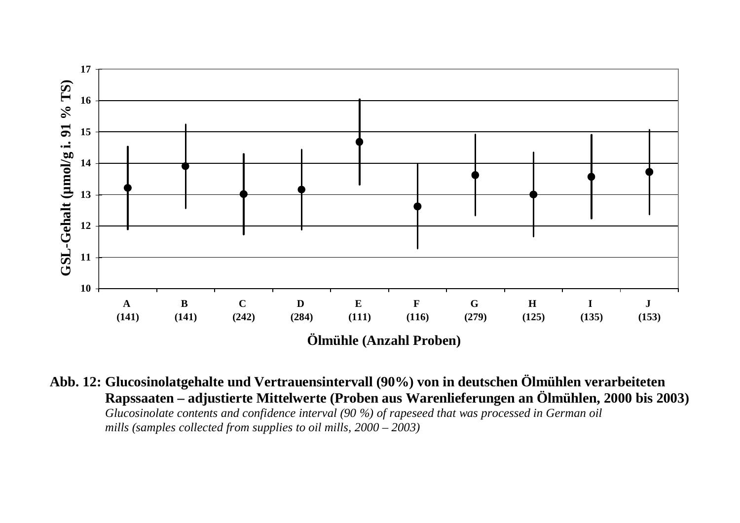**Abb. 12: Glucosinolatgehalte und Vertrauensintervall (90%) von in deutschen Ölmühlen verarbeiteten Rapssaaten – adjustierte Mittelwerte (Proben aus Warenlieferungen an Ölmühlen, 2000 bis 2003)**
*Glucosinolate contents and confidence interval (90 %) of rapeseed that was processed in German oil mills (samples collected from supplies to oil mills, 2000 – 2003)*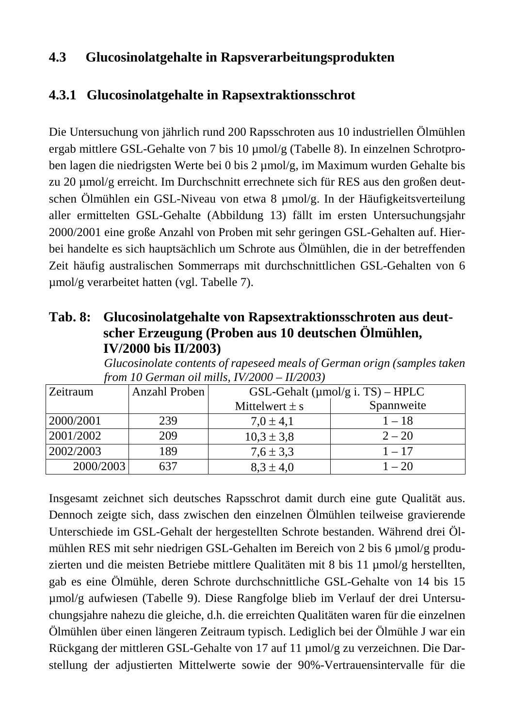## 4.3 Glucosinolatgehalte in Rapsverarbeitungsprodukten

### 4.3.1 Glucosinolatgehalte in Rapsextraktionsschrot

Die Untersuchung von jährlich rund 200 Rapsschroten aus 10 industriellen Ölmühlen ergab mittlere GSL-Gehalte von 7 bis 10 µmol/g (Tabelle 8). In einzelnen Schrotproben lagen die niedrigsten Werte bei 0 bis 2 µmol/g, im Maximum wurden Gehalte bis zu 20 µmol/g erreicht. Im Durchschnitt errechnete sich für RES aus den großen deutschen Ölmühlen ein GSL-Niveau von etwa 8 µmol/g. In der Häufigkeitsverteilung aller ermittelten GSL-Gehalte (Abbildung 13) fällt im ersten Untersuchungsjahr 2000/2001 eine große Anzahl von Proben mit sehr geringen GSL-Gehalten auf. Hierbei handelte es sich hauptsächlich um Schrote aus Ölmühlen, die in der betreffenden Zeit häufig australischen Sommerraps mit durchschnittlichen GSL-Gehalten von 6 µmol/g verarbeitet hatten (vgl. Tabelle 7).

**Tab. 8: Glucosinolatgehalte von Rapsextraktionsschroten aus deutscher Erzeugung (Proben aus 10 deutschen Ölmühlen, IV/2000 bis II/2003)**
*Glucosinolate contents of rapeseed meals of German orign (samples taken from 10 German oil mills, IV/2000 – II/2003)*

| Zeitraum | Anzahl Proben | GSL-Gehalt (µmol/g i. TS) – HPLC | |
|---|---|---|---|
| | | Mittelwert ± s | Spannweite |
| 2000/2001 | 239 | 7,0 ± 4,1 | 1 – 18 |
| 2001/2002 | 209 | 10,3 ± 3,8 | 2 – 20 |
| 2002/2003 | 189 | 7,6 ± 3,3 | 1 – 17 |
| 2000/2003 | 637 | 8,3 ± 4,0 | 1 – 20 |

Insgesamt zeichnet sich deutsches Rapsschrot damit durch eine gute Qualität aus. Dennoch zeigte sich, dass zwischen den einzelnen Ölmühlen teilweise gravierende Unterschiede im GSL-Gehalt der hergestellten Schrote bestanden. Während drei Ölmühlen RES mit sehr niedrigen GSL-Gehalten im Bereich von 2 bis 6 µmol/g produzierten und die meisten Betriebe mittlere Qualitäten mit 8 bis 11 µmol/g herstellten, gab es eine Ölmühle, deren Schrote durchschnittliche GSL-Gehalte von 14 bis 15 µmol/g aufwiesen (Tabelle 9). Diese Rangfolge blieb im Verlauf der drei Untersuchungsjahre nahezu die gleiche, d.h. die erreichten Qualitäten waren für die einzelnen Ölmühlen über einen längeren Zeitraum typisch. Lediglich bei der Ölmühle J war ein Rückgang der mittleren GSL-Gehalte von 17 auf 11 µmol/g zu verzeichnen. Die Darstellung der adjustierten Mittelwerte sowie der 90%-Vertrauensintervalle für die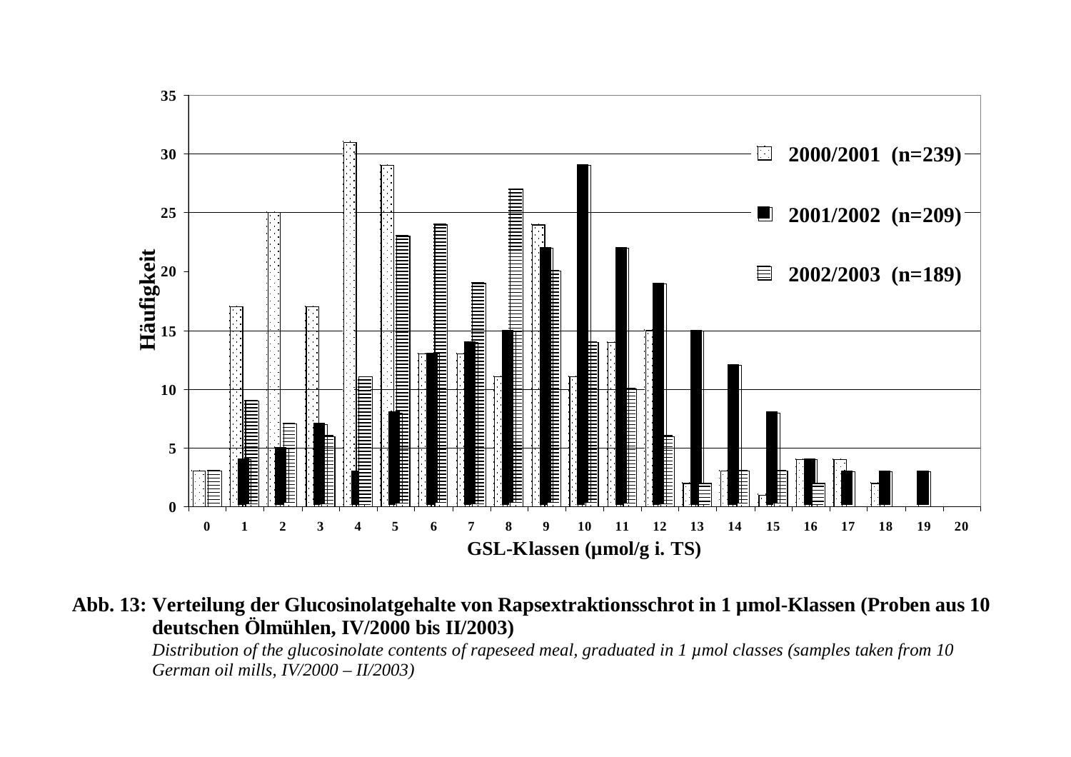**Abb. 13: Verteilung der Glucosinolatgehalte von Rapsextraktionsschrot in 1 µmol-Klassen (Proben aus 10 deutschen Ölmühlen, IV/2000 bis II/2003)**

*Distribution of the glucosinolate contents of rapeseed meal, graduated in 1 µmol classes (samples taken from 10 German oil mills, IV/2000 – II/2003)*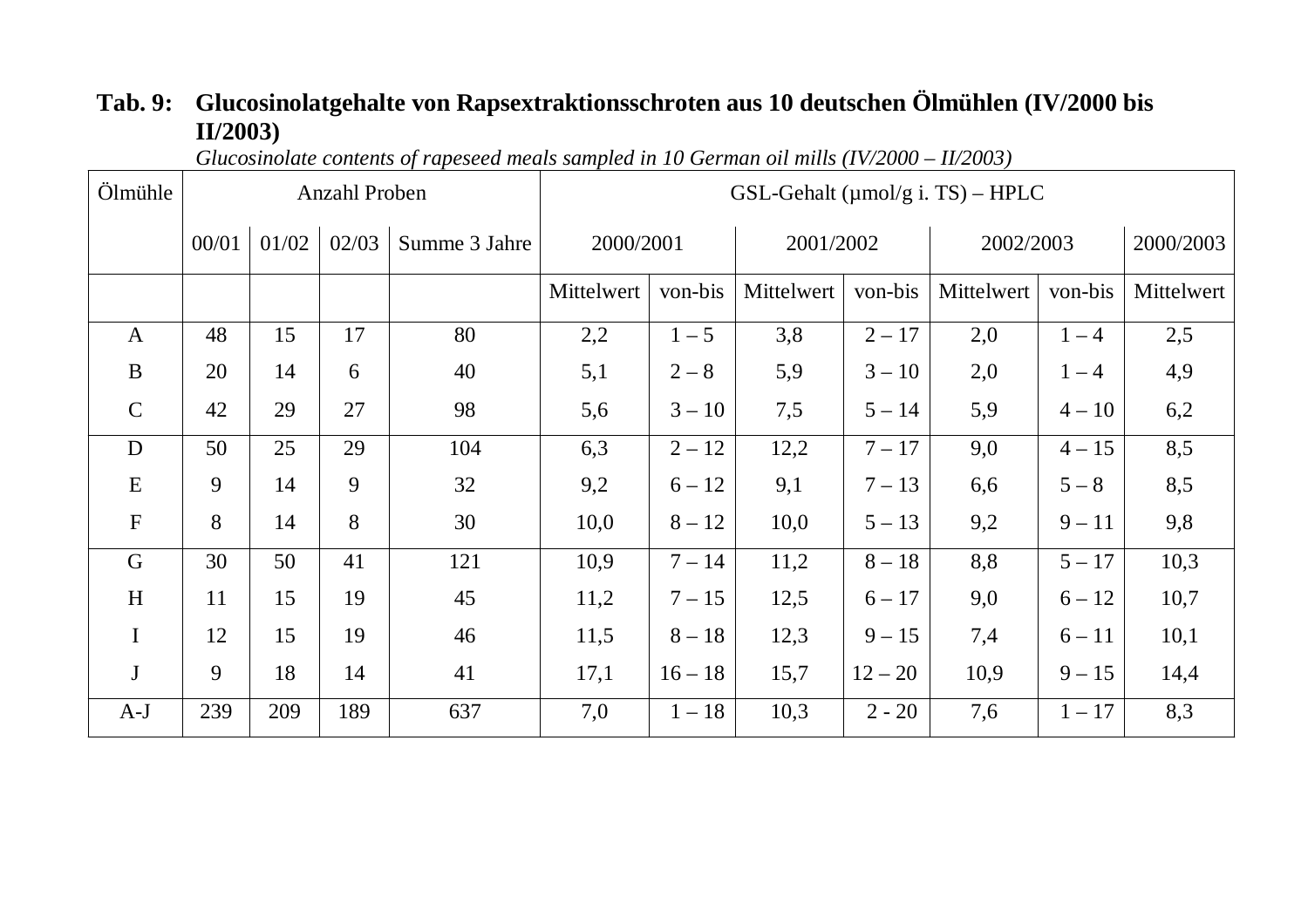**Tab. 9: Glucosinolatgehalte von Rapsextraktionsschroten aus 10 deutschen Ölmühlen (IV/2000 bis II/2003)**

*Glucosinolate contents of rapeseed meals sampled in 10 German oil mills (IV/2000 – II/2003)*

| Ölmühle | Anzahl Proben | | | | GSL-Gehalt (µmol/g i. TS) – HPLC | | | | | | |
|---|---|---|---|---|---|---|---|---|---|---|---|
| | 00/01 | 01/02 | 02/03 | Summe 3 Jahre | 2000/2001 | | 2001/2002 | | 2002/2003 | | 2000/2003 |
| | | | | | Mittelwert | von-bis | Mittelwert | von-bis | Mittelwert | von-bis | Mittelwert |
| A | 48 | 15 | 17 | 80 | 2,2 | 1 – 5 | 3,8 | 2 – 17 | 2,0 | 1 – 4 | 2,5 |
| B | 20 | 14 | 6 | 40 | 5,1 | 2 – 8 | 5,9 | 3 – 10 | 2,0 | 1 – 4 | 4,9 |
| C | 42 | 29 | 27 | 98 | 5,6 | 3 – 10 | 7,5 | 5 – 14 | 5,9 | 4 – 10 | 6,2 |
| D | 50 | 25 | 29 | 104 | 6,3 | 2 – 12 | 12,2 | 7 – 17 | 9,0 | 4 – 15 | 8,5 |
| E | 9 | 14 | 9 | 32 | 9,2 | 6 – 12 | 9,1 | 7 – 13 | 6,6 | 5 – 8 | 8,5 |
| F | 8 | 14 | 8 | 30 | 10,0 | 8 – 12 | 10,0 | 5 – 13 | 9,2 | 9 – 11 | 9,8 |
| G | 30 | 50 | 41 | 121 | 10,9 | 7 – 14 | 11,2 | 8 – 18 | 8,8 | 5 – 17 | 10,3 |
| H | 11 | 15 | 19 | 45 | 11,2 | 7 – 15 | 12,5 | 6 – 17 | 9,0 | 6 – 12 | 10,7 |
| I | 12 | 15 | 19 | 46 | 11,5 | 8 – 18 | 12,3 | 9 – 15 | 7,4 | 6 – 11 | 10,1 |
| J | 9 | 18 | 14 | 41 | 17,1 | 16 – 18 | 15,7 | 12 – 20 | 10,9 | 9 – 15 | 14,4 |
| A-J | 239 | 209 | 189 | 637 | 7,0 | 1 – 18 | 10,3 | 2 - 20 | 7,6 | 1 – 17 | 8,3 |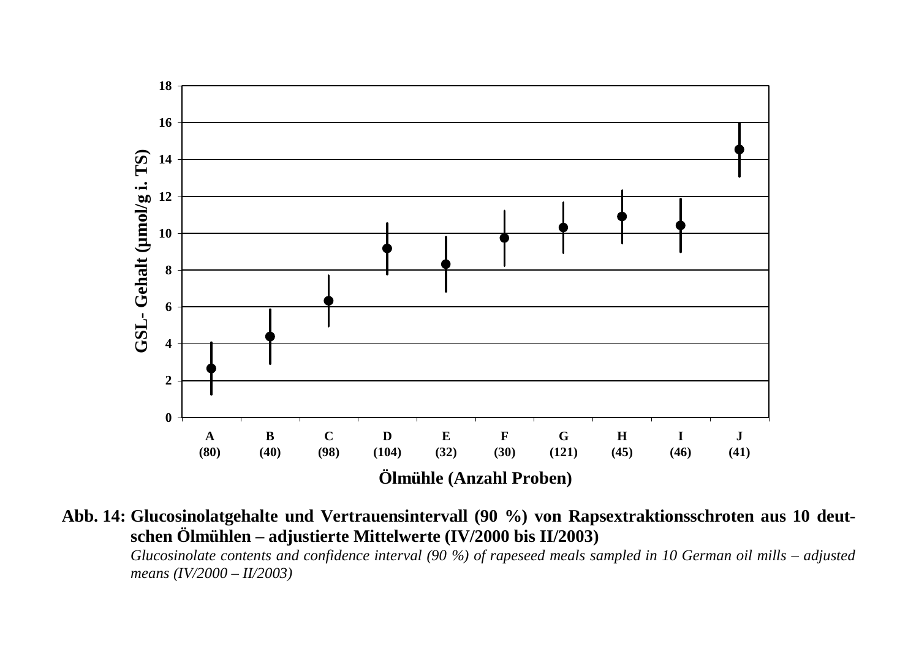**Abb. 14: Glucosinolatgehalte und Vertrauensintervall (90 %) von Rapsextraktionsschroten aus 10 deutschen Ölmühlen – adjustierte Mittelwerte (IV/2000 bis II/2003)**

*Glucosinolate contents and confidence interval (90 %) of rapeseed meals sampled in 10 German oil mills – adjusted means (IV/2000 – II/2003)*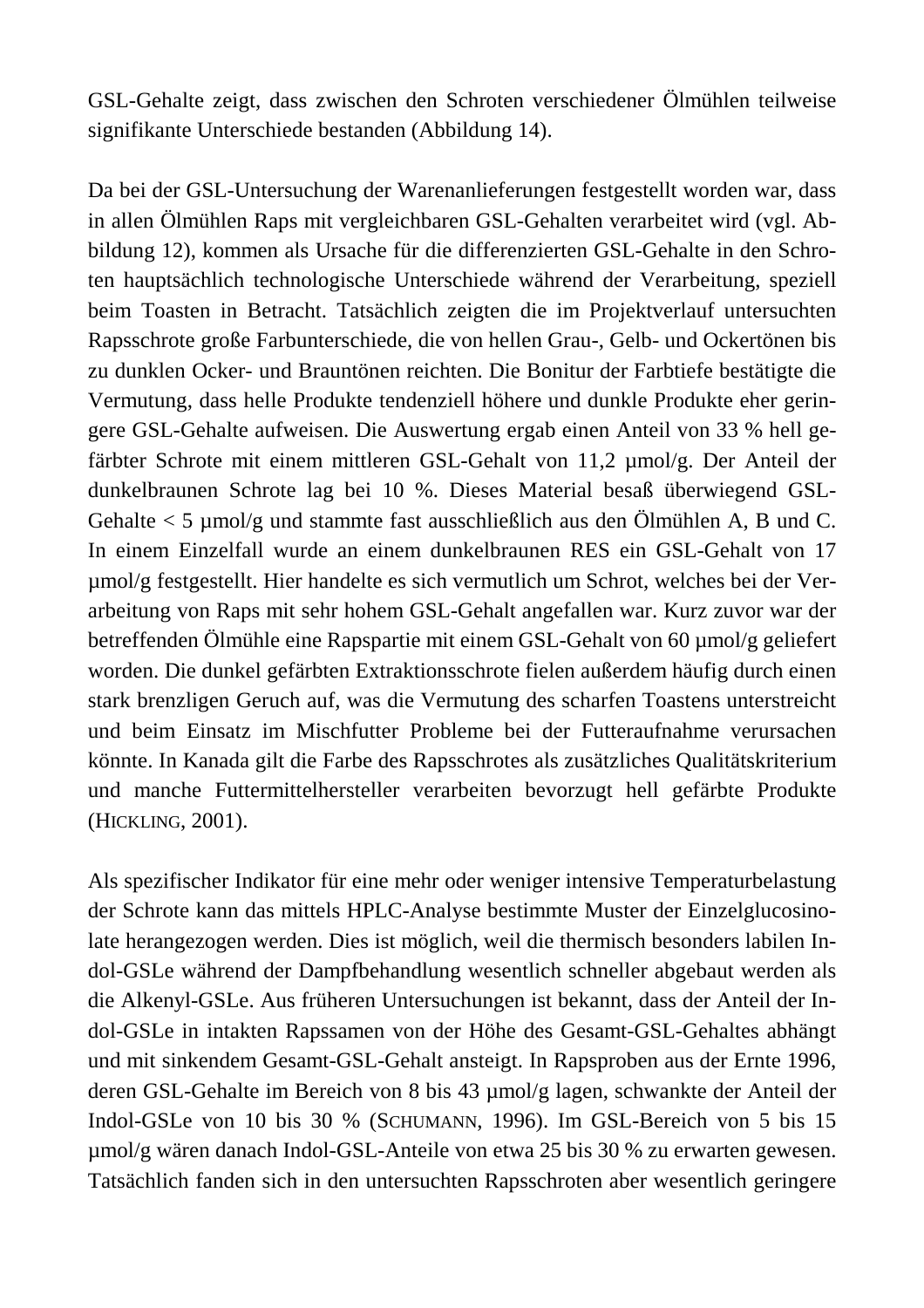GSL-Gehalte zeigt, dass zwischen den Schroten verschiedener Ölmühlen teilweise signifikante Unterschiede bestanden (Abbildung 14).

Da bei der GSL-Untersuchung der Warenanlieferungen festgestellt worden war, dass in allen Ölmühlen Raps mit vergleichbaren GSL-Gehalten verarbeitet wird (vgl. Abbildung 12), kommen als Ursache für die differenzierten GSL-Gehalte in den Schroten hauptsächlich technologische Unterschiede während der Verarbeitung, speziell beim Toasten in Betracht. Tatsächlich zeigten die im Projektverlauf untersuchten Rapsschrote große Farbunterschiede, die von hellen Grau-, Gelb- und Ockertönen bis zu dunklen Ocker- und Brauntönen reichten. Die Bonitur der Farbtiefe bestätigte die Vermutung, dass helle Produkte tendenziell höhere und dunkle Produkte eher geringere GSL-Gehalte aufweisen. Die Auswertung ergab einen Anteil von 33 % hell gefärbter Schrote mit einem mittleren GSL-Gehalt von 11,2 µmol/g. Der Anteil der dunkelbraunen Schrote lag bei 10 %. Dieses Material besaß überwiegend GSL-Gehalte < 5 µmol/g und stammte fast ausschließlich aus den Ölmühlen A, B und C. In einem Einzelfall wurde an einem dunkelbraunen RES ein GSL-Gehalt von 17 µmol/g festgestellt. Hier handelte es sich vermutlich um Schrot, welches bei der Verarbeitung von Raps mit sehr hohem GSL-Gehalt angefallen war. Kurz zuvor war der betreffenden Ölmühle eine Rapspartie mit einem GSL-Gehalt von 60 µmol/g geliefert worden. Die dunkel gefärbten Extraktionsschrote fielen außerdem häufig durch einen stark brenzligen Geruch auf, was die Vermutung des scharfen Toastens unterstreicht und beim Einsatz im Mischfutter Probleme bei der Futteraufnahme verursachen könnte. In Kanada gilt die Farbe des Rapsschrotes als zusätzliches Qualitätskriterium und manche Futtermittelhersteller verarbeiten bevorzugt hell gefärbte Produkte (HICKLING, 2001).

Als spezifischer Indikator für eine mehr oder weniger intensive Temperaturbelastung der Schrote kann das mittels HPLC-Analyse bestimmte Muster der Einzelglucosinolate herangezogen werden. Dies ist möglich, weil die thermisch besonders labilen Indol-GSLe während der Dampfbehandlung wesentlich schneller abgebaut werden als die Alkenyl-GSLe. Aus früheren Untersuchungen ist bekannt, dass der Anteil der Indol-GSLe in intakten Rapssamen von der Höhe des Gesamt-GSL-Gehaltes abhängt und mit sinkendem Gesamt-GSL-Gehalt ansteigt. In Rapsproben aus der Ernte 1996, deren GSL-Gehalte im Bereich von 8 bis 43 µmol/g lagen, schwankte der Anteil der Indol-GSLe von 10 bis 30 % (SCHUMANN, 1996). Im GSL-Bereich von 5 bis 15 µmol/g wären danach Indol-GSL-Anteile von etwa 25 bis 30 % zu erwarten gewesen. Tatsächlich fanden sich in den untersuchten Rapsschroten aber wesentlich geringere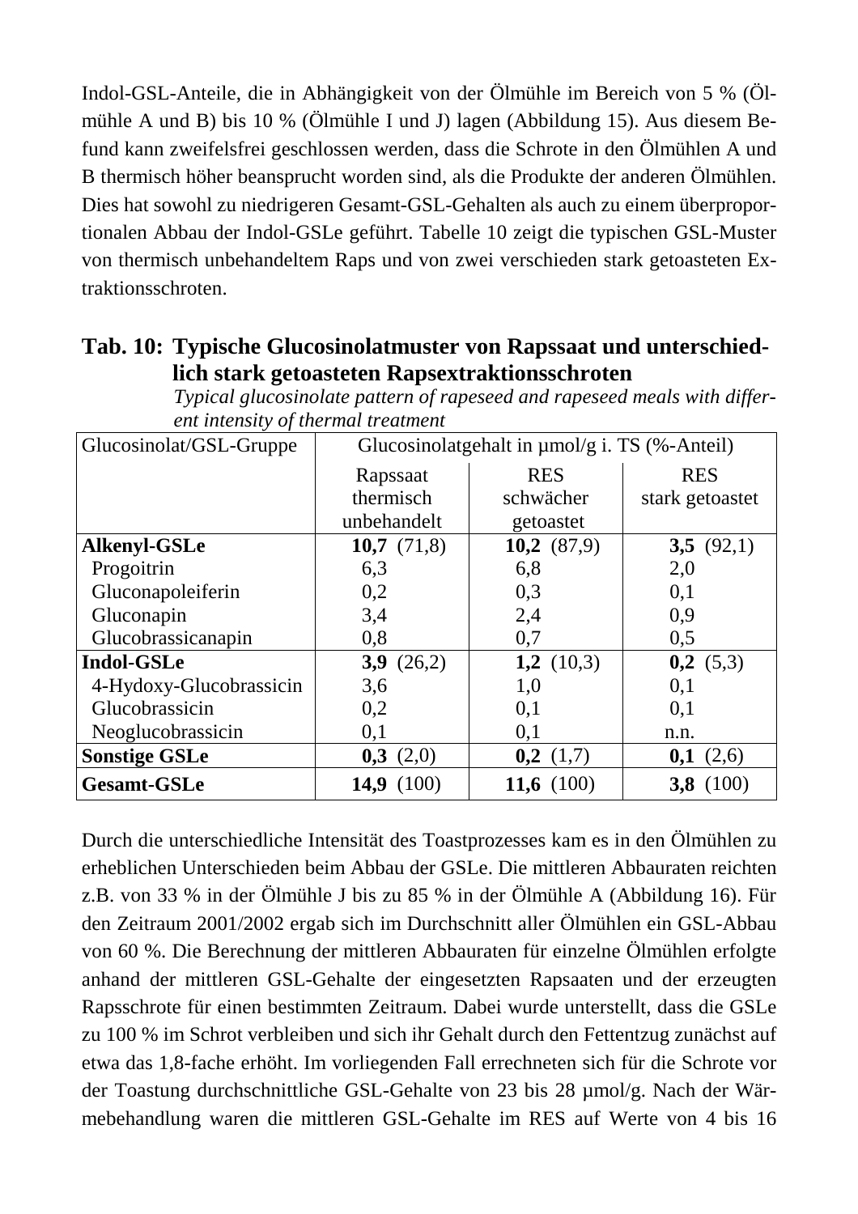Indol-GSL-Anteile, die in Abhängigkeit von der Ölmühle im Bereich von 5 % (Ölmühle A und B) bis 10 % (Ölmühle I und J) lagen (Abbildung 15). Aus diesem Befund kann zweifelsfrei geschlossen werden, dass die Schrote in den Ölmühlen A und B thermisch höher beansprucht worden sind, als die Produkte der anderen Ölmühlen. Dies hat sowohl zu niedrigeren Gesamt-GSL-Gehalten als auch zu einem überproportionalen Abbau der Indol-GSLe geführt. Tabelle 10 zeigt die typischen GSL-Muster von thermisch unbehandeltem Raps und von zwei verschieden stark getoasteten Extraktionsschroten.

**Tab. 10: Typische Glucosinolatmuster von Rapssaat und unterschiedlich stark getoasteten Rapsextraktionsschroten**
*Typical glucosinolate pattern of rapeseed and rapeseed meals with different intensity of thermal treatment*

| Glucosinolat/GSL-Gruppe | Glucosinolatgehalt in µmol/g i. TS (%-Anteil) | | |
|---|---|---|---|
| | Rapssaat thermisch unbehandelt | RES schwächer getoastet | RES stark getoastet |
| **Alkenyl-GSLe** | **10,7** (71,8) | **10,2** (87,9) | **3,5** (92,1) |
| Progoitrin | 6,3 | 6,8 | 2,0 |
| Gluconapoleiferin | 0,2 | 0,3 | 0,1 |
| Gluconapin | 3,4 | 2,4 | 0,9 |
| Glucobrassicanapin | 0,8 | 0,7 | 0,5 |
| **Indol-GSLe** | **3,9** (26,2) | **1,2** (10,3) | **0,2** (5,3) |
| 4-Hydoxy-Glucobrassicin | 3,6 | 1,0 | 0,1 |
| Glucobrassicin | 0,2 | 0,1 | 0,1 |
| Neoglucobrassicin | 0,1 | 0,1 | n.n. |
| **Sonstige GSLe** | **0,3** (2,0) | **0,2** (1,7) | **0,1** (2,6) |
| **Gesamt-GSLe** | **14,9** (100) | **11,6** (100) | **3,8** (100) |

Durch die unterschiedliche Intensität des Toastprozesses kam es in den Ölmühlen zu erheblichen Unterschieden beim Abbau der GSLe. Die mittleren Abbauraten reichten z.B. von 33 % in der Ölmühle J bis zu 85 % in der Ölmühle A (Abbildung 16). Für den Zeitraum 2001/2002 ergab sich im Durchschnitt aller Ölmühlen ein GSL-Abbau von 60 %. Die Berechnung der mittleren Abbauraten für einzelne Ölmühlen erfolgte anhand der mittleren GSL-Gehalte der eingesetzten Rapsaaten und der erzeugten Rapsschrote für einen bestimmten Zeitraum. Dabei wurde unterstellt, dass die GSLe zu 100 % im Schrot verbleiben und sich ihr Gehalt durch den Fettentzug zunächst auf etwa das 1,8-fache erhöht. Im vorliegenden Fall errechneten sich für die Schrote vor der Toastung durchschnittliche GSL-Gehalte von 23 bis 28 µmol/g. Nach der Wärmebehandlung waren die mittleren GSL-Gehalte im RES auf Werte von 4 bis 16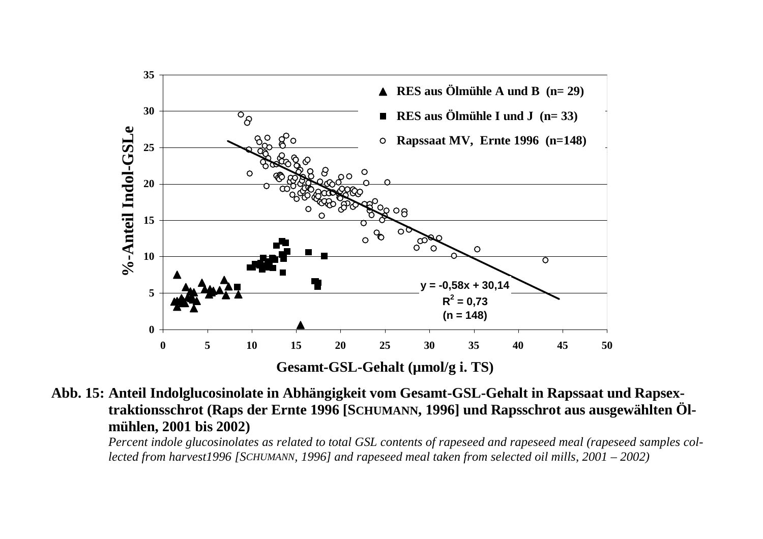**Abb. 15: Anteil Indolglucosinolate in Abhängigkeit vom Gesamt-GSL-Gehalt in Rapssaat und Rapsextraktionsschrot (Raps der Ernte 1996 [SCHUMANN, 1996] und Rapsschrot aus ausgewählten Ölmühlen, 2001 bis 2002)**

*Percent indole glucosinolates as related to total GSL contents of rapeseed and rapeseed meal (rapeseed samples collected from harvest1996 [SCHUMANN, 1996] and rapeseed meal taken from selected oil mills, 2001 – 2002)*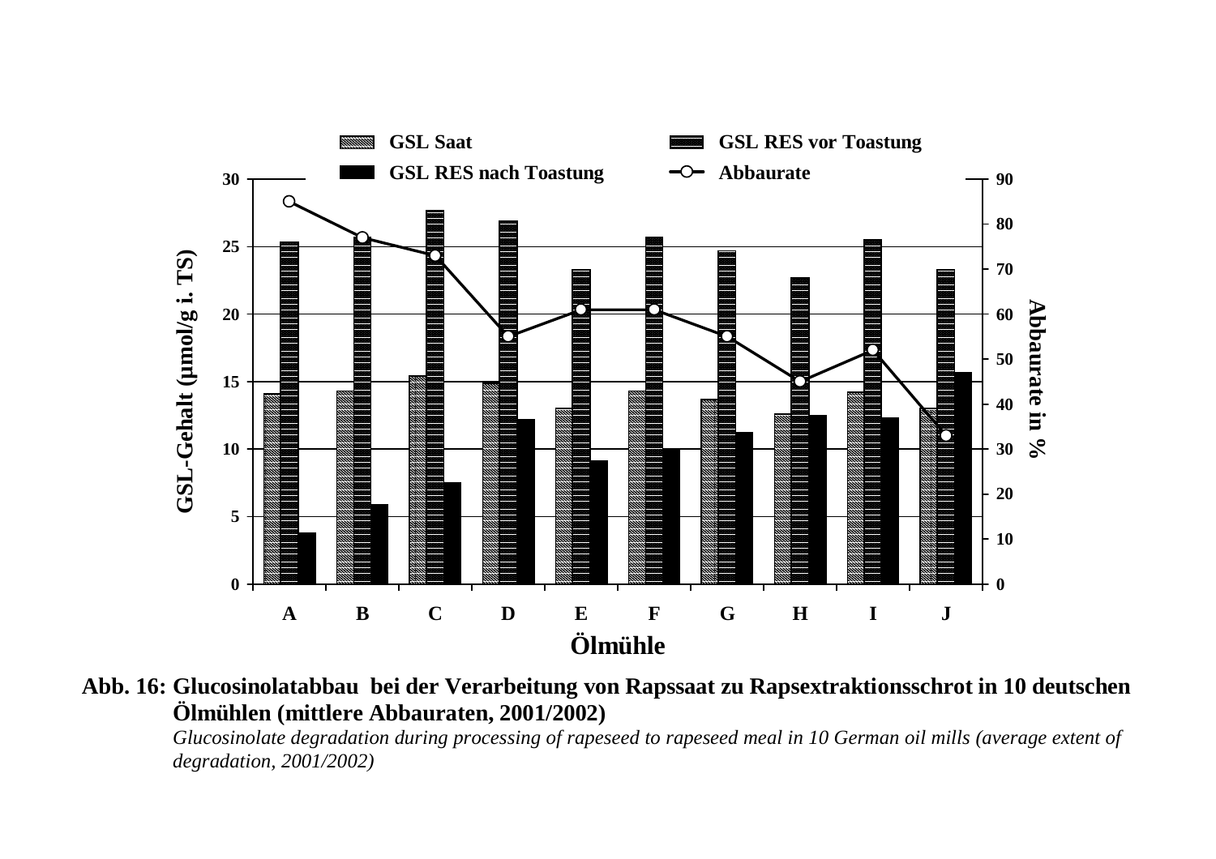**Abb. 16: Glucosinolatabbau bei der Verarbeitung von Rapssaat zu Rapsextraktionsschrot in 10 deutschen Ölmühlen (mittlere Abbauraten, 2001/2002)**

*Glucosinolate degradation during processing of rapeseed to rapeseed meal in 10 German oil mills (average extent of degradation, 2001/2002)*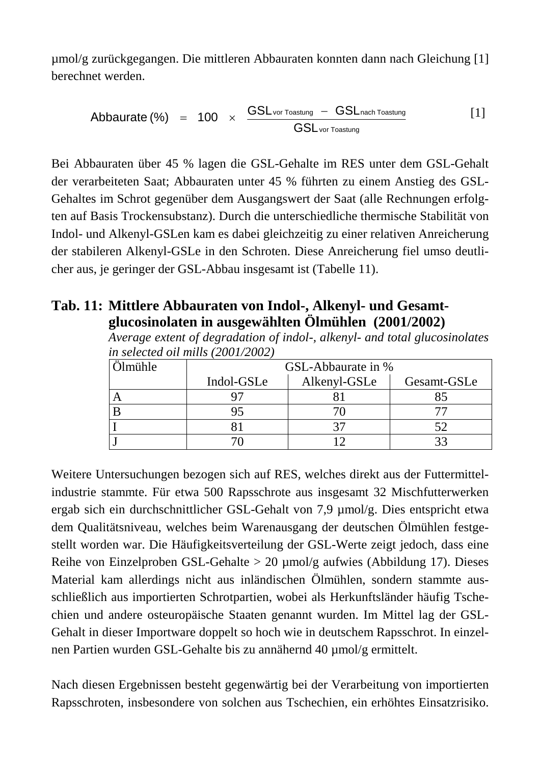µmol/g zurückgegangen. Die mittleren Abbauraten konnten dann nach Gleichung [1] berechnet werden.

$$\text{Abbaurate (\%)} = 100 \times \frac{GSL_{\text{vor Toastung}} - GSL_{\text{nach Toastung}}}{GSL_{\text{vor Toastung}}} \qquad [1]$$

Bei Abbauraten über 45 % lagen die GSL-Gehalte im RES unter dem GSL-Gehalt der verarbeiteten Saat; Abbauraten unter 45 % führten zu einem Anstieg des GSL-Gehaltes im Schrot gegenüber dem Ausgangswert der Saat (alle Rechnungen erfolgten auf Basis Trockensubstanz). Durch die unterschiedliche thermische Stabilität von Indol- und Alkenyl-GSLen kam es dabei gleichzeitig zu einer relativen Anreicherung der stabileren Alkenyl-GSLe in den Schroten. Diese Anreicherung fiel umso deutlicher aus, je geringer der GSL-Abbau insgesamt ist (Tabelle 11).

**Tab. 11: Mittlere Abbauraten von Indol-, Alkenyl- und Gesamtglucosinolaten in ausgewählten Ölmühlen (2001/2002)**
*Average extent of degradation of indol-, alkenyl- and total glucosinolates in selected oil mills (2001/2002)*

| Ölmühle | GSL-Abbaurate in % | | |
|---|---|---|---|
| | Indol-GSLe | Alkenyl-GSLe | Gesamt-GSLe |
| A | 97 | 81 | 85 |
| B | 95 | 70 | 77 |
| I | 81 | 37 | 52 |
| J | 70 | 12 | 33 |

Weitere Untersuchungen bezogen sich auf RES, welches direkt aus der Futtermittelindustrie stammte. Für etwa 500 Rapsschrote aus insgesamt 32 Mischfutterwerken ergab sich ein durchschnittlicher GSL-Gehalt von 7,9 µmol/g. Dies entspricht etwa dem Qualitätsniveau, welches beim Warenausgang der deutschen Ölmühlen festgestellt worden war. Die Häufigkeitsverteilung der GSL-Werte zeigt jedoch, dass eine Reihe von Einzelproben GSL-Gehalte > 20 µmol/g aufwies (Abbildung 17). Dieses Material kam allerdings nicht aus inländischen Ölmühlen, sondern stammte ausschließlich aus importierten Schrotpartien, wobei als Herkunftsländer häufig Tschechien und andere osteuropäische Staaten genannt wurden. Im Mittel lag der GSL-Gehalt in dieser Importware doppelt so hoch wie in deutschem Rapsschrot. In einzelnen Partien wurden GSL-Gehalte bis zu annähernd 40 µmol/g ermittelt.

Nach diesen Ergebnissen besteht gegenwärtig bei der Verarbeitung von importierten Rapsschroten, insbesondere von solchen aus Tschechien, ein erhöhtes Einsatzrisiko.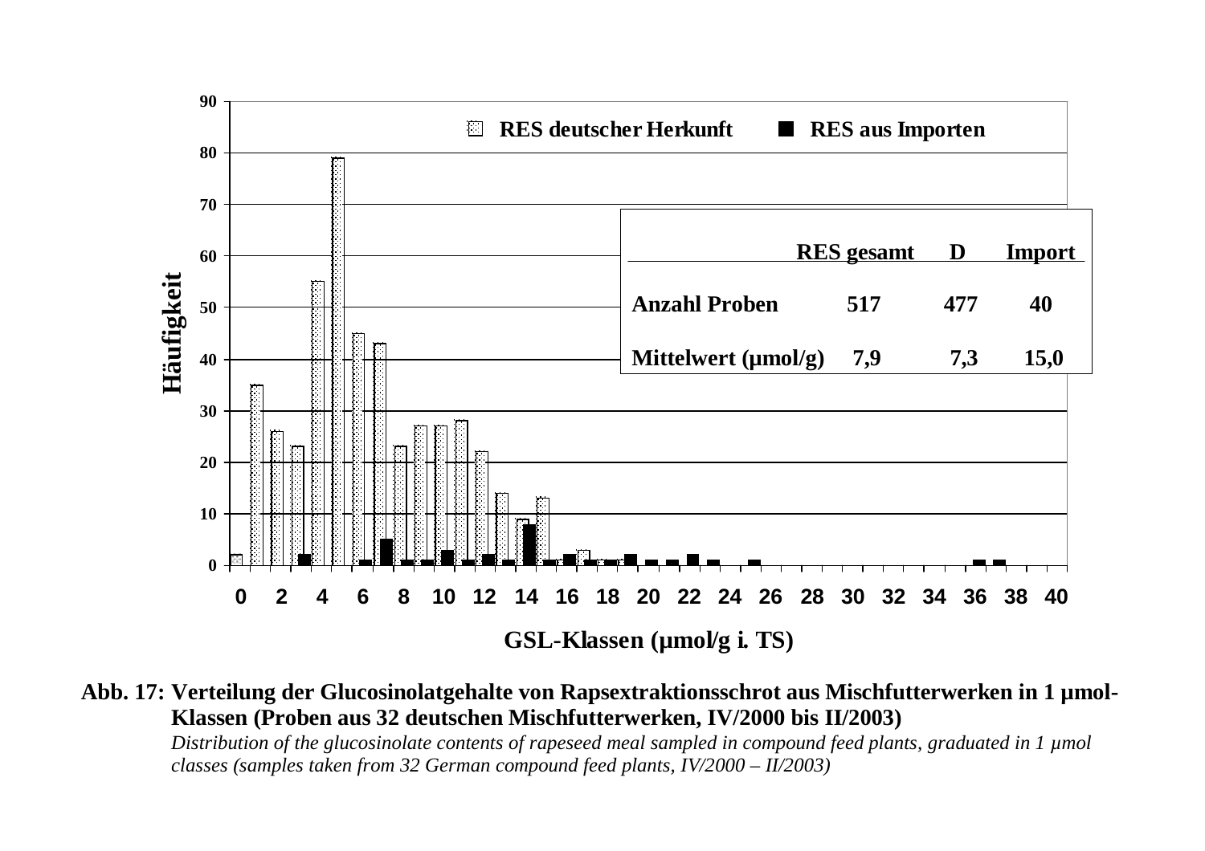| | RES gesamt | D | Import |
|---|---|---|---|
| Anzahl Proben | 517 | 477 | 40 |
| Mittelwert (µmol/g) | 7,9 | 7,3 | 15,0 |

**Abb. 17: Verteilung der Glucosinolatgehalte von Rapsextraktionsschrot aus Mischfutterwerken in 1 µmol-Klassen (Proben aus 32 deutschen Mischfutterwerken, IV/2000 bis II/2003)**

*Distribution of the glucosinolate contents of rapeseed meal sampled in compound feed plants, graduated in 1 µmol classes (samples taken from 32 German compound feed plants, IV/2000 – II/2003)*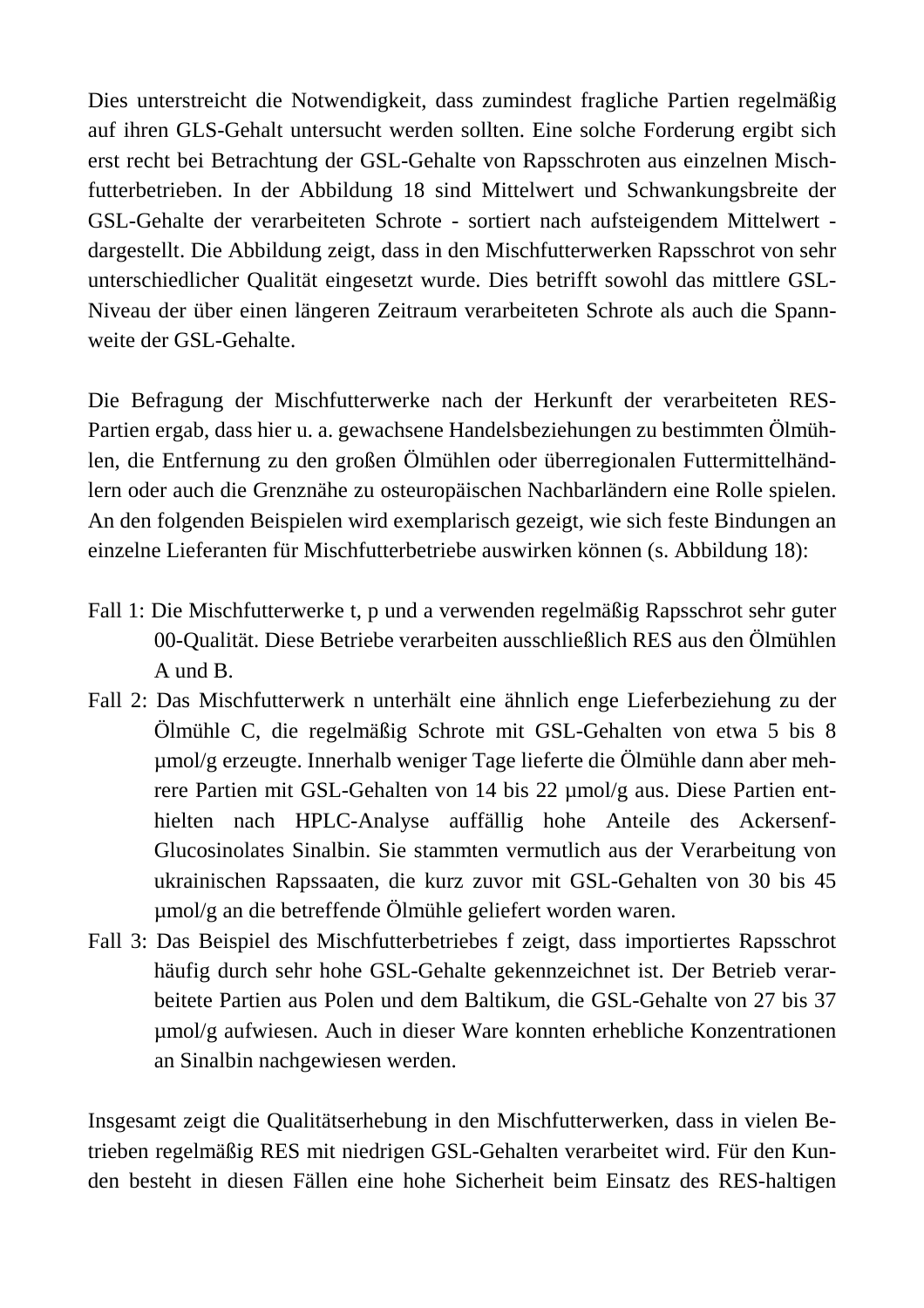Dies unterstreicht die Notwendigkeit, dass zumindest fragliche Partien regelmäßig auf ihren GLS-Gehalt untersucht werden sollten. Eine solche Forderung ergibt sich erst recht bei Betrachtung der GSL-Gehalte von Rapsschroten aus einzelnen Mischfutterbetrieben. In der Abbildung 18 sind Mittelwert und Schwankungsbreite der GSL-Gehalte der verarbeiteten Schrote - sortiert nach aufsteigendem Mittelwert - dargestellt. Die Abbildung zeigt, dass in den Mischfutterwerken Rapsschrot von sehr unterschiedlicher Qualität eingesetzt wurde. Dies betrifft sowohl das mittlere GSL-Niveau der über einen längeren Zeitraum verarbeiteten Schrote als auch die Spannweite der GSL-Gehalte.

Die Befragung der Mischfutterwerke nach der Herkunft der verarbeiteten RES-Partien ergab, dass hier u. a. gewachsene Handelsbeziehungen zu bestimmten Ölmühlen, die Entfernung zu den großen Ölmühlen oder überregionalen Futtermittelhändlern oder auch die Grenznähe zu osteuropäischen Nachbarländern eine Rolle spielen. An den folgenden Beispielen wird exemplarisch gezeigt, wie sich feste Bindungen an einzelne Lieferanten für Mischfutterbetriebe auswirken können (s. Abbildung 18):

Fall 1: Die Mischfutterwerke t, p und a verwenden regelmäßig Rapsschrot sehr guter 00-Qualität. Diese Betriebe verarbeiten ausschließlich RES aus den Ölmühlen A und B.

Fall 2: Das Mischfutterwerk n unterhält eine ähnlich enge Lieferbeziehung zu der Ölmühle C, die regelmäßig Schrote mit GSL-Gehalten von etwa 5 bis 8 µmol/g erzeugte. Innerhalb weniger Tage lieferte die Ölmühle dann aber mehrere Partien mit GSL-Gehalten von 14 bis 22 µmol/g aus. Diese Partien enthielten nach HPLC-Analyse auffällig hohe Anteile des Ackersenf-Glucosinolates Sinalbin. Sie stammten vermutlich aus der Verarbeitung von ukrainischen Rapssaaten, die kurz zuvor mit GSL-Gehalten von 30 bis 45 µmol/g an die betreffende Ölmühle geliefert worden waren.

Fall 3: Das Beispiel des Mischfutterbetriebes f zeigt, dass importiertes Rapsschrot häufig durch sehr hohe GSL-Gehalte gekennzeichnet ist. Der Betrieb verarbeitete Partien aus Polen und dem Baltikum, die GSL-Gehalte von 27 bis 37 µmol/g aufwiesen. Auch in dieser Ware konnten erhebliche Konzentrationen an Sinalbin nachgewiesen werden.

Insgesamt zeigt die Qualitätserhebung in den Mischfutterwerken, dass in vielen Betrieben regelmäßig RES mit niedrigen GSL-Gehalten verarbeitet wird. Für den Kunden besteht in diesen Fällen eine hohe Sicherheit beim Einsatz des RES-haltigen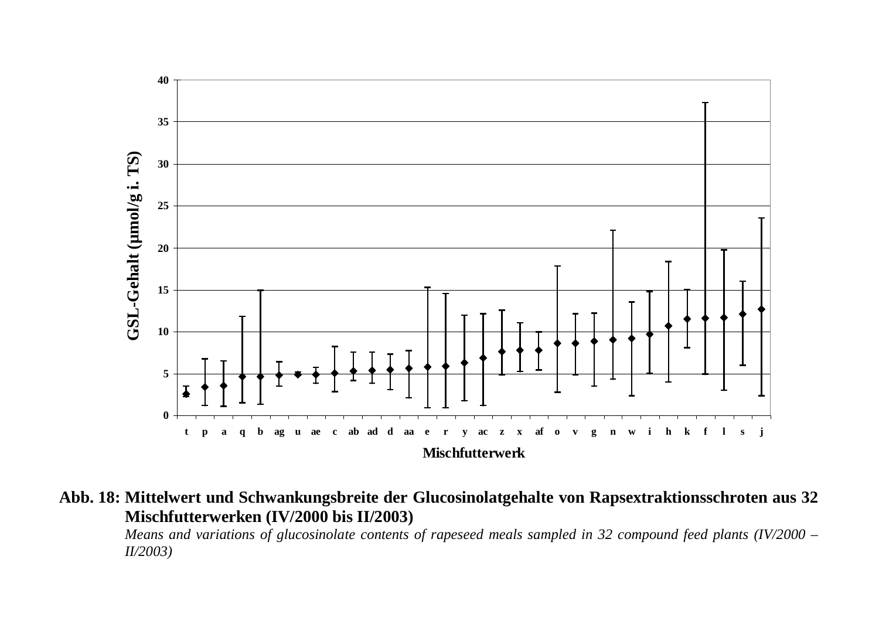**Abb. 18: Mittelwert und Schwankungsbreite der Glucosinolatgehalte von Rapsextraktionsschroten aus 32 Mischfutterwerken (IV/2000 bis II/2003)**

*Means and variations of glucosinolate contents of rapeseed meals sampled in 32 compound feed plants (IV/2000 – II/2003)*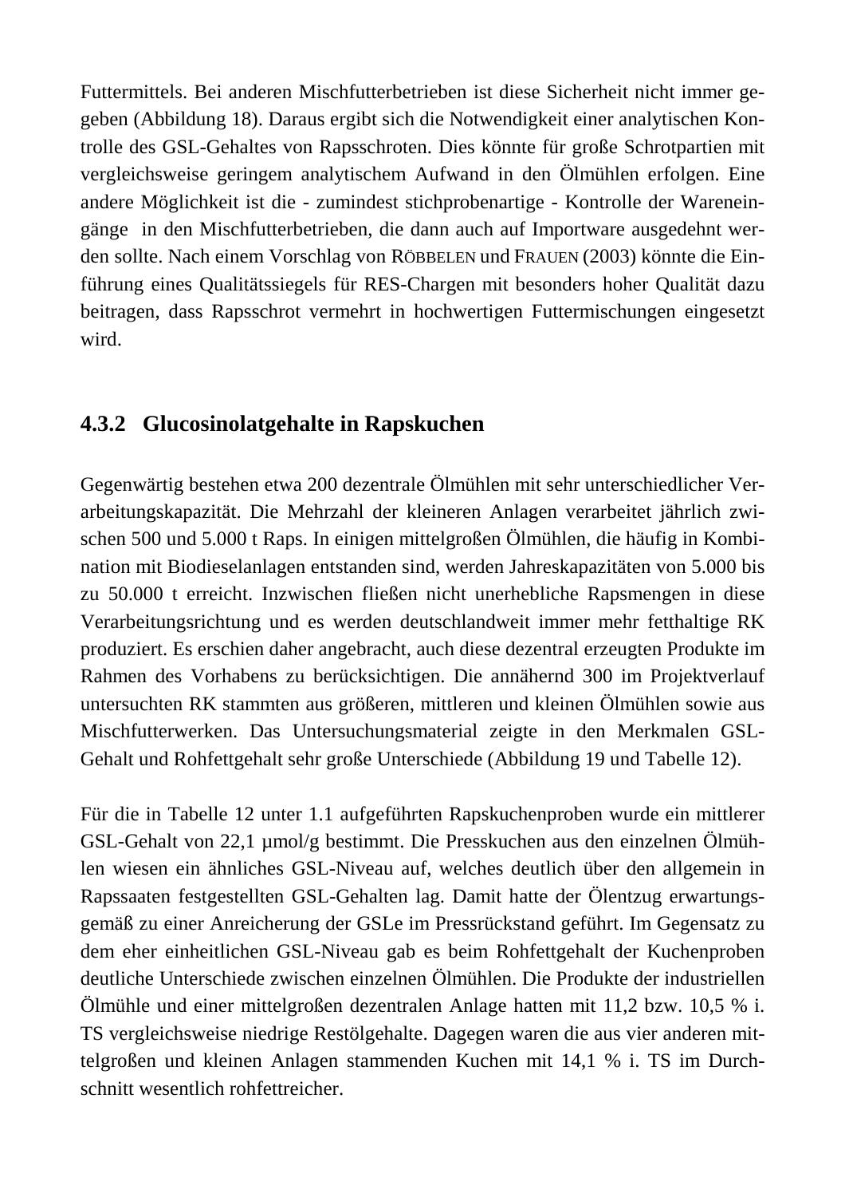Futtermittels. Bei anderen Mischfutterbetrieben ist diese Sicherheit nicht immer gegeben (Abbildung 18). Daraus ergibt sich die Notwendigkeit einer analytischen Kontrolle des GSL-Gehaltes von Rapsschroten. Dies könnte für große Schrotpartien mit vergleichsweise geringem analytischem Aufwand in den Ölmühlen erfolgen. Eine andere Möglichkeit ist die - zumindest stichprobenartige - Kontrolle der Wareneingänge in den Mischfutterbetrieben, die dann auch auf Importware ausgedehnt werden sollte. Nach einem Vorschlag von RÖBBELEN und FRAUEN (2003) könnte die Einführung eines Qualitätssiegels für RES-Chargen mit besonders hoher Qualität dazu beitragen, dass Rapsschrot vermehrt in hochwertigen Futtermischungen eingesetzt wird.

### 4.3.2 Glucosinolatgehalte in Rapskuchen

Gegenwärtig bestehen etwa 200 dezentrale Ölmühlen mit sehr unterschiedlicher Verarbeitungskapazität. Die Mehrzahl der kleineren Anlagen verarbeitet jährlich zwischen 500 und 5.000 t Raps. In einigen mittelgroßen Ölmühlen, die häufig in Kombination mit Biodieselanlagen entstanden sind, werden Jahreskapazitäten von 5.000 bis zu 50.000 t erreicht. Inzwischen fließen nicht unerhebliche Rapsmengen in diese Verarbeitungsrichtung und es werden deutschlandweit immer mehr fetthaltige RK produziert. Es erschien daher angebracht, auch diese dezentral erzeugten Produkte im Rahmen des Vorhabens zu berücksichtigen. Die annähernd 300 im Projektverlauf untersuchten RK stammten aus größeren, mittleren und kleinen Ölmühlen sowie aus Mischfutterwerken. Das Untersuchungsmaterial zeigte in den Merkmalen GSL-Gehalt und Rohfettgehalt sehr große Unterschiede (Abbildung 19 und Tabelle 12).

Für die in Tabelle 12 unter 1.1 aufgeführten Rapskuchenproben wurde ein mittlerer GSL-Gehalt von 22,1 µmol/g bestimmt. Die Presskuchen aus den einzelnen Ölmühlen wiesen ein ähnliches GSL-Niveau auf, welches deutlich über den allgemein in Rapssaaten festgestellten GSL-Gehalten lag. Damit hatte der Ölentzug erwartungsgemäß zu einer Anreicherung der GSLe im Pressrückstand geführt. Im Gegensatz zu dem eher einheitlichen GSL-Niveau gab es beim Rohfettgehalt der Kuchenproben deutliche Unterschiede zwischen einzelnen Ölmühlen. Die Produkte der industriellen Ölmühle und einer mittelgroßen dezentralen Anlage hatten mit 11,2 bzw. 10,5 % i. TS vergleichsweise niedrige Restölgehalte. Dagegen waren die aus vier anderen mittelgroßen und kleinen Anlagen stammenden Kuchen mit 14,1 % i. TS im Durchschnitt wesentlich rohfettreicher.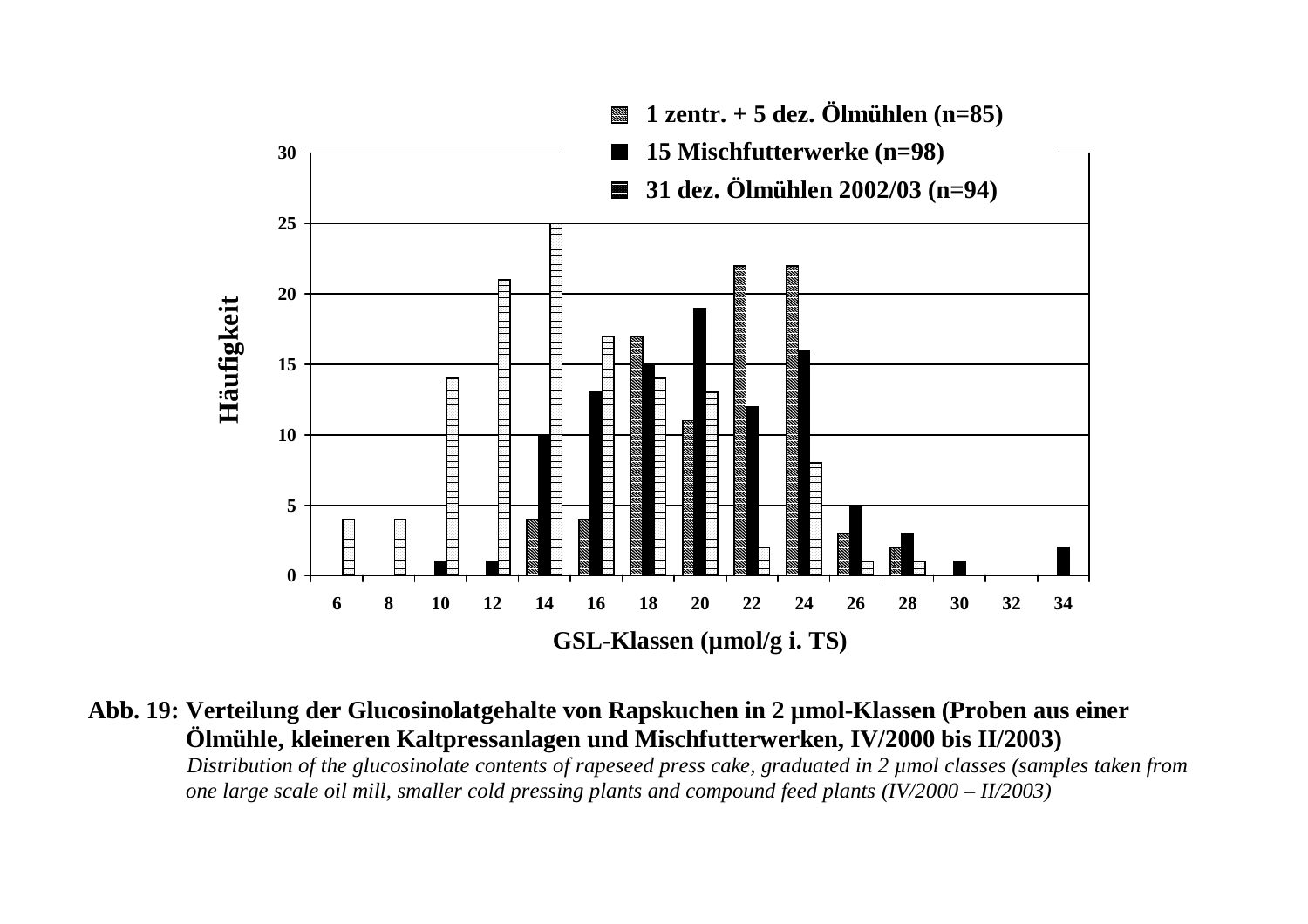**Abb. 19: Verteilung der Glucosinolatgehalte von Rapskuchen in 2 µmol-Klassen (Proben aus einer Ölmühle, kleineren Kaltpressanlagen und Mischfutterwerken, IV/2000 bis II/2003)**

*Distribution of the glucosinolate contents of rapeseed press cake, graduated in 2 µmol classes (samples taken from one large scale oil mill, smaller cold pressing plants and compound feed plants (IV/2000 – II/2003)*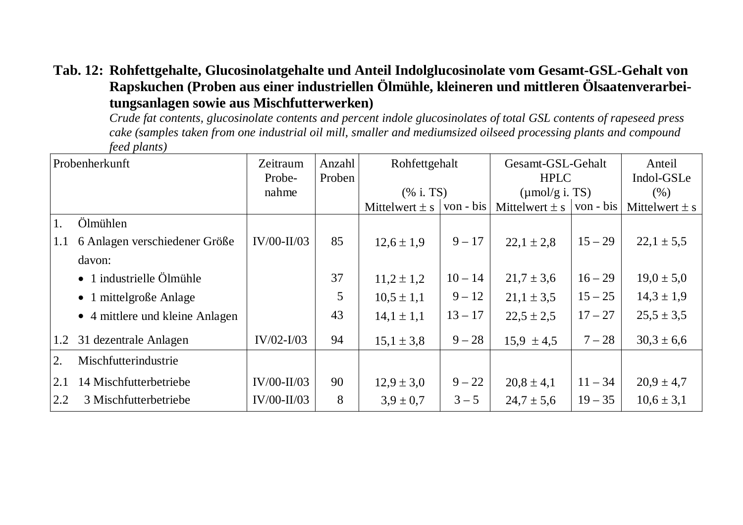**Tab. 12: Rohfettgehalte, Glucosinolatgehalte und Anteil Indolglucosinolate vom Gesamt-GSL-Gehalt von Rapskuchen (Proben aus einer industriellen Ölmühle, kleineren und mittleren Ölsaatenverarbeitungsanlagen sowie aus Mischfutterwerken)**

*Crude fat contents, glucosinolate contents and percent indole glucosinolates of total GSL contents of rapeseed press cake (samples taken from one industrial oil mill, smaller and mediumsized oilseed processing plants and compound feed plants)*

| Probenherkunft | Zeitraum Probe-nahme | Anzahl Proben | Rohfettgehalt (% i. TS) | | Gesamt-GSL-Gehalt HPLC (µmol/g i. TS) | | Anteil Indol-GSLe (%) |
|---|---|---|---|---|---|---|---|
| | | | Mittelwert ± s | von - bis | Mittelwert ± s | von - bis | Mittelwert ± s |
| 1. Ölmühlen | | | | | | | |
| 1.1 6 Anlagen verschiedener Größe | IV/00-II/03 | 85 | 12,6 ± 1,9 | 9 – 17 | 22,1 ± 2,8 | 15 – 29 | 22,1 ± 5,5 |
| davon: | | | | | | | |
| • 1 industrielle Ölmühle | | 37 | 11,2 ± 1,2 | 10 – 14 | 21,7 ± 3,6 | 16 – 29 | 19,0 ± 5,0 |
| • 1 mittelgroße Anlage | | 5 | 10,5 ± 1,1 | 9 – 12 | 21,1 ± 3,5 | 15 – 25 | 14,3 ± 1,9 |
| • 4 mittlere und kleine Anlagen | | 43 | 14,1 ± 1,1 | 13 – 17 | 22,5 ± 2,5 | 17 – 27 | 25,5 ± 3,5 |
| 1.2 31 dezentrale Anlagen | IV/02-I/03 | 94 | 15,1 ± 3,8 | 9 – 28 | 15,9 ± 4,5 | 7 – 28 | 30,3 ± 6,6 |
| 2. Mischfutterindustrie | | | | | | | |
| 2.1 14 Mischfutterbetriebe | IV/00-II/03 | 90 | 12,9 ± 3,0 | 9 – 22 | 20,8 ± 4,1 | 11 – 34 | 20,9 ± 4,7 |
| 2.2 3 Mischfutterbetriebe | IV/00-II/03 | 8 | 3,9 ± 0,7 | 3 – 5 | 24,7 ± 5,6 | 19 – 35 | 10,6 ± 3,1 |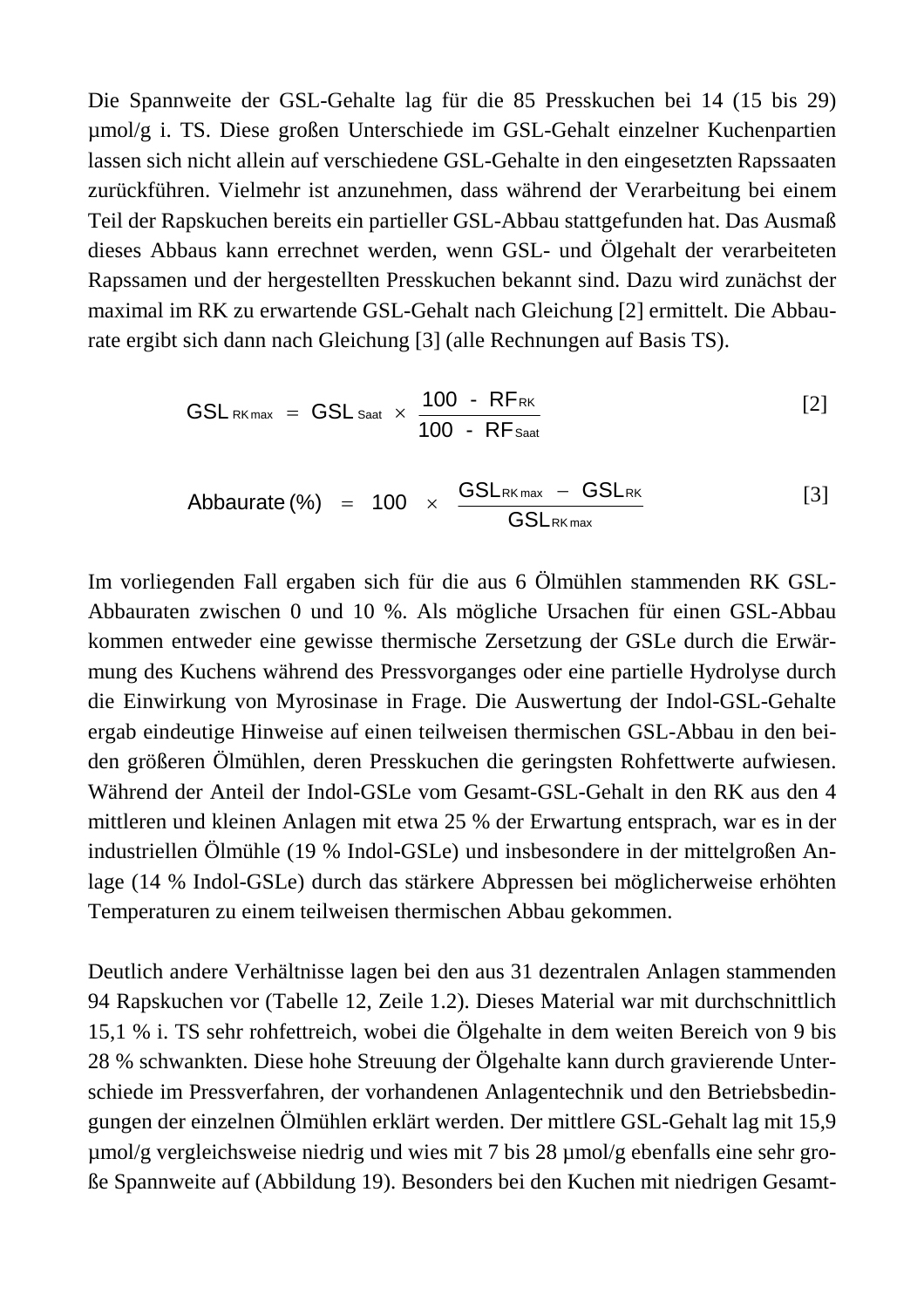Die Spannweite der GSL-Gehalte lag für die 85 Presskuchen bei 14 (15 bis 29) µmol/g i. TS. Diese großen Unterschiede im GSL-Gehalt einzelner Kuchenpartien lassen sich nicht allein auf verschiedene GSL-Gehalte in den eingesetzten Rapssaaten zurückführen. Vielmehr ist anzunehmen, dass während der Verarbeitung bei einem Teil der Rapskuchen bereits ein partieller GSL-Abbau stattgefunden hat. Das Ausmaß dieses Abbaus kann errechnet werden, wenn GSL- und Ölgehalt der verarbeiteten Rapssamen und der hergestellten Presskuchen bekannt sind. Dazu wird zunächst der maximal im RK zu erwartende GSL-Gehalt nach Gleichung [2] ermittelt. Die Abbaurate ergibt sich dann nach Gleichung [3] (alle Rechnungen auf Basis TS).

$$GSL_{RK\,max} = GSL_{Saat} \times \frac{100 - RF_{RK}}{100 - RF_{Saat}} \qquad [2]$$

$$\text{Abbaurate}\,(\%) = 100 \times \frac{GSL_{RK\,max} - GSL_{RK}}{GSL_{RK\,max}} \qquad [3]$$

Im vorliegenden Fall ergaben sich für die aus 6 Ölmühlen stammenden RK GSL-Abbauraten zwischen 0 und 10 %. Als mögliche Ursachen für einen GSL-Abbau kommen entweder eine gewisse thermische Zersetzung der GSLe durch die Erwärmung des Kuchens während des Pressvorganges oder eine partielle Hydrolyse durch die Einwirkung von Myrosinase in Frage. Die Auswertung der Indol-GSL-Gehalte ergab eindeutige Hinweise auf einen teilweisen thermischen GSL-Abbau in den beiden größeren Ölmühlen, deren Presskuchen die geringsten Rohfettwerte aufwiesen. Während der Anteil der Indol-GSLe vom Gesamt-GSL-Gehalt in den RK aus den 4 mittleren und kleinen Anlagen mit etwa 25 % der Erwartung entsprach, war es in der industriellen Ölmühle (19 % Indol-GSLe) und insbesondere in der mittelgroßen Anlage (14 % Indol-GSLe) durch das stärkere Abpressen bei möglicherweise erhöhten Temperaturen zu einem teilweisen thermischen Abbau gekommen.

Deutlich andere Verhältnisse lagen bei den aus 31 dezentralen Anlagen stammenden 94 Rapskuchen vor (Tabelle 12, Zeile 1.2). Dieses Material war mit durchschnittlich 15,1 % i. TS sehr rohfettreich, wobei die Ölgehalte in dem weiten Bereich von 9 bis 28 % schwankten. Diese hohe Streuung der Ölgehalte kann durch gravierende Unterschiede im Pressverfahren, der vorhandenen Anlagentechnik und den Betriebsbedingungen der einzelnen Ölmühlen erklärt werden. Der mittlere GSL-Gehalt lag mit 15,9 µmol/g vergleichsweise niedrig und wies mit 7 bis 28 µmol/g ebenfalls eine sehr große Spannweite auf (Abbildung 19). Besonders bei den Kuchen mit niedrigen Gesamt-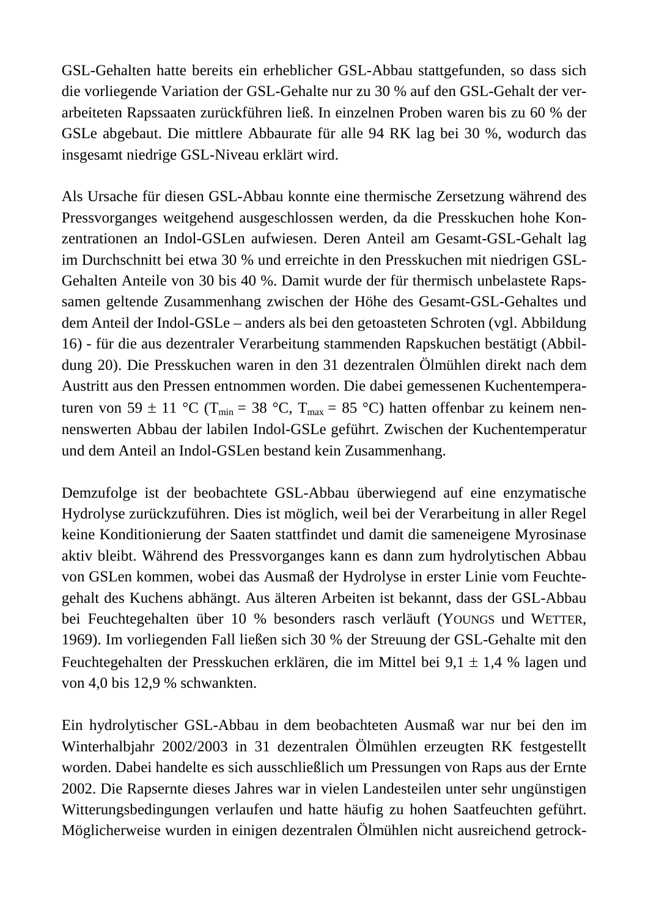GSL-Gehalten hatte bereits ein erheblicher GSL-Abbau stattgefunden, so dass sich die vorliegende Variation der GSL-Gehalte nur zu 30 % auf den GSL-Gehalt der verarbeiteten Rapssaaten zurückführen ließ. In einzelnen Proben waren bis zu 60 % der GSLe abgebaut. Die mittlere Abbaurate für alle 94 RK lag bei 30 %, wodurch das insgesamt niedrige GSL-Niveau erklärt wird.

Als Ursache für diesen GSL-Abbau konnte eine thermische Zersetzung während des Pressvorganges weitgehend ausgeschlossen werden, da die Presskuchen hohe Konzentrationen an Indol-GSLen aufwiesen. Deren Anteil am Gesamt-GSL-Gehalt lag im Durchschnitt bei etwa 30 % und erreichte in den Presskuchen mit niedrigen GSL-Gehalten Anteile von 30 bis 40 %. Damit wurde der für thermisch unbelastete Rapssamen geltende Zusammenhang zwischen der Höhe des Gesamt-GSL-Gehaltes und dem Anteil der Indol-GSLe – anders als bei den getoasteten Schroten (vgl. Abbildung 16) - für die aus dezentraler Verarbeitung stammenden Rapskuchen bestätigt (Abbildung 20). Die Presskuchen waren in den 31 dezentralen Ölmühlen direkt nach dem Austritt aus den Pressen entnommen worden. Die dabei gemessenen Kuchentemperaturen von 59 ± 11 °C ($T_{min}$ = 38 °C, $T_{max}$ = 85 °C) hatten offenbar zu keinem nennenswerten Abbau der labilen Indol-GSLe geführt. Zwischen der Kuchentemperatur und dem Anteil an Indol-GSLen bestand kein Zusammenhang.

Demzufolge ist der beobachtete GSL-Abbau überwiegend auf eine enzymatische Hydrolyse zurückzuführen. Dies ist möglich, weil bei der Verarbeitung in aller Regel keine Konditionierung der Saaten stattfindet und damit die sameneigene Myrosinase aktiv bleibt. Während des Pressvorganges kann es dann zum hydrolytischen Abbau von GSLen kommen, wobei das Ausmaß der Hydrolyse in erster Linie vom Feuchtegehalt des Kuchens abhängt. Aus älteren Arbeiten ist bekannt, dass der GSL-Abbau bei Feuchtegehalten über 10 % besonders rasch verläuft (YOUNGS und WETTER, 1969). Im vorliegenden Fall ließen sich 30 % der Streuung der GSL-Gehalte mit den Feuchtegehalten der Presskuchen erklären, die im Mittel bei 9,1 ± 1,4 % lagen und von 4,0 bis 12,9 % schwankten.

Ein hydrolytischer GSL-Abbau in dem beobachteten Ausmaß war nur bei den im Winterhalbjahr 2002/2003 in 31 dezentralen Ölmühlen erzeugten RK festgestellt worden. Dabei handelte es sich ausschließlich um Pressungen von Raps aus der Ernte 2002. Die Rapsernte dieses Jahres war in vielen Landesteilen unter sehr ungünstigen Witterungsbedingungen verlaufen und hatte häufig zu hohen Saatfeuchten geführt. Möglicherweise wurden in einigen dezentralen Ölmühlen nicht ausreichend getrock-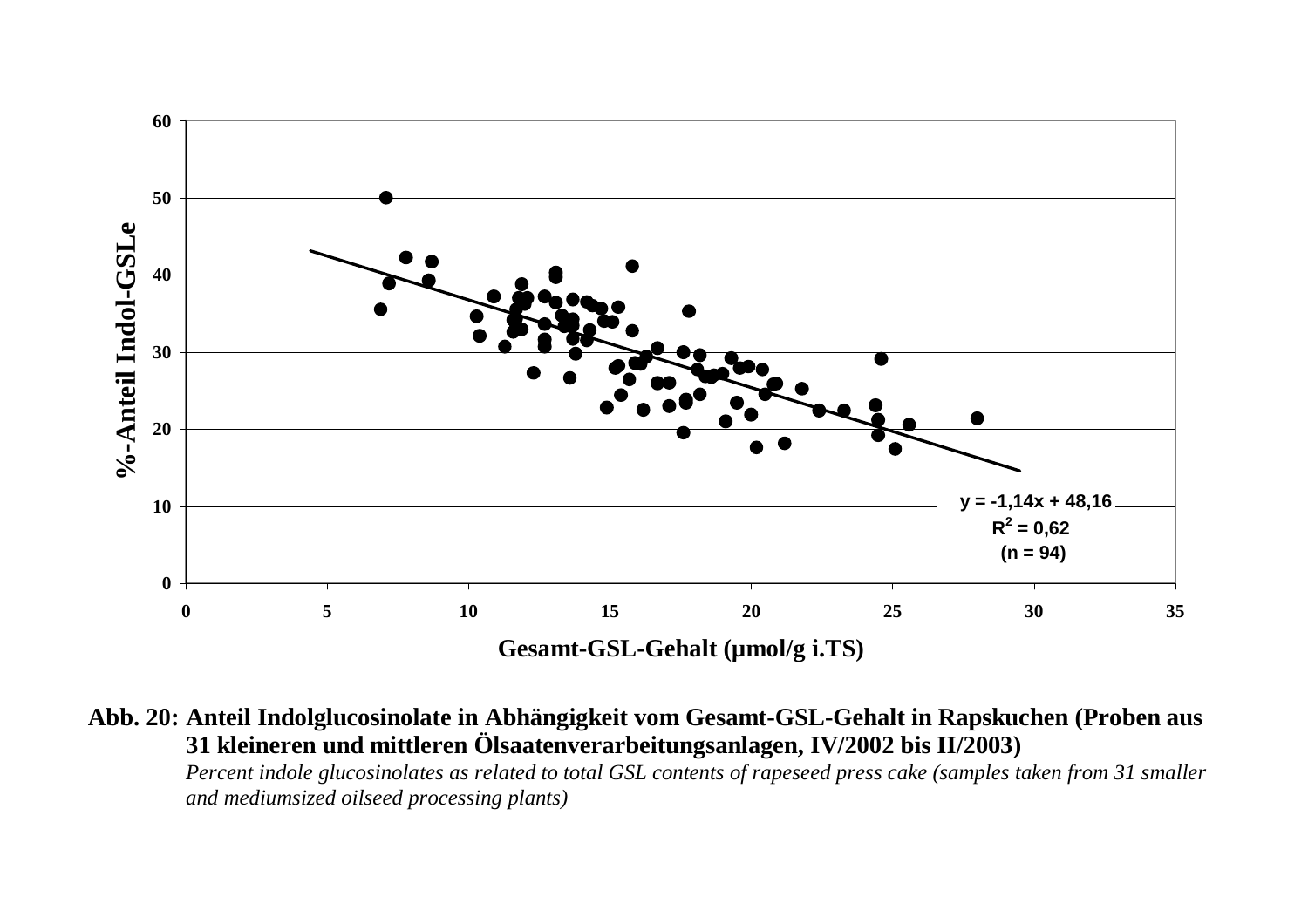**Abb. 20: Anteil Indolglucosinolate in Abhängigkeit vom Gesamt-GSL-Gehalt in Rapskuchen (Proben aus 31 kleineren und mittleren Ölsaatenverarbeitungsanlagen, IV/2002 bis II/2003)**

*Percent indole glucosinolates as related to total GSL contents of rapeseed press cake (samples taken from 31 smaller and mediumsized oilseed processing plants)*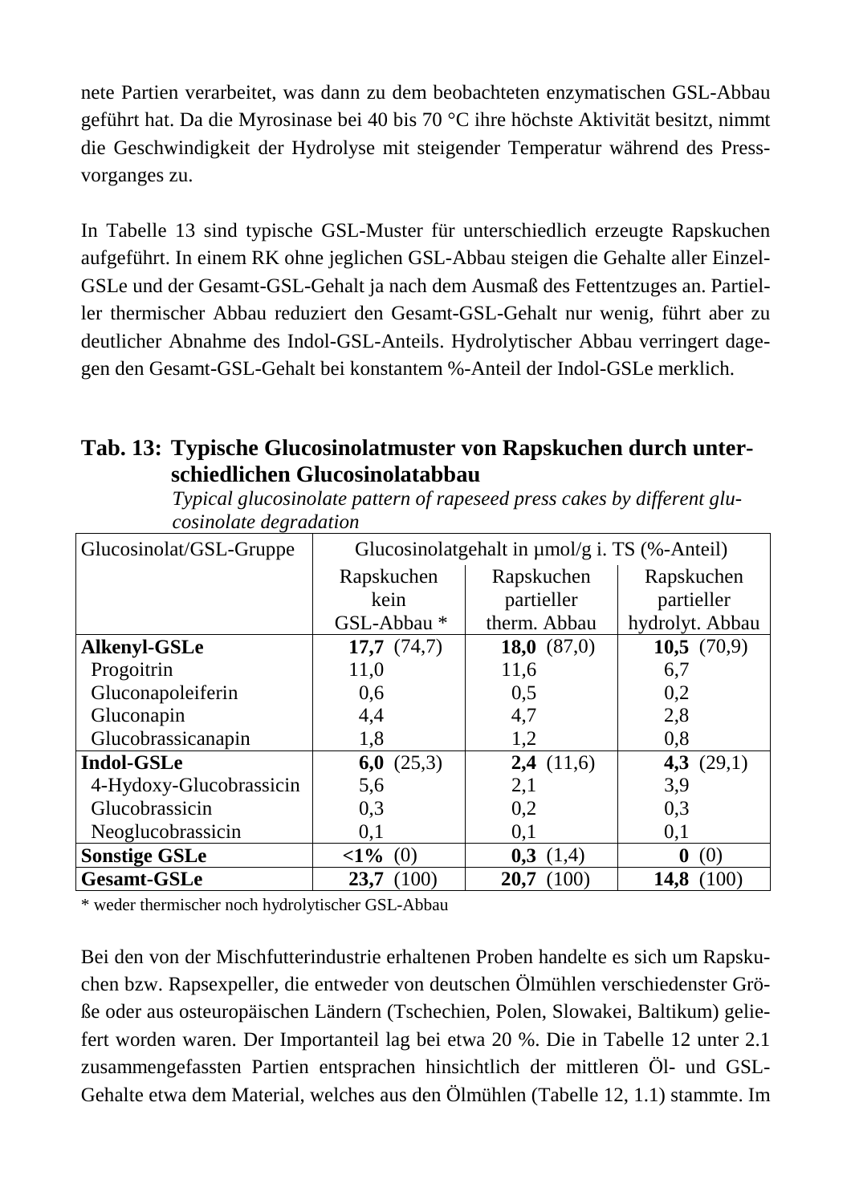nete Partien verarbeitet, was dann zu dem beobachteten enzymatischen GSL-Abbau geführt hat. Da die Myrosinase bei 40 bis 70 °C ihre höchste Aktivität besitzt, nimmt die Geschwindigkeit der Hydrolyse mit steigender Temperatur während des Pressvorganges zu.

In Tabelle 13 sind typische GSL-Muster für unterschiedlich erzeugte Rapskuchen aufgeführt. In einem RK ohne jeglichen GSL-Abbau steigen die Gehalte aller Einzel-GSLe und der Gesamt-GSL-Gehalt ja nach dem Ausmaß des Fettentzuges an. Partieller thermischer Abbau reduziert den Gesamt-GSL-Gehalt nur wenig, führt aber zu deutlicher Abnahme des Indol-GSL-Anteils. Hydrolytischer Abbau verringert dagegen den Gesamt-GSL-Gehalt bei konstantem %-Anteil der Indol-GSLe merklich.

**Tab. 13: Typische Glucosinolatmuster von Rapskuchen durch unterschiedlichen Glucosinolatabbau**
*Typical glucosinolate pattern of rapeseed press cakes by different glucosinolate degradation*

| Glucosinolat/GSL-Gruppe | Glucosinolatgehalt in µmol/g i. TS (%-Anteil) | | |
|---|---|---|---|
| | Rapskuchen kein GSL-Abbau * | Rapskuchen partieller therm. Abbau | Rapskuchen partieller hydrolyt. Abbau |
| **Alkenyl-GSLe** | **17,7** (74,7) | **18,0** (87,0) | **10,5** (70,9) |
| Progoitrin | 11,0 | 11,6 | 6,7 |
| Gluconapoleiferin | 0,6 | 0,5 | 0,2 |
| Gluconapin | 4,4 | 4,7 | 2,8 |
| Glucobrassicanapin | 1,8 | 1,2 | 0,8 |
| **Indol-GSLe** | **6,0** (25,3) | **2,4** (11,6) | **4,3** (29,1) |
| 4-Hydoxy-Glucobrassicin | 5,6 | 2,1 | 3,9 |
| Glucobrassicin | 0,3 | 0,2 | 0,3 |
| Neoglucobrassicin | 0,1 | 0,1 | 0,1 |
| **Sonstige GSLe** | **<1%** (0) | **0,3** (1,4) | **0** (0) |
| **Gesamt-GSLe** | **23,7** (100) | **20,7** (100) | **14,8** (100) |

* weder thermischer noch hydrolytischer GSL-Abbau

Bei den von der Mischfutterindustrie erhaltenen Proben handelte es sich um Rapskuchen bzw. Rapsexpeller, die entweder von deutschen Ölmühlen verschiedenster Größe oder aus osteuropäischen Ländern (Tschechien, Polen, Slowakei, Baltikum) geliefert worden waren. Der Importanteil lag bei etwa 20 %. Die in Tabelle 12 unter 2.1 zusammengefassten Partien entsprachen hinsichtlich der mittleren Öl- und GSL-Gehalte etwa dem Material, welches aus den Ölmühlen (Tabelle 12, 1.1) stammte. Im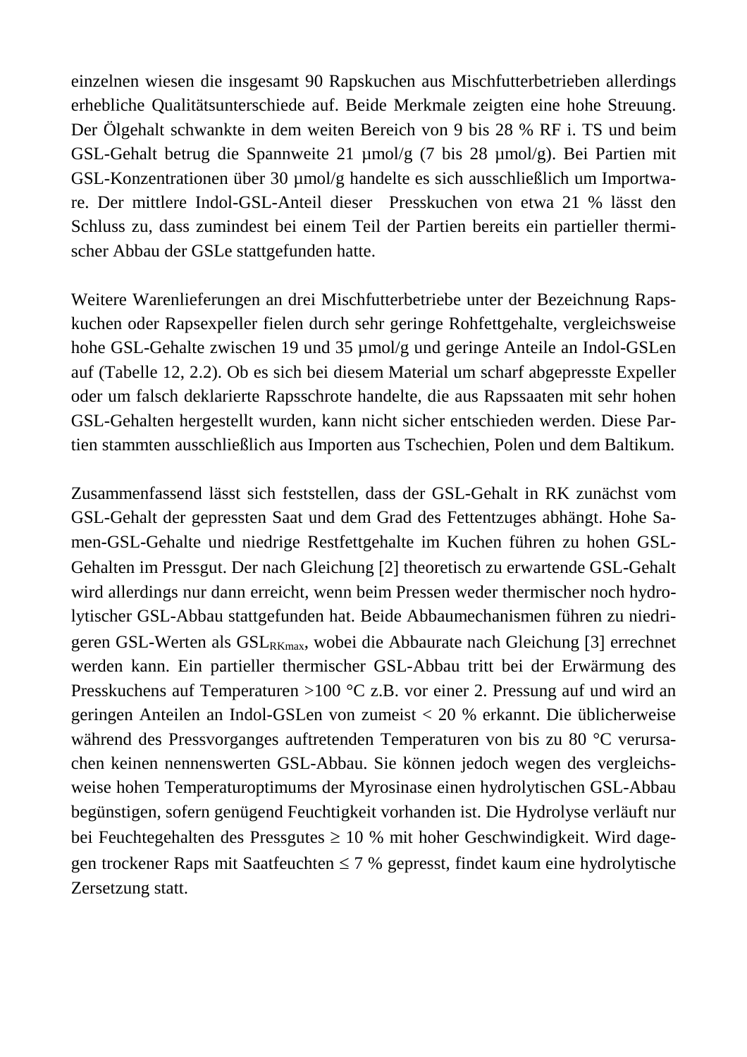einzelnen wiesen die insgesamt 90 Rapskuchen aus Mischfutterbetrieben allerdings erhebliche Qualitätsunterschiede auf. Beide Merkmale zeigten eine hohe Streuung. Der Ölgehalt schwankte in dem weiten Bereich von 9 bis 28 % RF i. TS und beim GSL-Gehalt betrug die Spannweite 21 µmol/g (7 bis 28 µmol/g). Bei Partien mit GSL-Konzentrationen über 30 µmol/g handelte es sich ausschließlich um Importware. Der mittlere Indol-GSL-Anteil dieser Presskuchen von etwa 21 % lässt den Schluss zu, dass zumindest bei einem Teil der Partien bereits ein partieller thermischer Abbau der GSLe stattgefunden hatte.

Weitere Warenlieferungen an drei Mischfutterbetriebe unter der Bezeichnung Rapskuchen oder Rapsexpeller fielen durch sehr geringe Rohfettgehalte, vergleichsweise hohe GSL-Gehalte zwischen 19 und 35 µmol/g und geringe Anteile an Indol-GSLen auf (Tabelle 12, 2.2). Ob es sich bei diesem Material um scharf abgepresste Expeller oder um falsch deklarierte Rapsschrote handelte, die aus Rapssaaten mit sehr hohen GSL-Gehalten hergestellt wurden, kann nicht sicher entschieden werden. Diese Partien stammten ausschließlich aus Importen aus Tschechien, Polen und dem Baltikum.

Zusammenfassend lässt sich feststellen, dass der GSL-Gehalt in RK zunächst vom GSL-Gehalt der gepressten Saat und dem Grad des Fettentzuges abhängt. Hohe Samen-GSL-Gehalte und niedrige Restfettgehalte im Kuchen führen zu hohen GSL-Gehalten im Pressgut. Der nach Gleichung [2] theoretisch zu erwartende GSL-Gehalt wird allerdings nur dann erreicht, wenn beim Pressen weder thermischer noch hydrolytischer GSL-Abbau stattgefunden hat. Beide Abbaumechanismen führen zu niedrigeren GSL-Werten als $GSL_{RKmax}$, wobei die Abbaurate nach Gleichung [3] errechnet werden kann. Ein partieller thermischer GSL-Abbau tritt bei der Erwärmung des Presskuchens auf Temperaturen >100 °C z.B. vor einer 2. Pressung auf und wird an geringen Anteilen an Indol-GSLen von zumeist < 20 % erkannt. Die üblicherweise während des Pressvorganges auftretenden Temperaturen von bis zu 80 °C verursachen keinen nennenswerten GSL-Abbau. Sie können jedoch wegen des vergleichsweise hohen Temperaturoptimums der Myrosinase einen hydrolytischen GSL-Abbau begünstigen, sofern genügend Feuchtigkeit vorhanden ist. Die Hydrolyse verläuft nur bei Feuchtegehalten des Pressgutes ≥ 10 % mit hoher Geschwindigkeit. Wird dagegen trockener Raps mit Saatfeuchten ≤ 7 % gepresst, findet kaum eine hydrolytische Zersetzung statt.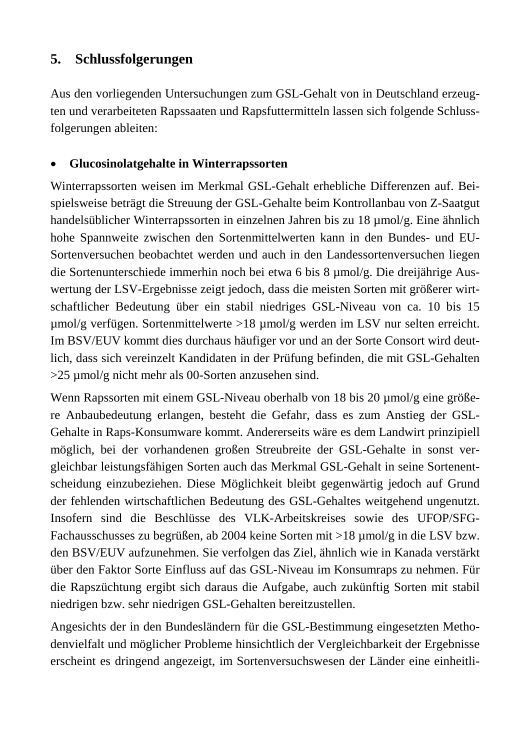## 5. Schlussfolgerungen

Aus den vorliegenden Untersuchungen zum GSL-Gehalt von in Deutschland erzeugten und verarbeiteten Rapssaaten und Rapsfuttermitteln lassen sich folgende Schlussfolgerungen ableiten:

- **Glucosinolatgehalte in Winterrapssorten**

Winterrapssorten weisen im Merkmal GSL-Gehalt erhebliche Differenzen auf. Beispielsweise beträgt die Streuung der GSL-Gehalte beim Kontrollanbau von Z-Saatgut handelsüblicher Winterrapssorten in einzelnen Jahren bis zu 18 µmol/g. Eine ähnlich hohe Spannweite zwischen den Sortenmittelwerten kann in den Bundes- und EU-Sortenversuchen beobachtet werden und auch in den Landessortenversuchen liegen die Sortenunterschiede immerhin noch bei etwa 6 bis 8 µmol/g. Die dreijährige Auswertung der LSV-Ergebnisse zeigt jedoch, dass die meisten Sorten mit größerer wirtschaftlicher Bedeutung über ein stabil niedriges GSL-Niveau von ca. 10 bis 15 µmol/g verfügen. Sortenmittelwerte >18 µmol/g werden im LSV nur selten erreicht. Im BSV/EUV kommt dies durchaus häufiger vor und an der Sorte Consort wird deutlich, dass sich vereinzelt Kandidaten in der Prüfung befinden, die mit GSL-Gehalten >25 µmol/g nicht mehr als 00-Sorten anzusehen sind.

Wenn Rapssorten mit einem GSL-Niveau oberhalb von 18 bis 20 µmol/g eine größere Anbaubedeutung erlangen, besteht die Gefahr, dass es zum Anstieg der GSL-Gehalte in Raps-Konsumware kommt. Andererseits wäre es dem Landwirt prinzipiell möglich, bei der vorhandenen großen Streubreite der GSL-Gehalte in sonst vergleichbar leistungsfähigen Sorten auch das Merkmal GSL-Gehalt in seine Sortenentscheidung einzubeziehen. Diese Möglichkeit bleibt gegenwärtig jedoch auf Grund der fehlenden wirtschaftlichen Bedeutung des GSL-Gehaltes weitgehend ungenutzt. Insofern sind die Beschlüsse des VLK-Arbeitskreises sowie des UFOP/SFG-Fachausschusses zu begrüßen, ab 2004 keine Sorten mit >18 µmol/g in die LSV bzw. den BSV/EUV aufzunehmen. Sie verfolgen das Ziel, ähnlich wie in Kanada verstärkt über den Faktor Sorte Einfluss auf das GSL-Niveau im Konsumraps zu nehmen. Für die Rapszüchtung ergibt sich daraus die Aufgabe, auch zukünftig Sorten mit stabil niedrigen bzw. sehr niedrigen GSL-Gehalten bereitzustellen.

Angesichts der in den Bundesländern für die GSL-Bestimmung eingesetzten Methodenvielfalt und möglicher Probleme hinsichtlich der Vergleichbarkeit der Ergebnisse erscheint es dringend angezeigt, im Sortenversuchswesen der Länder eine einheitli-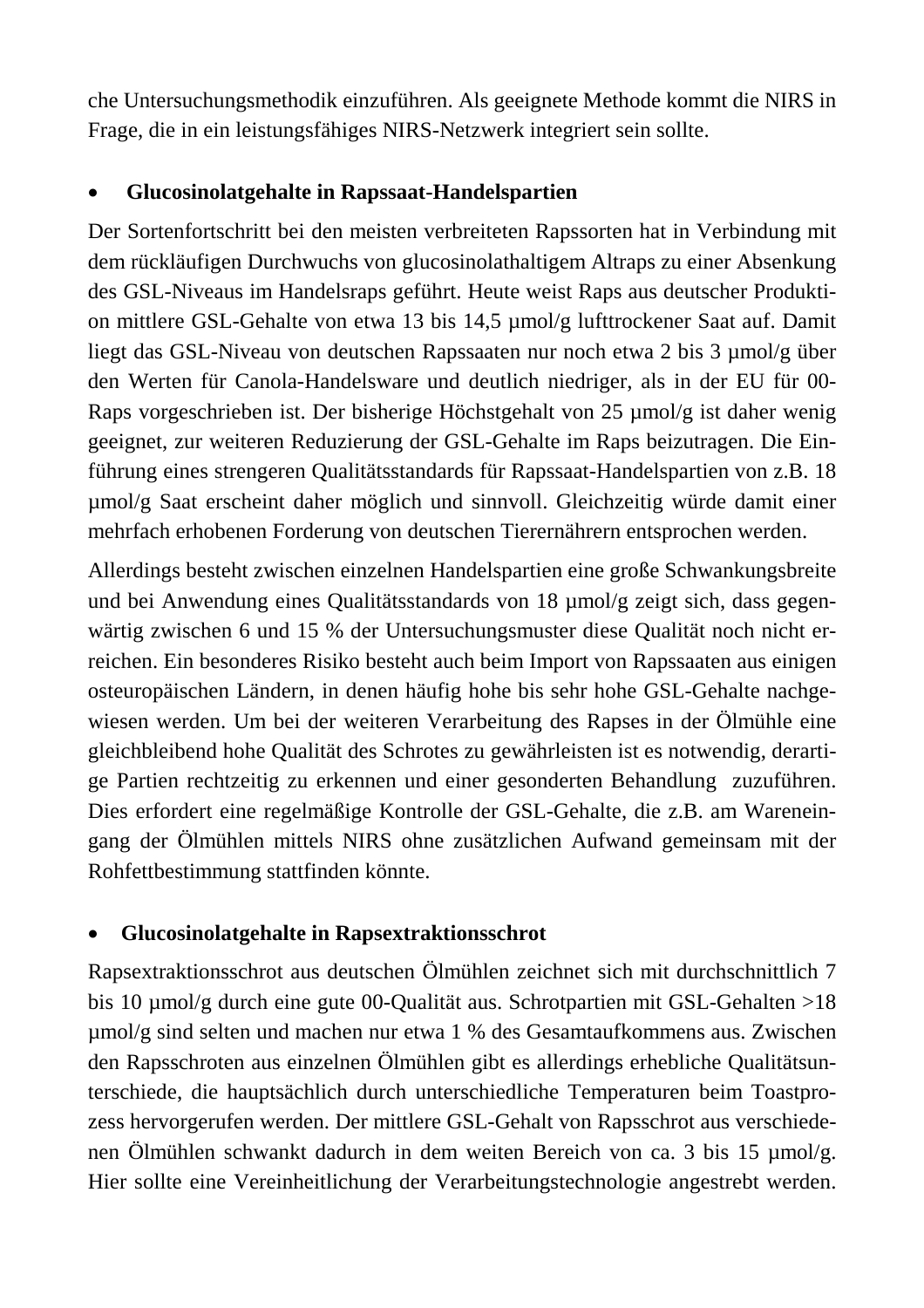che Untersuchungsmethodik einzuführen. Als geeignete Methode kommt die NIRS in Frage, die in ein leistungsfähiges NIRS-Netzwerk integriert sein sollte.

- **Glucosinolatgehalte in Rapssaat-Handelspartien**

Der Sortenfortschritt bei den meisten verbreiteten Rapssorten hat in Verbindung mit dem rückläufigen Durchwuchs von glucosinolathaltigem Altraps zu einer Absenkung des GSL-Niveaus im Handelsraps geführt. Heute weist Raps aus deutscher Produktion mittlere GSL-Gehalte von etwa 13 bis 14,5 µmol/g lufttrockener Saat auf. Damit liegt das GSL-Niveau von deutschen Rapssaaten nur noch etwa 2 bis 3 µmol/g über den Werten für Canola-Handelsware und deutlich niedriger, als in der EU für 00-Raps vorgeschrieben ist. Der bisherige Höchstgehalt von 25 µmol/g ist daher wenig geeignet, zur weiteren Reduzierung der GSL-Gehalte im Raps beizutragen. Die Einführung eines strengeren Qualitätsstandards für Rapssaat-Handelspartien von z.B. 18 µmol/g Saat erscheint daher möglich und sinnvoll. Gleichzeitig würde damit einer mehrfach erhobenen Forderung von deutschen Tierernährern entsprochen werden.

Allerdings besteht zwischen einzelnen Handelspartien eine große Schwankungsbreite und bei Anwendung eines Qualitätsstandards von 18 µmol/g zeigt sich, dass gegenwärtig zwischen 6 und 15 % der Untersuchungsmuster diese Qualität noch nicht erreichen. Ein besonderes Risiko besteht auch beim Import von Rapssaaten aus einigen osteuropäischen Ländern, in denen häufig hohe bis sehr hohe GSL-Gehalte nachgewiesen werden. Um bei der weiteren Verarbeitung des Rapses in der Ölmühle eine gleichbleibend hohe Qualität des Schrotes zu gewährleisten ist es notwendig, derartige Partien rechtzeitig zu erkennen und einer gesonderten Behandlung zuzuführen. Dies erfordert eine regelmäßige Kontrolle der GSL-Gehalte, die z.B. am Wareneingang der Ölmühlen mittels NIRS ohne zusätzlichen Aufwand gemeinsam mit der Rohfettbestimmung stattfinden könnte.

- **Glucosinolatgehalte in Rapsextraktionsschrot**

Rapsextraktionsschrot aus deutschen Ölmühlen zeichnet sich mit durchschnittlich 7 bis 10 µmol/g durch eine gute 00-Qualität aus. Schrotpartien mit GSL-Gehalten >18 µmol/g sind selten und machen nur etwa 1 % des Gesamtaufkommens aus. Zwischen den Rapsschroten aus einzelnen Ölmühlen gibt es allerdings erhebliche Qualitätsunterschiede, die hauptsächlich durch unterschiedliche Temperaturen beim Toastprozess hervorgerufen werden. Der mittlere GSL-Gehalt von Rapsschrot aus verschiedenen Ölmühlen schwankt dadurch in dem weiten Bereich von ca. 3 bis 15 µmol/g. Hier sollte eine Vereinheitlichung der Verarbeitungstechnologie angestrebt werden.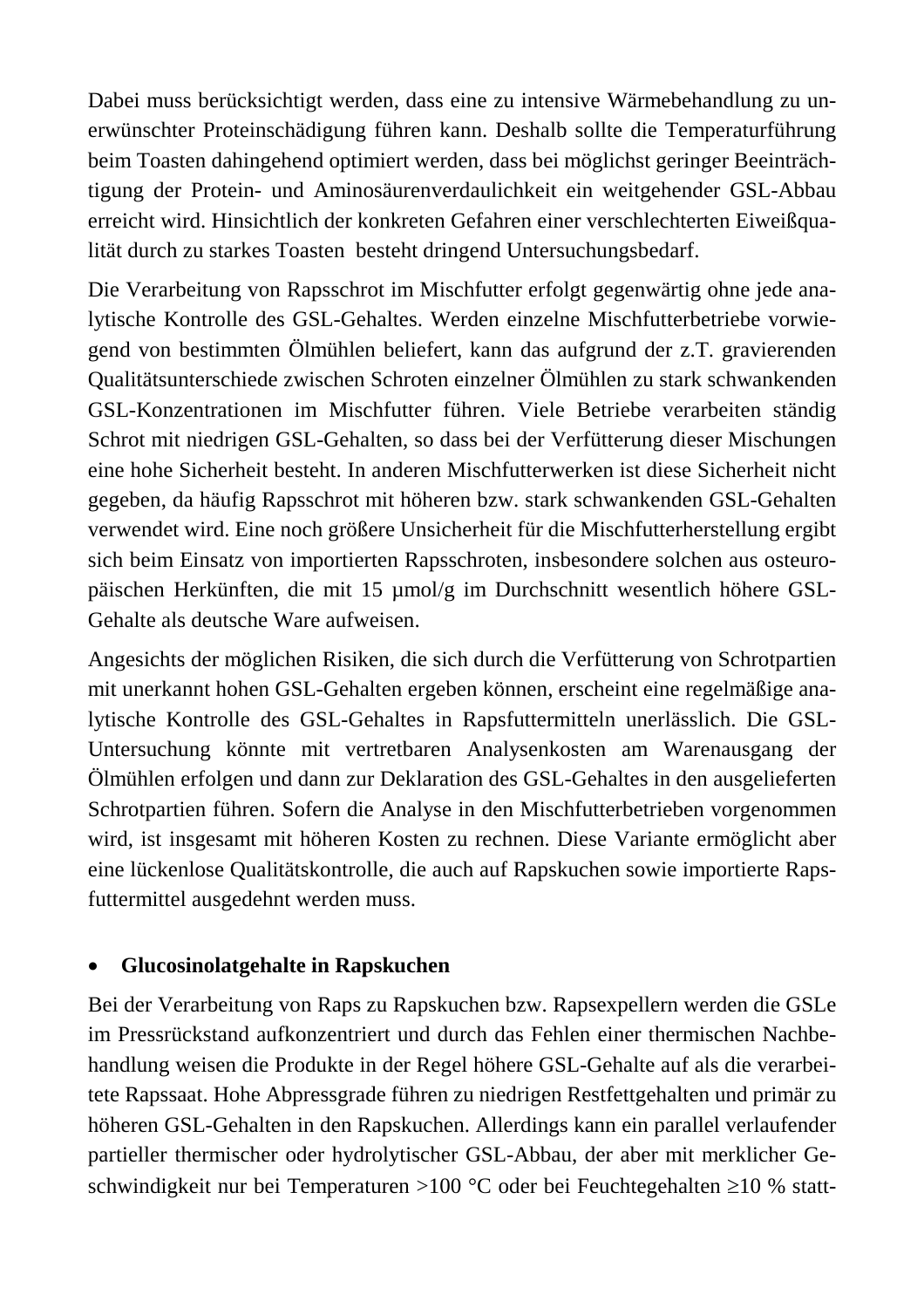Dabei muss berücksichtigt werden, dass eine zu intensive Wärmebehandlung zu unerwünschter Proteinschädigung führen kann. Deshalb sollte die Temperaturführung beim Toasten dahingehend optimiert werden, dass bei möglichst geringer Beeinträchtigung der Protein- und Aminosäurenverdaulichkeit ein weitgehender GSL-Abbau erreicht wird. Hinsichtlich der konkreten Gefahren einer verschlechterten Eiweißqualität durch zu starkes Toasten besteht dringend Untersuchungsbedarf.

Die Verarbeitung von Rapsschrot im Mischfutter erfolgt gegenwärtig ohne jede analytische Kontrolle des GSL-Gehaltes. Werden einzelne Mischfutterbetriebe vorwiegend von bestimmten Ölmühlen beliefert, kann das aufgrund der z.T. gravierenden Qualitätsunterschiede zwischen Schroten einzelner Ölmühlen zu stark schwankenden GSL-Konzentrationen im Mischfutter führen. Viele Betriebe verarbeiten ständig Schrot mit niedrigen GSL-Gehalten, so dass bei der Verfütterung dieser Mischungen eine hohe Sicherheit besteht. In anderen Mischfutterwerken ist diese Sicherheit nicht gegeben, da häufig Rapsschrot mit höheren bzw. stark schwankenden GSL-Gehalten verwendet wird. Eine noch größere Unsicherheit für die Mischfutterherstellung ergibt sich beim Einsatz von importierten Rapsschroten, insbesondere solchen aus osteuropäischen Herkünften, die mit 15 µmol/g im Durchschnitt wesentlich höhere GSL-Gehalte als deutsche Ware aufweisen.

Angesichts der möglichen Risiken, die sich durch die Verfütterung von Schrotpartien mit unerkannt hohen GSL-Gehalten ergeben können, erscheint eine regelmäßige analytische Kontrolle des GSL-Gehaltes in Rapsfuttermitteln unerlässlich. Die GSL-Untersuchung könnte mit vertretbaren Analysenkosten am Warenausgang der Ölmühlen erfolgen und dann zur Deklaration des GSL-Gehaltes in den ausgelieferten Schrotpartien führen. Sofern die Analyse in den Mischfutterbetrieben vorgenommen wird, ist insgesamt mit höheren Kosten zu rechnen. Diese Variante ermöglicht aber eine lückenlose Qualitätskontrolle, die auch auf Rapskuchen sowie importierte Rapsfuttermittel ausgedehnt werden muss.

- **Glucosinolatgehalte in Rapskuchen**

Bei der Verarbeitung von Raps zu Rapskuchen bzw. Rapsexpellern werden die GSLe im Pressrückstand aufkonzentriert und durch das Fehlen einer thermischen Nachbehandlung weisen die Produkte in der Regel höhere GSL-Gehalte auf als die verarbeitete Rapssaat. Hohe Abpressgrade führen zu niedrigen Restfettgehalten und primär zu höheren GSL-Gehalten in den Rapskuchen. Allerdings kann ein parallel verlaufender partieller thermischer oder hydrolytischer GSL-Abbau, der aber mit merklicher Geschwindigkeit nur bei Temperaturen >100 °C oder bei Feuchtegehalten ≥10 % statt-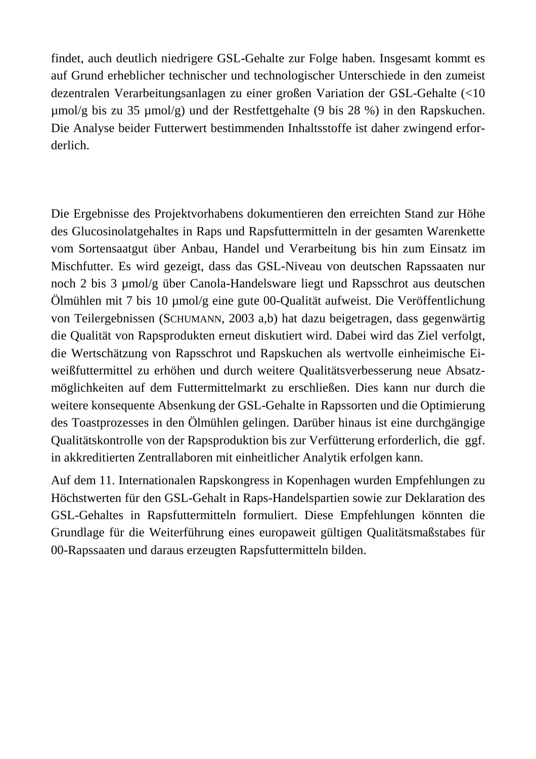findet, auch deutlich niedrigere GSL-Gehalte zur Folge haben. Insgesamt kommt es auf Grund erheblicher technischer und technologischer Unterschiede in den zumeist dezentralen Verarbeitungsanlagen zu einer großen Variation der GSL-Gehalte (<10 µmol/g bis zu 35 µmol/g) und der Restfettgehalte (9 bis 28 %) in den Rapskuchen. Die Analyse beider Futterwert bestimmenden Inhaltsstoffe ist daher zwingend erforderlich.

Die Ergebnisse des Projektvorhabens dokumentieren den erreichten Stand zur Höhe des Glucosinolatgehaltes in Raps und Rapsfuttermitteln in der gesamten Warenkette vom Sortensaatgut über Anbau, Handel und Verarbeitung bis hin zum Einsatz im Mischfutter. Es wird gezeigt, dass das GSL-Niveau von deutschen Rapssaaten nur noch 2 bis 3 µmol/g über Canola-Handelsware liegt und Rapsschrot aus deutschen Ölmühlen mit 7 bis 10 µmol/g eine gute 00-Qualität aufweist. Die Veröffentlichung von Teilergebnissen (SCHUMANN, 2003 a,b) hat dazu beigetragen, dass gegenwärtig die Qualität von Rapsprodukten erneut diskutiert wird. Dabei wird das Ziel verfolgt, die Wertschätzung von Rapsschrot und Rapskuchen als wertvolle einheimische Eiweißfuttermittel zu erhöhen und durch weitere Qualitätsverbesserung neue Absatzmöglichkeiten auf dem Futtermittelmarkt zu erschließen. Dies kann nur durch die weitere konsequente Absenkung der GSL-Gehalte in Rapssorten und die Optimierung des Toastprozesses in den Ölmühlen gelingen. Darüber hinaus ist eine durchgängige Qualitätskontrolle von der Rapsproduktion bis zur Verfütterung erforderlich, die ggf. in akkreditierten Zentrallaboren mit einheitlicher Analytik erfolgen kann.

Auf dem 11. Internationalen Rapskongress in Kopenhagen wurden Empfehlungen zu Höchstwerten für den GSL-Gehalt in Raps-Handelspartien sowie zur Deklaration des GSL-Gehaltes in Rapsfuttermitteln formuliert. Diese Empfehlungen könnten die Grundlage für die Weiterführung eines europaweit gültigen Qualitätsmaßstabes für 00-Rapssaaten und daraus erzeugten Rapsfuttermitteln bilden.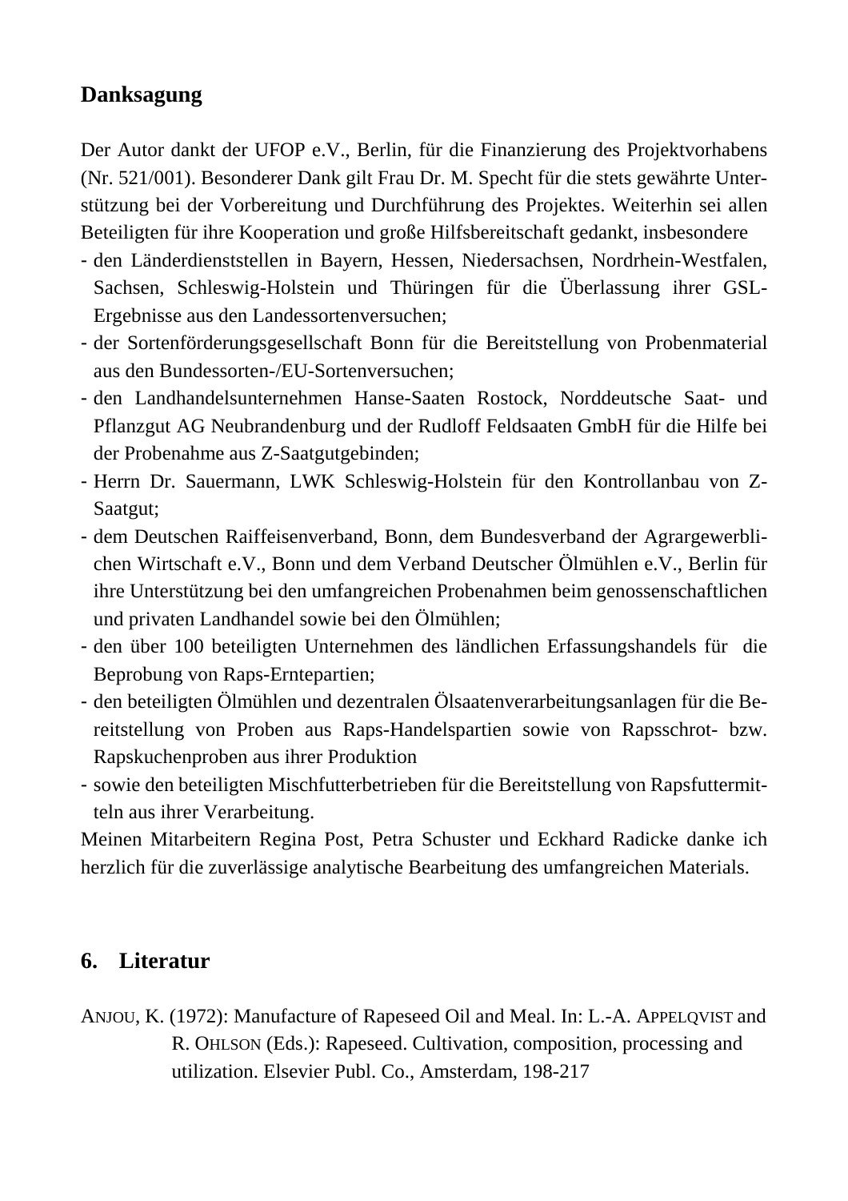## Danksagung

Der Autor dankt der UFOP e.V., Berlin, für die Finanzierung des Projektvorhabens (Nr. 521/001). Besonderer Dank gilt Frau Dr. M. Specht für die stets gewährte Unterstützung bei der Vorbereitung und Durchführung des Projektes. Weiterhin sei allen Beteiligten für ihre Kooperation und große Hilfsbereitschaft gedankt, insbesondere

- den Länderdienststellen in Bayern, Hessen, Niedersachsen, Nordrhein-Westfalen, Sachsen, Schleswig-Holstein und Thüringen für die Überlassung ihrer GSL-Ergebnisse aus den Landessortenversuchen;
- der Sortenförderungsgesellschaft Bonn für die Bereitstellung von Probenmaterial aus den Bundessorten-/EU-Sortenversuchen;
- den Landhandelsunternehmen Hanse-Saaten Rostock, Norddeutsche Saat- und Pflanzgut AG Neubrandenburg und der Rudloff Feldsaaten GmbH für die Hilfe bei der Probenahme aus Z-Saatgutgebinden;
- Herrn Dr. Sauermann, LWK Schleswig-Holstein für den Kontrollanbau von Z-Saatgut;
- dem Deutschen Raiffeisenverband, Bonn, dem Bundesverband der Agrargewerblichen Wirtschaft e.V., Bonn und dem Verband Deutscher Ölmühlen e.V., Berlin für ihre Unterstützung bei den umfangreichen Probenahmen beim genossenschaftlichen und privaten Landhandel sowie bei den Ölmühlen;
- den über 100 beteiligten Unternehmen des ländlichen Erfassungshandels für die Beprobung von Raps-Erntepartien;
- den beteiligten Ölmühlen und dezentralen Ölsaatenverarbeitungsanlagen für die Bereitstellung von Proben aus Raps-Handelspartien sowie von Rapsschrot- bzw. Rapskuchenproben aus ihrer Produktion
- sowie den beteiligten Mischfutterbetrieben für die Bereitstellung von Rapsfuttermitteln aus ihrer Verarbeitung.

Meinen Mitarbeitern Regina Post, Petra Schuster und Eckhard Radicke danke ich herzlich für die zuverlässige analytische Bearbeitung des umfangreichen Materials.

## 6. Literatur

ANJOU, K. (1972): Manufacture of Rapeseed Oil and Meal. In: L.-A. APPELQVIST and R. OHLSON (Eds.): Rapeseed. Cultivation, composition, processing and utilization. Elsevier Publ. Co., Amsterdam, 198-217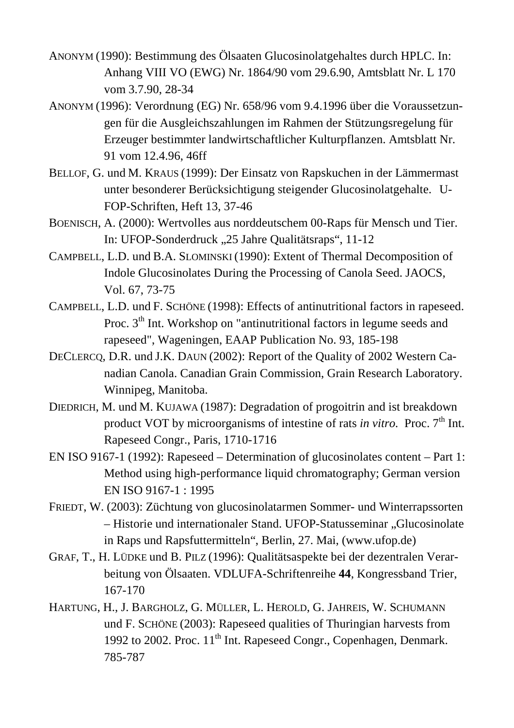ANONYM (1990): Bestimmung des Ölsaaten Glucosinolatgehaltes durch HPLC. In: Anhang VIII VO (EWG) Nr. 1864/90 vom 29.6.90, Amtsblatt Nr. L 170 vom 3.7.90, 28-34

ANONYM (1996): Verordnung (EG) Nr. 658/96 vom 9.4.1996 über die Voraussetzungen für die Ausgleichszahlungen im Rahmen der Stützungsregelung für Erzeuger bestimmter landwirtschaftlicher Kulturpflanzen. Amtsblatt Nr. 91 vom 12.4.96, 46ff

BELLOF, G. und M. KRAUS (1999): Der Einsatz von Rapskuchen in der Lämmermast unter besonderer Berücksichtigung steigender Glucosinolatgehalte. UFOP-Schriften, Heft 13, 37-46

BOENISCH, A. (2000): Wertvolles aus norddeutschem 00-Raps für Mensch und Tier. In: UFOP-Sonderdruck „25 Jahre Qualitätsraps", 11-12

CAMPBELL, L.D. und B.A. SLOMINSKI (1990): Extent of Thermal Decomposition of Indole Glucosinolates During the Processing of Canola Seed. JAOCS, Vol. 67, 73-75

CAMPBELL, L.D. und F. SCHÖNE (1998): Effects of antinutritional factors in rapeseed. Proc. 3[th] Int. Workshop on "antinutritional factors in legume seeds and rapeseed", Wageningen, EAAP Publication No. 93, 185-198

DECLERCQ, D.R. und J.K. DAUN (2002): Report of the Quality of 2002 Western Canadian Canola. Canadian Grain Commission, Grain Research Laboratory. Winnipeg, Manitoba.

DIEDRICH, M. und M. KUJAWA (1987): Degradation of progoitrin and ist breakdown product VOT by microorganisms of intestine of rats *in vitro.* Proc. 7[th] Int. Rapeseed Congr., Paris, 1710-1716

EN ISO 9167-1 (1992): Rapeseed – Determination of glucosinolates content – Part 1: Method using high-performance liquid chromatography; German version EN ISO 9167-1 : 1995

FRIEDT, W. (2003): Züchtung von glucosinolatarmen Sommer- und Winterrapssorten – Historie und internationaler Stand. UFOP-Statusseminar „Glucosinolate in Raps und Rapsfuttermitteln", Berlin, 27. Mai, (www.ufop.de)

GRAF, T., H. LÜDKE und B. PILZ (1996): Qualitätsaspekte bei der dezentralen Verarbeitung von Ölsaaten. VDLUFA-Schriftenreihe **44**, Kongressband Trier, 167-170

HARTUNG, H., J. BARGHOLZ, G. MÜLLER, L. HEROLD, G. JAHREIS, W. SCHUMANN und F. SCHÖNE (2003): Rapeseed qualities of Thuringian harvests from 1992 to 2002. Proc. 11[th] Int. Rapeseed Congr., Copenhagen, Denmark. 785-787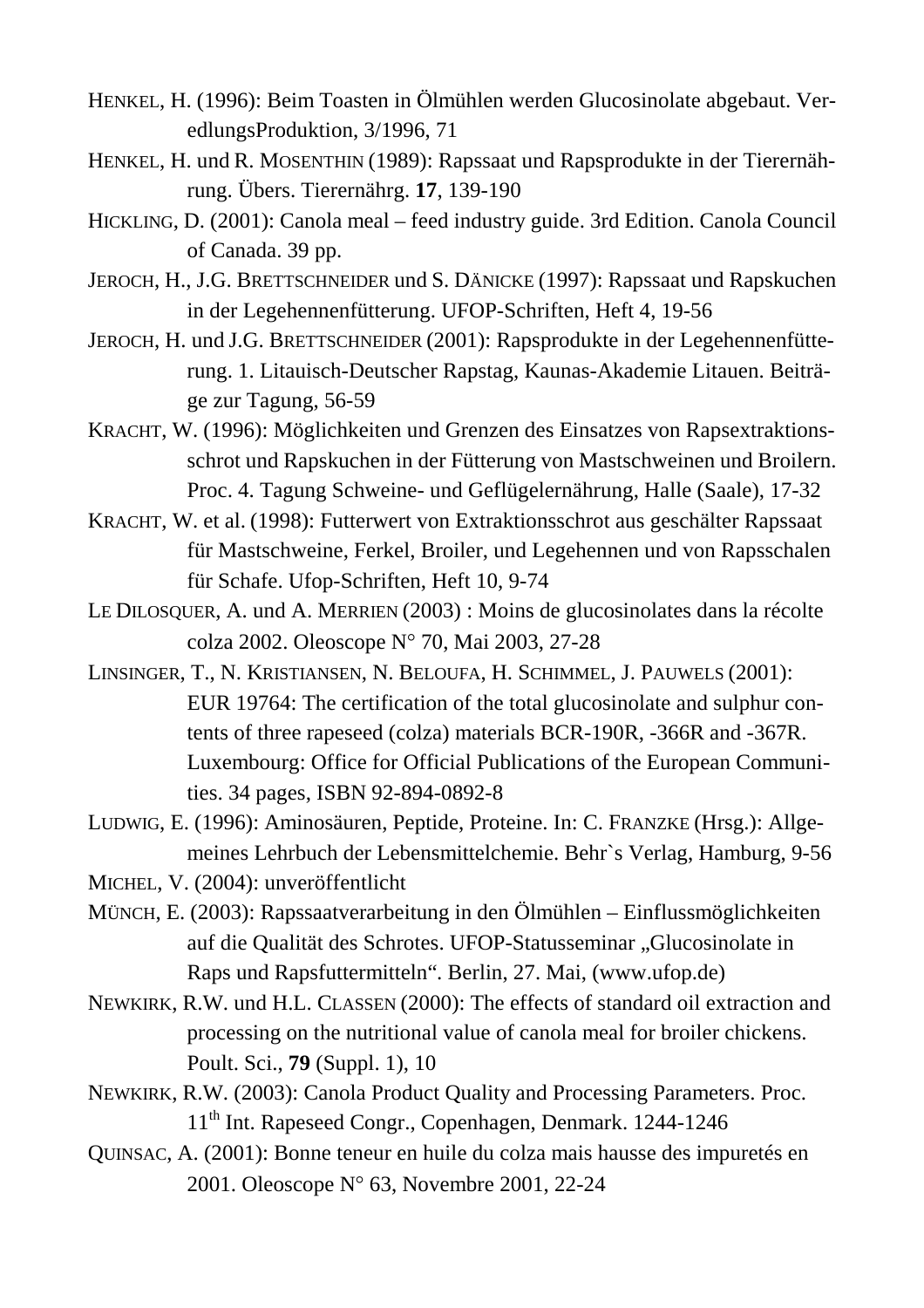HENKEL, H. (1996): Beim Toasten in Ölmühlen werden Glucosinolate abgebaut. VeredlungsProduktion, 3/1996, 71

HENKEL, H. und R. MOSENTHIN (1989): Rapssaat und Rapsprodukte in der Tierernährung. Übers. Tierernährg. **17**, 139-190

HICKLING, D. (2001): Canola meal – feed industry guide. 3rd Edition. Canola Council of Canada. 39 pp.

JEROCH, H., J.G. BRETTSCHNEIDER und S. DÄNICKE (1997): Rapssaat und Rapskuchen in der Legehennenfütterung. UFOP-Schriften, Heft 4, 19-56

JEROCH, H. und J.G. BRETTSCHNEIDER (2001): Rapsprodukte in der Legehennenfütterung. 1. Litauisch-Deutscher Rapstag, Kaunas-Akademie Litauen. Beiträge zur Tagung, 56-59

KRACHT, W. (1996): Möglichkeiten und Grenzen des Einsatzes von Rapsextraktionsschrot und Rapskuchen in der Fütterung von Mastschweinen und Broilern. Proc. 4. Tagung Schweine- und Geflügelernährung, Halle (Saale), 17-32

KRACHT, W. et al. (1998): Futterwert von Extraktionsschrot aus geschälter Rapssaat für Mastschweine, Ferkel, Broiler, und Legehennen und von Rapsschalen für Schafe. Ufop-Schriften, Heft 10, 9-74

LE DILOSQUER, A. und A. MERRIEN (2003) : Moins de glucosinolates dans la récolte colza 2002. Oleoscope N° 70, Mai 2003, 27-28

LINSINGER, T., N. KRISTIANSEN, N. BELOUFA, H. SCHIMMEL, J. PAUWELS (2001): EUR 19764: The certification of the total glucosinolate and sulphur contents of three rapeseed (colza) materials BCR-190R, -366R and -367R. Luxembourg: Office for Official Publications of the European Communities. 34 pages, ISBN 92-894-0892-8

LUDWIG, E. (1996): Aminosäuren, Peptide, Proteine. In: C. FRANZKE (Hrsg.): Allgemeines Lehrbuch der Lebensmittelchemie. Behr`s Verlag, Hamburg, 9-56

MICHEL, V. (2004): unveröffentlicht

MÜNCH, E. (2003): Rapssaatverarbeitung in den Ölmühlen – Einflussmöglichkeiten auf die Qualität des Schrotes. UFOP-Statusseminar „Glucosinolate in Raps und Rapsfuttermitteln“. Berlin, 27. Mai, (www.ufop.de)

NEWKIRK, R.W. und H.L. CLASSEN (2000): The effects of standard oil extraction and processing on the nutritional value of canola meal for broiler chickens. Poult. Sci., **79** (Suppl. 1), 10

NEWKIRK, R.W. (2003): Canola Product Quality and Processing Parameters. Proc. 11th Int. Rapeseed Congr., Copenhagen, Denmark. 1244-1246

QUINSAC, A. (2001): Bonne teneur en huile du colza mais hausse des impuretés en 2001. Oleoscope N° 63, Novembre 2001, 22-24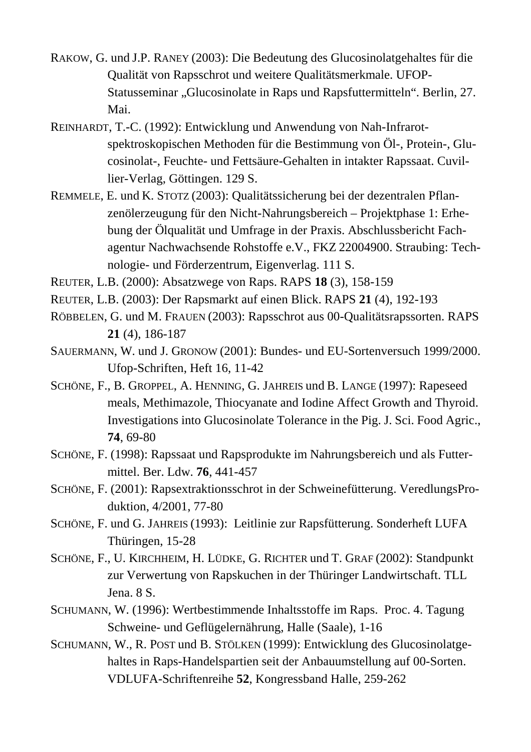RAKOW, G. und J.P. RANEY (2003): Die Bedeutung des Glucosinolatgehaltes für die Qualität von Rapsschrot und weitere Qualitätsmerkmale. UFOP-Statusseminar „Glucosinolate in Raps und Rapsfuttermitteln“. Berlin, 27. Mai.

REINHARDT, T.-C. (1992): Entwicklung und Anwendung von Nah-Infrarot-spektroskopischen Methoden für die Bestimmung von Öl-, Protein-, Glucosinolat-, Feuchte- und Fettsäure-Gehalten in intakter Rapssaat. Cuvillier-Verlag, Göttingen. 129 S.

REMMELE, E. und K. STOTZ (2003): Qualitätssicherung bei der dezentralen Pflanzenölerzeugung für den Nicht-Nahrungsbereich – Projektphase 1: Erhebung der Ölqualität und Umfrage in der Praxis. Abschlussbericht Fachagentur Nachwachsende Rohstoffe e.V., FKZ 22004900. Straubing: Technologie- und Förderzentrum, Eigenverlag. 111 S.

REUTER, L.B. (2000): Absatzwege von Raps. RAPS **18** (3), 158-159

REUTER, L.B. (2003): Der Rapsmarkt auf einen Blick. RAPS **21** (4), 192-193

RÖBBELEN, G. und M. FRAUEN (2003): Rapsschrot aus 00-Qualitätsrapssorten. RAPS **21** (4), 186-187

SAUERMANN, W. und J. GRONOW (2001): Bundes- und EU-Sortenversuch 1999/2000. Ufop-Schriften, Heft 16, 11-42

SCHÖNE, F., B. GROPPEL, A. HENNING, G. JAHREIS und B. LANGE (1997): Rapeseed meals, Methimazole, Thiocyanate and Iodine Affect Growth and Thyroid. Investigations into Glucosinolate Tolerance in the Pig. J. Sci. Food Agric., **74**, 69-80

SCHÖNE, F. (1998): Rapssaat und Rapsprodukte im Nahrungsbereich und als Futtermittel. Ber. Ldw. **76**, 441-457

SCHÖNE, F. (2001): Rapsextraktionsschrot in der Schweinefütterung. VeredlungsProduktion, 4/2001, 77-80

SCHÖNE, F. und G. JAHREIS (1993): Leitlinie zur Rapsfütterung. Sonderheft LUFA Thüringen, 15-28

SCHÖNE, F., U. KIRCHHEIM, H. LÜDKE, G. RICHTER und T. GRAF (2002): Standpunkt zur Verwertung von Rapskuchen in der Thüringer Landwirtschaft. TLL Jena. 8 S.

SCHUMANN, W. (1996): Wertbestimmende Inhaltsstoffe im Raps. Proc. 4. Tagung Schweine- und Geflügelernährung, Halle (Saale), 1-16

SCHUMANN, W., R. POST und B. STÖLKEN (1999): Entwicklung des Glucosinolatgehaltes in Raps-Handelspartien seit der Anbauumstellung auf 00-Sorten. VDLUFA-Schriftenreihe **52**, Kongressband Halle, 259-262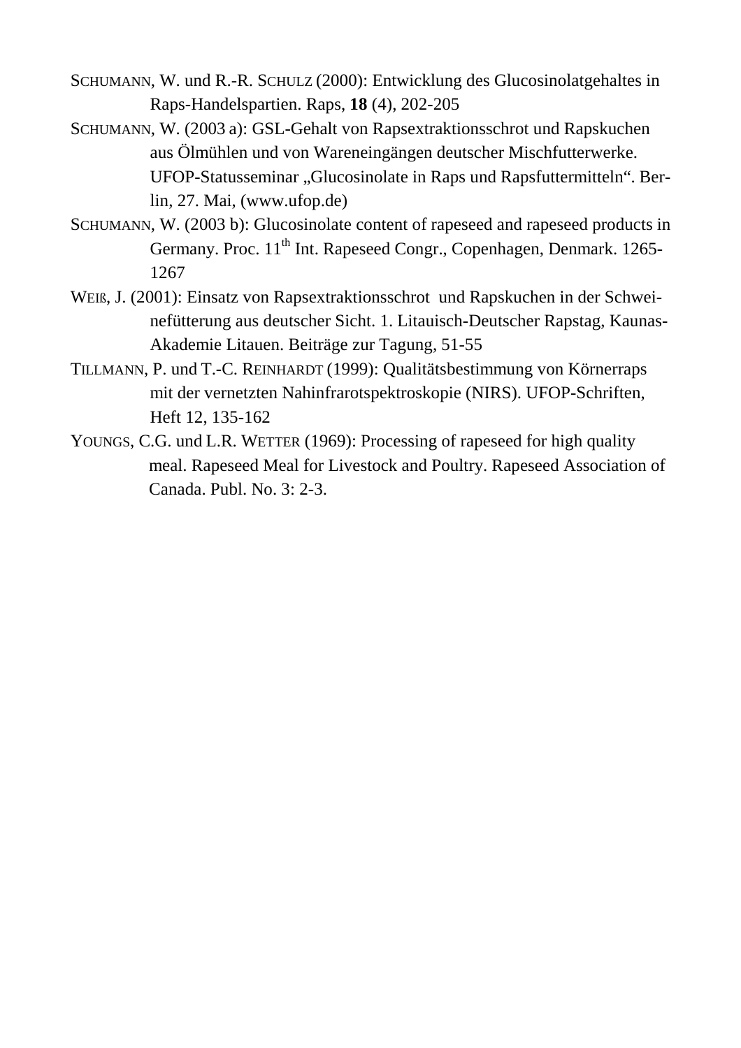SCHUMANN, W. und R.-R. SCHULZ (2000): Entwicklung des Glucosinolatgehaltes in Raps-Handelspartien. Raps, **18** (4), 202-205

SCHUMANN, W. (2003 a): GSL-Gehalt von Rapsextraktionsschrot und Rapskuchen aus Ölmühlen und von Wareneingängen deutscher Mischfutterwerke. UFOP-Statusseminar „Glucosinolate in Raps und Rapsfuttermitteln". Berlin, 27. Mai, (www.ufop.de)

SCHUMANN, W. (2003 b): Glucosinolate content of rapeseed and rapeseed products in Germany. Proc. 11th Int. Rapeseed Congr., Copenhagen, Denmark. 1265-1267

WEIß, J. (2001): Einsatz von Rapsextraktionsschrot und Rapskuchen in der Schweinefütterung aus deutscher Sicht. 1. Litauisch-Deutscher Rapstag, Kaunas-Akademie Litauen. Beiträge zur Tagung, 51-55

TILLMANN, P. und T.-C. REINHARDT (1999): Qualitätsbestimmung von Körnerraps mit der vernetzten Nahinfrarotspektroskopie (NIRS). UFOP-Schriften, Heft 12, 135-162

YOUNGS, C.G. und L.R. WETTER (1969): Processing of rapeseed for high quality meal. Rapeseed Meal for Livestock and Poultry. Rapeseed Association of Canada. Publ. No. 3: 2-3.